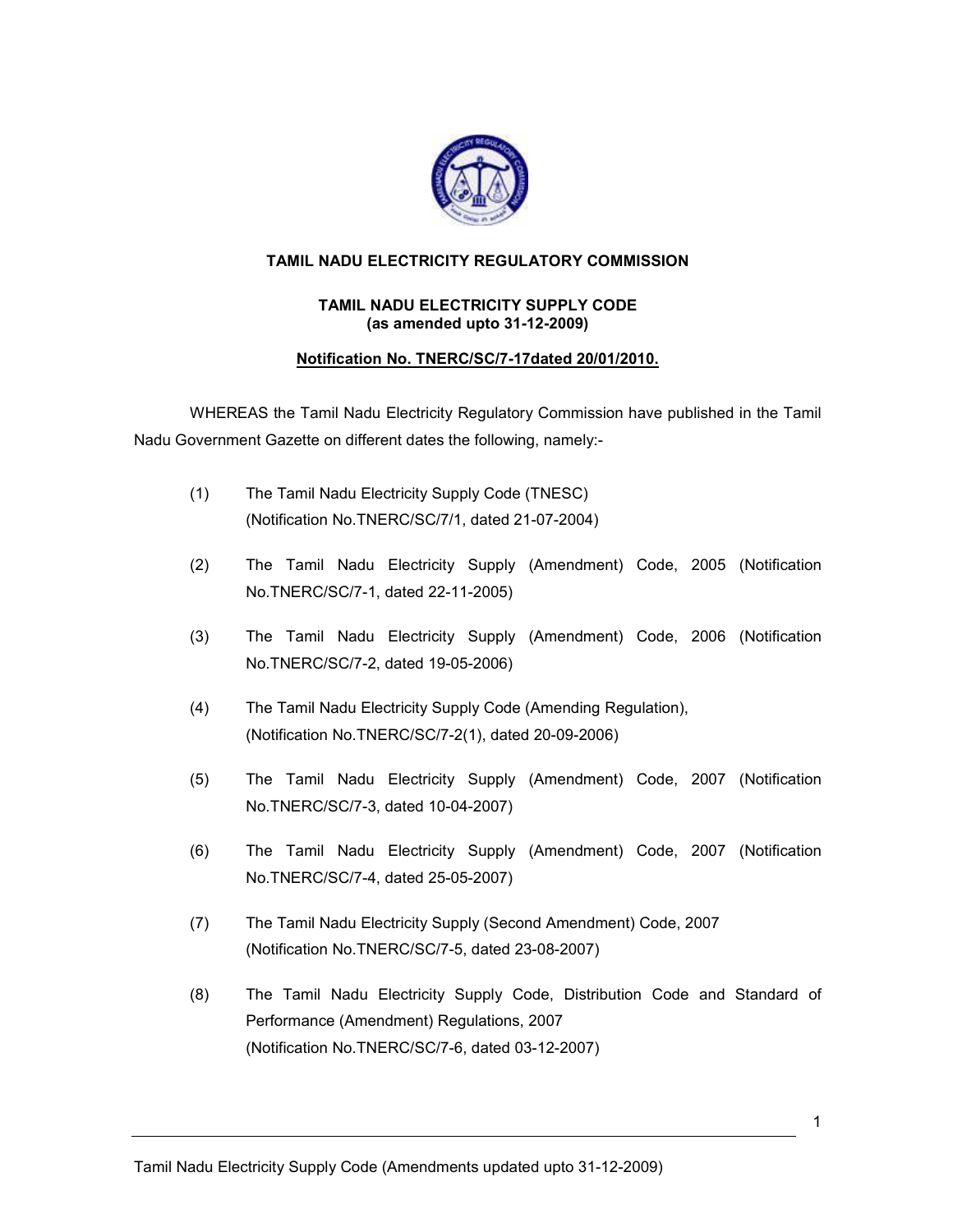**TAMIL NADU ELECTRICITY REGULATORY COMMISSION**

**TAMIL NADU ELECTRICITY SUPPLY CODE**
**(as amended upto 31-12-2009)**

**Notification No. TNERC/SC/7-17dated 20/01/2010.**

WHEREAS the Tamil Nadu Electricity Regulatory Commission have published in the Tamil Nadu Government Gazette on different dates the following, namely:-

(1) The Tamil Nadu Electricity Supply Code (TNESC) (Notification No.TNERC/SC/7/1, dated 21-07-2004)

(2) The Tamil Nadu Electricity Supply (Amendment) Code, 2005 (Notification No.TNERC/SC/7-1, dated 22-11-2005)

(3) The Tamil Nadu Electricity Supply (Amendment) Code, 2006 (Notification No.TNERC/SC/7-2, dated 19-05-2006)

(4) The Tamil Nadu Electricity Supply Code (Amending Regulation), (Notification No.TNERC/SC/7-2(1), dated 20-09-2006)

(5) The Tamil Nadu Electricity Supply (Amendment) Code, 2007 (Notification No.TNERC/SC/7-3, dated 10-04-2007)

(6) The Tamil Nadu Electricity Supply (Amendment) Code, 2007 (Notification No.TNERC/SC/7-4, dated 25-05-2007)

(7) The Tamil Nadu Electricity Supply (Second Amendment) Code, 2007 (Notification No.TNERC/SC/7-5, dated 23-08-2007)

(8) The Tamil Nadu Electricity Supply Code, Distribution Code and Standard of Performance (Amendment) Regulations, 2007 (Notification No.TNERC/SC/7-6, dated 03-12-2007)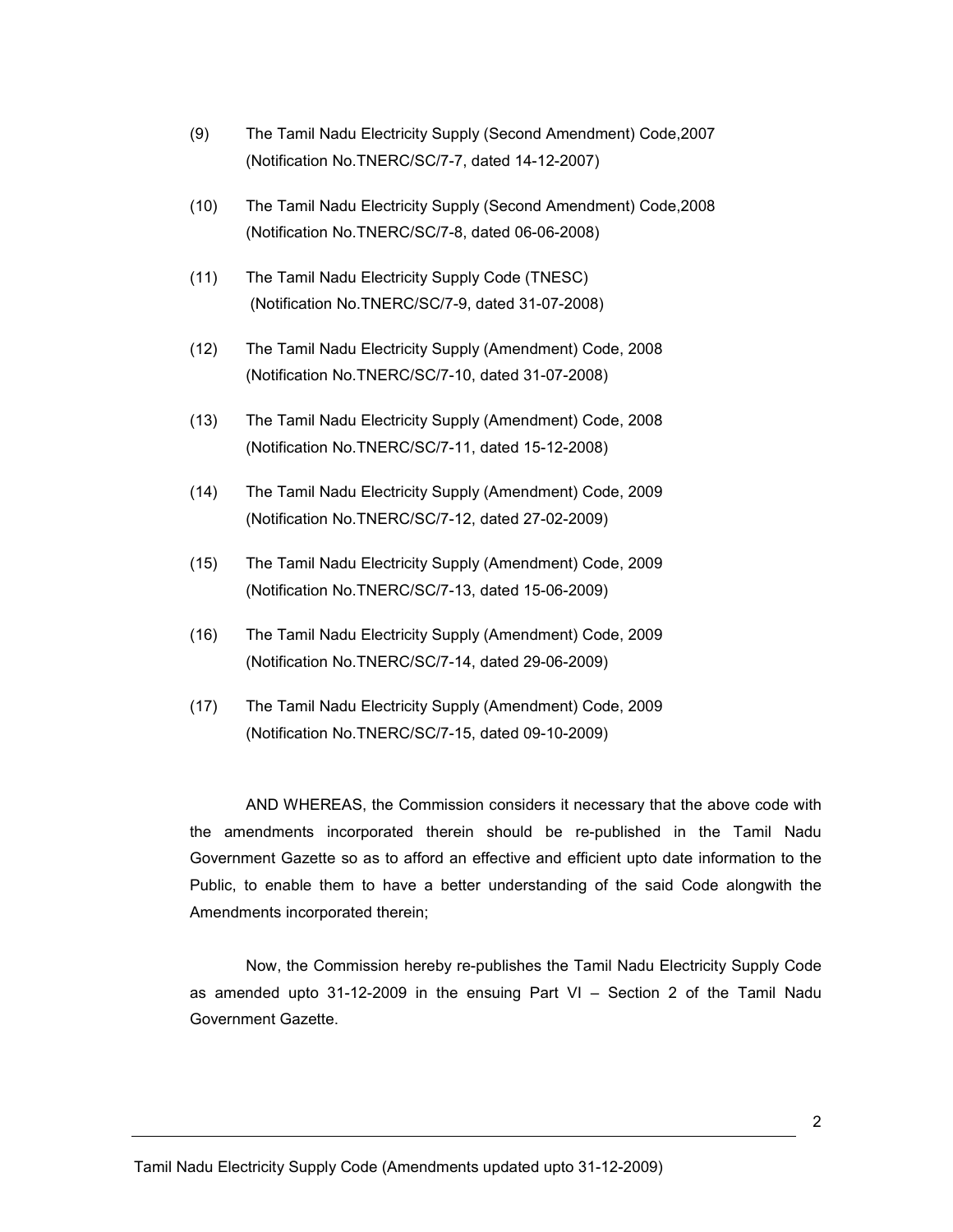(9) The Tamil Nadu Electricity Supply (Second Amendment) Code,2007
(Notification No.TNERC/SC/7-7, dated 14-12-2007)

(10) The Tamil Nadu Electricity Supply (Second Amendment) Code,2008
(Notification No.TNERC/SC/7-8, dated 06-06-2008)

(11) The Tamil Nadu Electricity Supply Code (TNESC)
(Notification No.TNERC/SC/7-9, dated 31-07-2008)

(12) The Tamil Nadu Electricity Supply (Amendment) Code, 2008
(Notification No.TNERC/SC/7-10, dated 31-07-2008)

(13) The Tamil Nadu Electricity Supply (Amendment) Code, 2008
(Notification No.TNERC/SC/7-11, dated 15-12-2008)

(14) The Tamil Nadu Electricity Supply (Amendment) Code, 2009
(Notification No.TNERC/SC/7-12, dated 27-02-2009)

(15) The Tamil Nadu Electricity Supply (Amendment) Code, 2009
(Notification No.TNERC/SC/7-13, dated 15-06-2009)

(16) The Tamil Nadu Electricity Supply (Amendment) Code, 2009
(Notification No.TNERC/SC/7-14, dated 29-06-2009)

(17) The Tamil Nadu Electricity Supply (Amendment) Code, 2009
(Notification No.TNERC/SC/7-15, dated 09-10-2009)

AND WHEREAS, the Commission considers it necessary that the above code with the amendments incorporated therein should be re-published in the Tamil Nadu Government Gazette so as to afford an effective and efficient upto date information to the Public, to enable them to have a better understanding of the said Code alongwith the Amendments incorporated therein;

Now, the Commission hereby re-publishes the Tamil Nadu Electricity Supply Code as amended upto 31-12-2009 in the ensuing Part VI – Section 2 of the Tamil Nadu Government Gazette.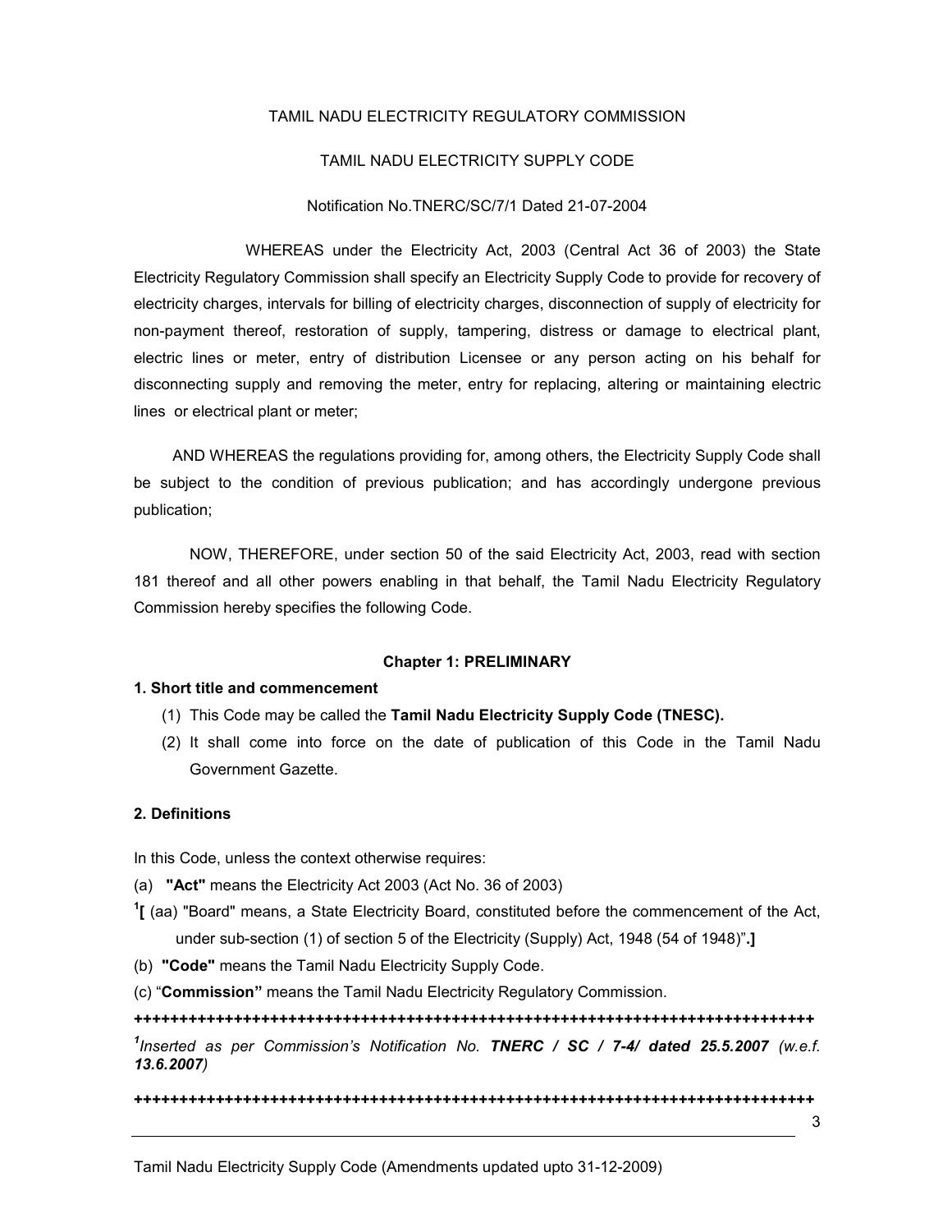TAMIL NADU ELECTRICITY REGULATORY COMMISSION

TAMIL NADU ELECTRICITY SUPPLY CODE

Notification No.TNERC/SC/7/1 Dated 21-07-2004

WHEREAS under the Electricity Act, 2003 (Central Act 36 of 2003) the State Electricity Regulatory Commission shall specify an Electricity Supply Code to provide for recovery of electricity charges, intervals for billing of electricity charges, disconnection of supply of electricity for non-payment thereof, restoration of supply, tampering, distress or damage to electrical plant, electric lines or meter, entry of distribution Licensee or any person acting on his behalf for disconnecting supply and removing the meter, entry for replacing, altering or maintaining electric lines or electrical plant or meter;

AND WHEREAS the regulations providing for, among others, the Electricity Supply Code shall be subject to the condition of previous publication; and has accordingly undergone previous publication;

NOW, THEREFORE, under section 50 of the said Electricity Act, 2003, read with section 181 thereof and all other powers enabling in that behalf, the Tamil Nadu Electricity Regulatory Commission hereby specifies the following Code.

## Chapter 1: PRELIMINARY

### 1. Short title and commencement

(1) This Code may be called the **Tamil Nadu Electricity Supply Code (TNESC).**

(2) It shall come into force on the date of publication of this Code in the Tamil Nadu Government Gazette.

### 2. Definitions

In this Code, unless the context otherwise requires:

(a) **"Act"** means the Electricity Act 2003 (Act No. 36 of 2003)

[1]**[** (aa) "Board" means, a State Electricity Board, constituted before the commencement of the Act, under sub-section (1) of section 5 of the Electricity (Supply) Act, 1948 (54 of 1948)".**]**

(b) **"Code"** means the Tamil Nadu Electricity Supply Code.

(c) "**Commission"** means the Tamil Nadu Electricity Regulatory Commission.

**++++++++++++++++++++++++++++++++++++++++++++++++++++++++++++++++++++++++++++++**

[1]*Inserted as per Commission's Notification No.* ***TNERC / SC / 7-4/ dated 25.5.2007*** *(w.e.f.* ***13.6.2007****)*

**++++++++++++++++++++++++++++++++++++++++++++++++++++++++++++++++++++++++++++++**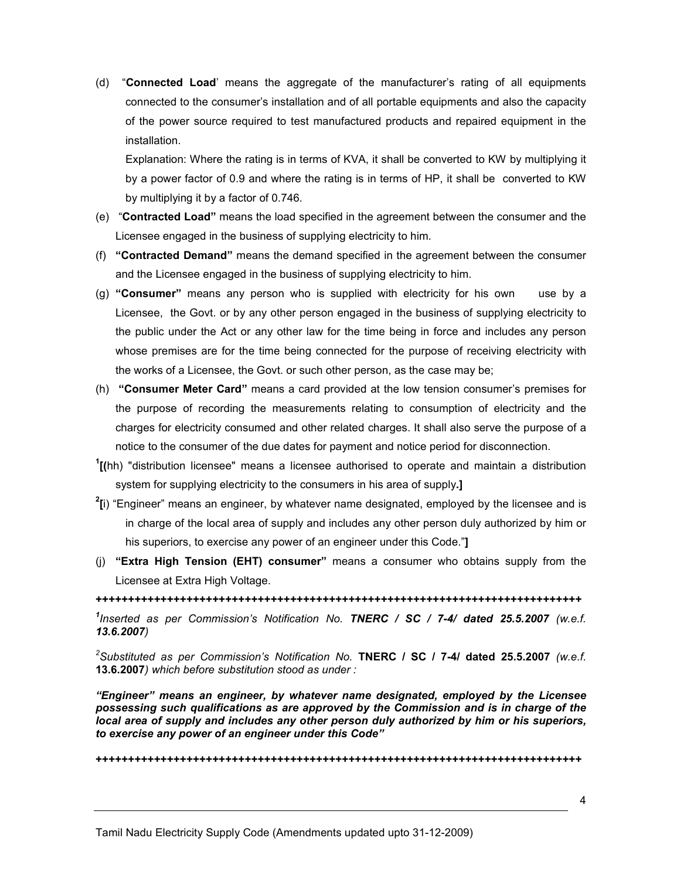(d) "**Connected Load**' means the aggregate of the manufacturer's rating of all equipments connected to the consumer's installation and of all portable equipments and also the capacity of the power source required to test manufactured products and repaired equipment in the installation.

Explanation: Where the rating is in terms of KVA, it shall be converted to KW by multiplying it by a power factor of 0.9 and where the rating is in terms of HP, it shall be converted to KW by multiplying it by a factor of 0.746.

(e) "**Contracted Load"** means the load specified in the agreement between the consumer and the Licensee engaged in the business of supplying electricity to him.

(f) **"Contracted Demand"** means the demand specified in the agreement between the consumer and the Licensee engaged in the business of supplying electricity to him.

(g) **"Consumer"** means any person who is supplied with electricity for his own use by a Licensee, the Govt. or by any other person engaged in the business of supplying electricity to the public under the Act or any other law for the time being in force and includes any person whose premises are for the time being connected for the purpose of receiving electricity with the works of a Licensee, the Govt. or such other person, as the case may be;

(h) **"Consumer Meter Card"** means a card provided at the low tension consumer's premises for the purpose of recording the measurements relating to consumption of electricity and the charges for electricity consumed and other related charges. It shall also serve the purpose of a notice to the consumer of the due dates for payment and notice period for disconnection.

[1]**[**(hh) "distribution licensee" means a licensee authorised to operate and maintain a distribution system for supplying electricity to the consumers in his area of supply**.]**

[2]**[**i) "Engineer" means an engineer, by whatever name designated, employed by the licensee and is in charge of the local area of supply and includes any other person duly authorized by him or his superiors, to exercise any power of an engineer under this Code."**]**

(j) **"Extra High Tension (EHT) consumer"** means a consumer who obtains supply from the Licensee at Extra High Voltage.

**++++++++++++++++++++++++++++++++++++++++++++++++++++++++++++++++++++++++++++++**

[1]*Inserted as per Commission's Notification No.* ***TNERC / SC / 7-4/ dated 25.5.2007*** *(w.e.f.* ***13.6.2007****)*

[2]*Substituted as per Commission's Notification No.* **TNERC / SC / 7-4/ dated 25.5.2007** *(w.e.f.* **13.6.2007***) which before substitution stood as under :*

***"Engineer" means an engineer, by whatever name designated, employed by the Licensee possessing such qualifications as are approved by the Commission and is in charge of the local area of supply and includes any other person duly authorized by him or his superiors, to exercise any power of an engineer under this Code"***

**++++++++++++++++++++++++++++++++++++++++++++++++++++++++++++++++++++++++++++++**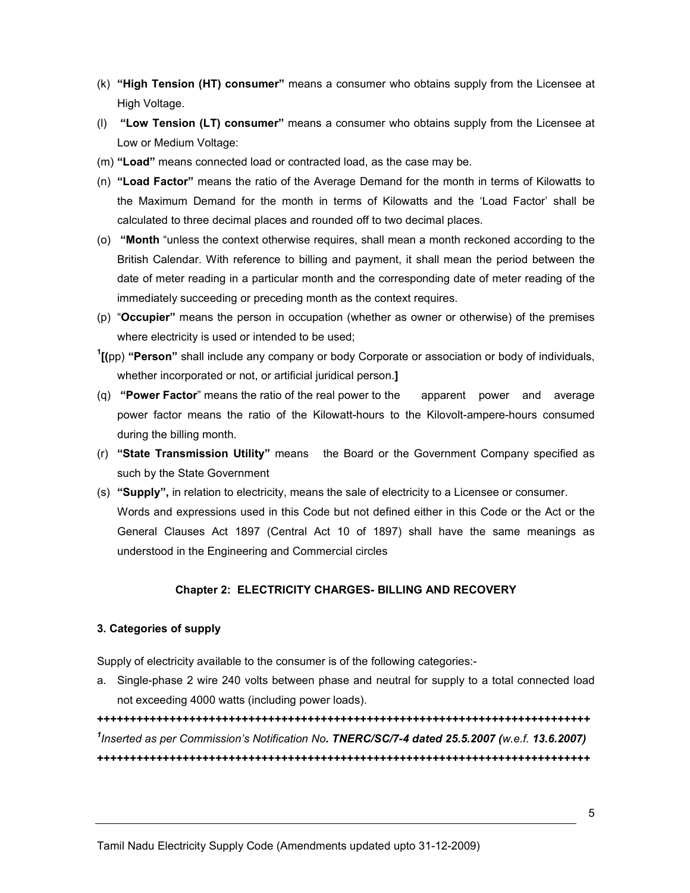(k) **"High Tension (HT) consumer"** means a consumer who obtains supply from the Licensee at High Voltage.

(l) **"Low Tension (LT) consumer"** means a consumer who obtains supply from the Licensee at Low or Medium Voltage:

(m) **"Load"** means connected load or contracted load, as the case may be.

(n) **"Load Factor"** means the ratio of the Average Demand for the month in terms of Kilowatts to the Maximum Demand for the month in terms of Kilowatts and the 'Load Factor' shall be calculated to three decimal places and rounded off to two decimal places.

(o) **"Month** "unless the context otherwise requires, shall mean a month reckoned according to the British Calendar. With reference to billing and payment, it shall mean the period between the date of meter reading in a particular month and the corresponding date of meter reading of the immediately succeeding or preceding month as the context requires.

(p) "**Occupier"** means the person in occupation (whether as owner or otherwise) of the premises where electricity is used or intended to be used;

[1]**[(**pp) **"Person"** shall include any company or body Corporate or association or body of individuals, whether incorporated or not, or artificial juridical person.**]**

(q) **"Power Factor**" means the ratio of the real power to the apparent power and average power factor means the ratio of the Kilowatt-hours to the Kilovolt-ampere-hours consumed during the billing month.

(r) **"State Transmission Utility"** means the Board or the Government Company specified as such by the State Government

(s) **"Supply",** in relation to electricity, means the sale of electricity to a Licensee or consumer.

Words and expressions used in this Code but not defined either in this Code or the Act or the General Clauses Act 1897 (Central Act 10 of 1897) shall have the same meanings as understood in the Engineering and Commercial circles

## Chapter 2: ELECTRICITY CHARGES- BILLING AND RECOVERY

### 3. Categories of supply

Supply of electricity available to the consumer is of the following categories:-

a. Single-phase 2 wire 240 volts between phase and neutral for supply to a total connected load not exceeding 4000 watts (including power loads).

**+++++++++++++++++++++++++++++++++++++++++++++++++++++++++++++++++++++++++++++++**

[1]*Inserted as per Commission's Notification No. **TNERC/SC/7-4 dated 25.5.2007 (**w.e.f. **13.6.2007)***

**+++++++++++++++++++++++++++++++++++++++++++++++++++++++++++++++++++++++++++++++**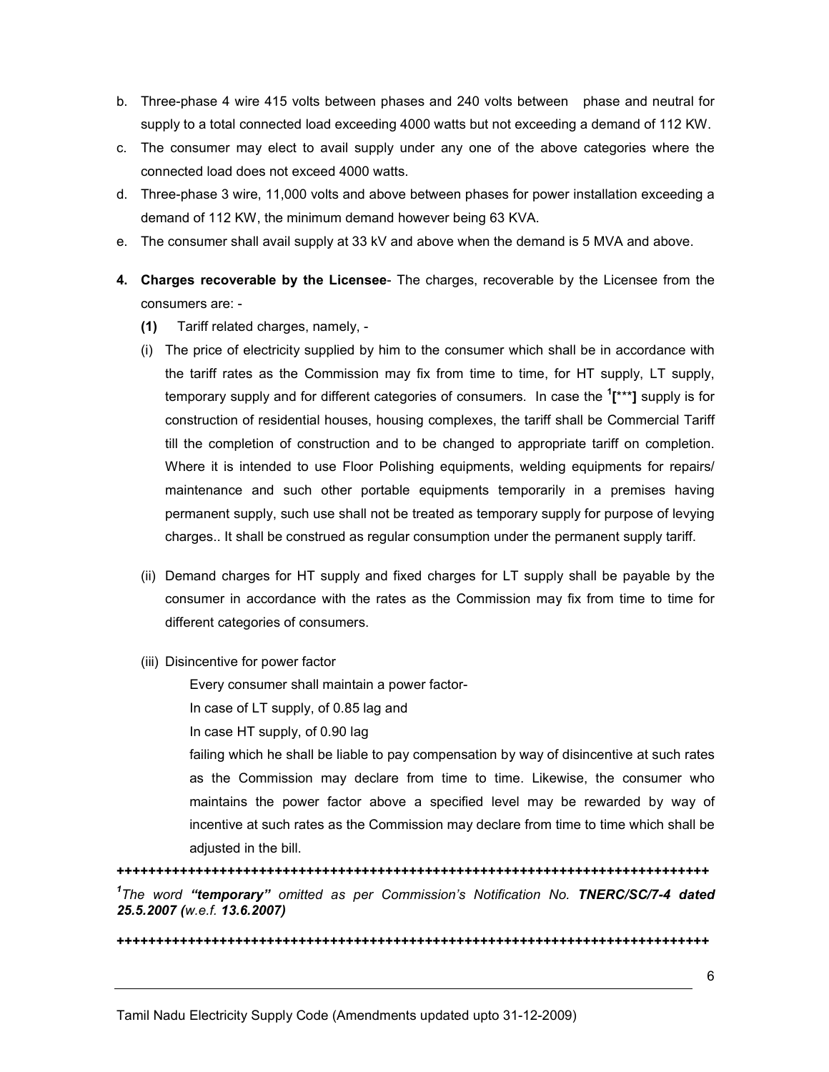b. Three-phase 4 wire 415 volts between phases and 240 volts between phase and neutral for supply to a total connected load exceeding 4000 watts but not exceeding a demand of 112 KW.

c. The consumer may elect to avail supply under any one of the above categories where the connected load does not exceed 4000 watts.

d. Three-phase 3 wire, 11,000 volts and above between phases for power installation exceeding a demand of 112 KW, the minimum demand however being 63 KVA.

e. The consumer shall avail supply at 33 kV and above when the demand is 5 MVA and above.

**4. Charges recoverable by the Licensee**- The charges, recoverable by the Licensee from the consumers are: -

**(1)** Tariff related charges, namely, -

(i) The price of electricity supplied by him to the consumer which shall be in accordance with the tariff rates as the Commission may fix from time to time, for HT supply, LT supply, temporary supply and for different categories of consumers. In case the [1]**[*****]** supply is for construction of residential houses, housing complexes, the tariff shall be Commercial Tariff till the completion of construction and to be changed to appropriate tariff on completion. Where it is intended to use Floor Polishing equipments, welding equipments for repairs/ maintenance and such other portable equipments temporarily in a premises having permanent supply, such use shall not be treated as temporary supply for purpose of levying charges.. It shall be construed as regular consumption under the permanent supply tariff.

(ii) Demand charges for HT supply and fixed charges for LT supply shall be payable by the consumer in accordance with the rates as the Commission may fix from time to time for different categories of consumers.

(iii) Disincentive for power factor

Every consumer shall maintain a power factor-

In case of LT supply, of 0.85 lag and

In case HT supply, of 0.90 lag

failing which he shall be liable to pay compensation by way of disincentive at such rates as the Commission may declare from time to time. Likewise, the consumer who maintains the power factor above a specified level may be rewarded by way of incentive at such rates as the Commission may declare from time to time which shall be adjusted in the bill.

++++++++++++++++++++++++++++++++++++++++++++++++++++++++++++++++++++++++++++++

[1]*The word **"temporary"** omitted as per Commission's Notification No. **TNERC/SC/7-4 dated 25.5.2007** (w.e.f. **13.6.2007**)*

++++++++++++++++++++++++++++++++++++++++++++++++++++++++++++++++++++++++++++++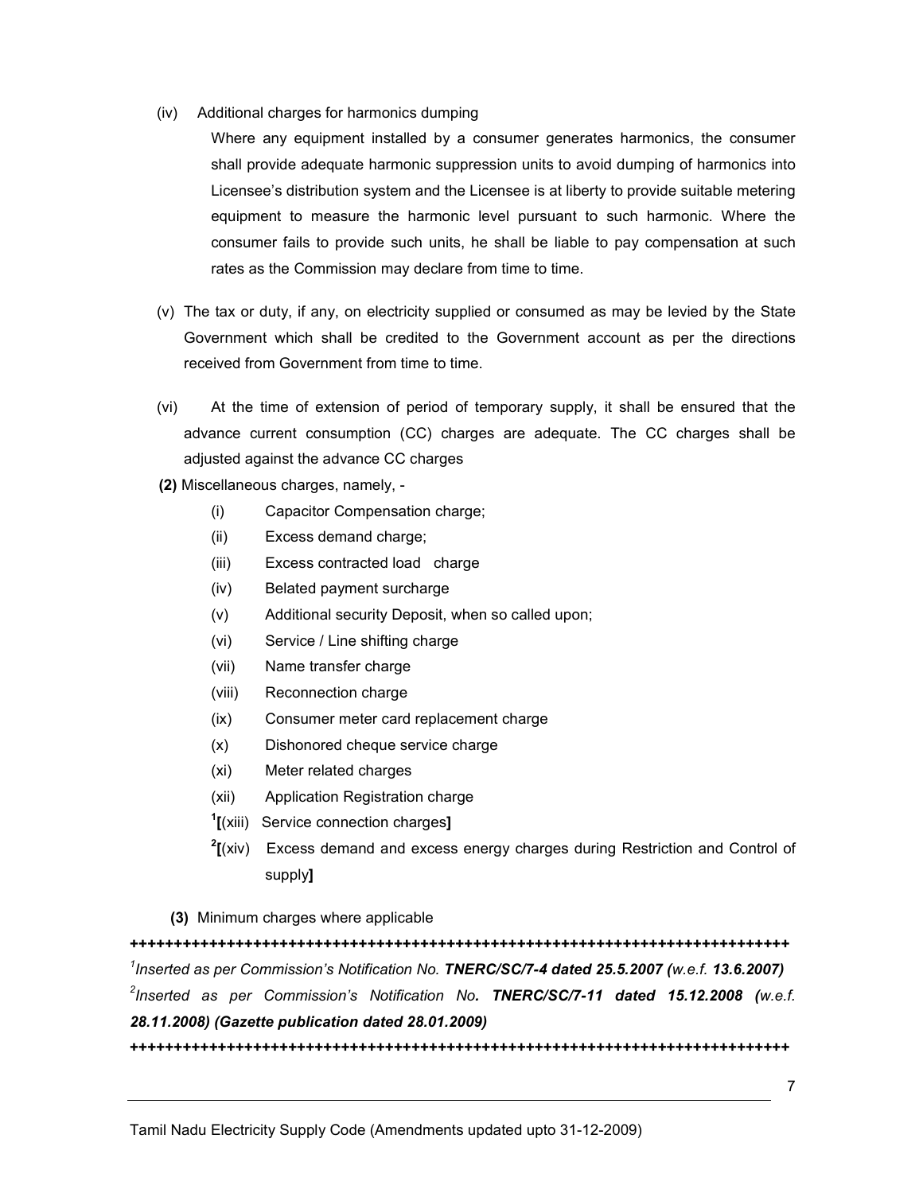(iv) Additional charges for harmonics dumping

Where any equipment installed by a consumer generates harmonics, the consumer shall provide adequate harmonic suppression units to avoid dumping of harmonics into Licensee's distribution system and the Licensee is at liberty to provide suitable metering equipment to measure the harmonic level pursuant to such harmonic. Where the consumer fails to provide such units, he shall be liable to pay compensation at such rates as the Commission may declare from time to time.

(v) The tax or duty, if any, on electricity supplied or consumed as may be levied by the State Government which shall be credited to the Government account as per the directions received from Government from time to time.

(vi) At the time of extension of period of temporary supply, it shall be ensured that the advance current consumption (CC) charges are adequate. The CC charges shall be adjusted against the advance CC charges

**(2)** Miscellaneous charges, namely, -

- (i) Capacitor Compensation charge;
- (ii) Excess demand charge;
- (iii) Excess contracted load charge
- (iv) Belated payment surcharge
- (v) Additional security Deposit, when so called upon;
- (vi) Service / Line shifting charge
- (vii) Name transfer charge
- (viii) Reconnection charge
- (ix) Consumer meter card replacement charge
- (x) Dishonored cheque service charge
- (xi) Meter related charges
- (xii) Application Registration charge
- [1]**[**(xiii) Service connection charges**]**
- [2]**[**(xiv) Excess demand and excess energy charges during Restriction and Control of supply**]**

**(3)** Minimum charges where applicable

***++++++++++++++++++++++++++++++++++++++++++++++++++++++++++++++++++++++++++++***

*[1]Inserted as per Commission's Notification No.* ***TNERC/SC/7-4 dated 25.5.2007*** ***(w.e.f. 13.6.2007)***

*[2]Inserted as per Commission's Notification No.* ***TNERC/SC/7-11 dated 15.12.2008 (w.e.f. 28.11.2008) (Gazette publication dated 28.01.2009)***

***++++++++++++++++++++++++++++++++++++++++++++++++++++++++++++++++++++++++++++***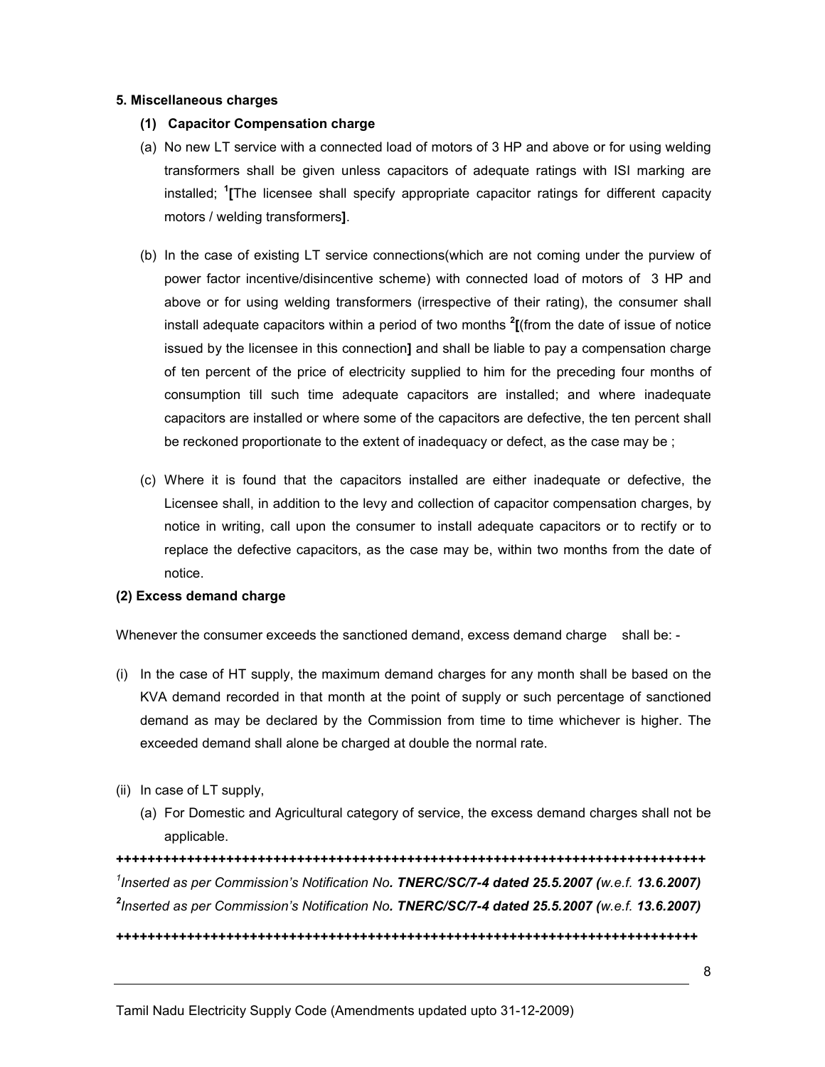### 5. Miscellaneous charges

#### (1) Capacitor Compensation charge

(a) No new LT service with a connected load of motors of 3 HP and above or for using welding transformers shall be given unless capacitors of adequate ratings with ISI marking are installed; [1]**[**The licensee shall specify appropriate capacitor ratings for different capacity motors / welding transformers**]**.

(b) In the case of existing LT service connections(which are not coming under the purview of power factor incentive/disincentive scheme) with connected load of motors of 3 HP and above or for using welding transformers (irrespective of their rating), the consumer shall install adequate capacitors within a period of two months [2]**[**(from the date of issue of notice issued by the licensee in this connection**]** and shall be liable to pay a compensation charge of ten percent of the price of electricity supplied to him for the preceding four months of consumption till such time adequate capacitors are installed; and where inadequate capacitors are installed or where some of the capacitors are defective, the ten percent shall be reckoned proportionate to the extent of inadequacy or defect, as the case may be ;

(c) Where it is found that the capacitors installed are either inadequate or defective, the Licensee shall, in addition to the levy and collection of capacitor compensation charges, by notice in writing, call upon the consumer to install adequate capacitors or to rectify or to replace the defective capacitors, as the case may be, within two months from the date of notice.

#### (2) Excess demand charge

Whenever the consumer exceeds the sanctioned demand, excess demand charge shall be: -

(i) In the case of HT supply, the maximum demand charges for any month shall be based on the KVA demand recorded in that month at the point of supply or such percentage of sanctioned demand as may be declared by the Commission from time to time whichever is higher. The exceeded demand shall alone be charged at double the normal rate.

(ii) In case of LT supply,

(a) For Domestic and Agricultural category of service, the excess demand charges shall not be applicable.

++++++++++++++++++++++++++++++++++++++++++++++++++++++++++++++++++++++++++++++

[1]*Inserted as per Commission's Notification No.* ***TNERC/SC/7-4 dated 25.5.2007*** *(w.e.f.* ***13.6.2007)***

[2]*Inserted as per Commission's Notification No.* ***TNERC/SC/7-4 dated 25.5.2007*** *(w.e.f.* ***13.6.2007)***

++++++++++++++++++++++++++++++++++++++++++++++++++++++++++++++++++++++++++++++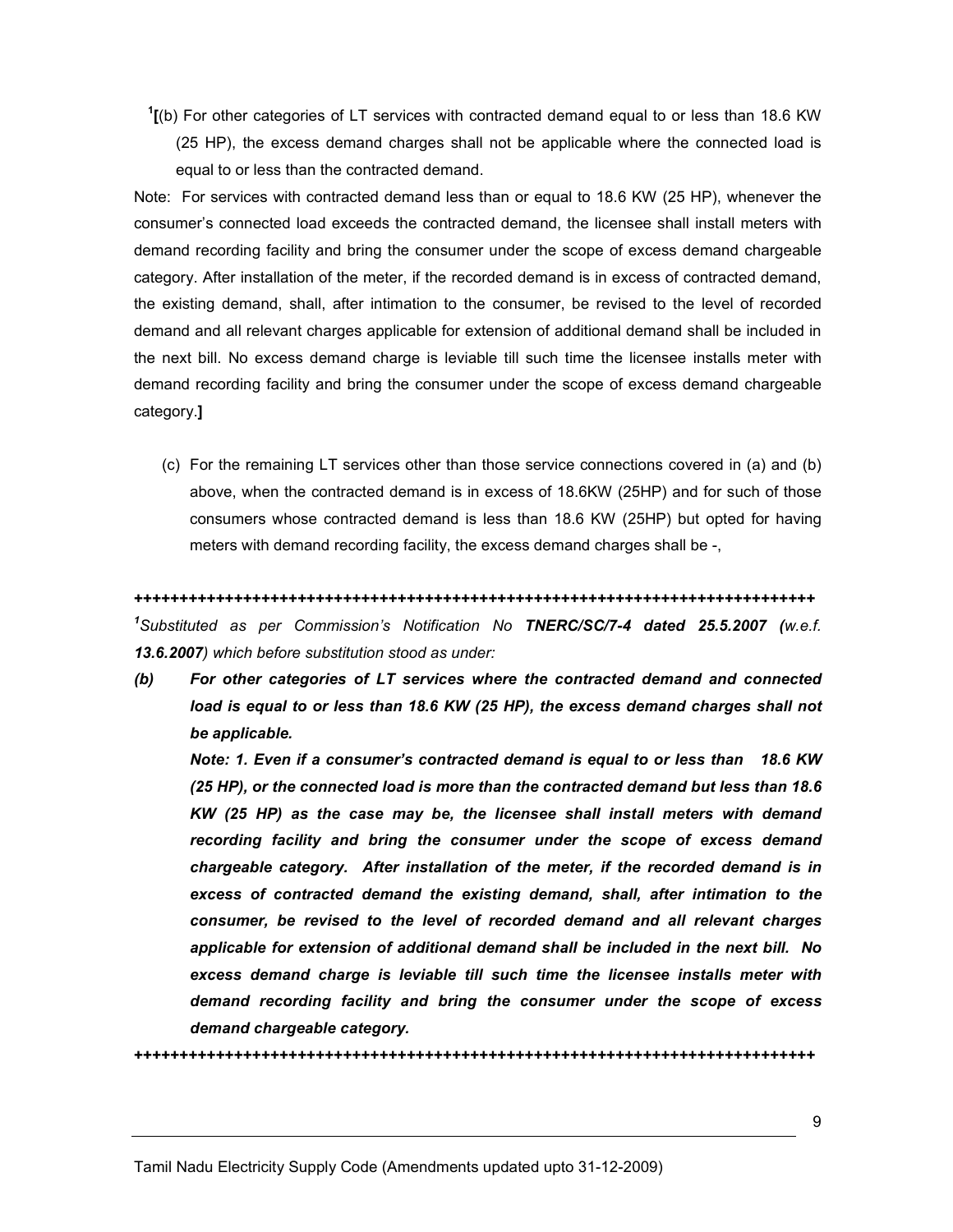[1][(b) For other categories of LT services with contracted demand equal to or less than 18.6 KW (25 HP), the excess demand charges shall not be applicable where the connected load is equal to or less than the contracted demand.

Note: For services with contracted demand less than or equal to 18.6 KW (25 HP), whenever the consumer's connected load exceeds the contracted demand, the licensee shall install meters with demand recording facility and bring the consumer under the scope of excess demand chargeable category. After installation of the meter, if the recorded demand is in excess of contracted demand, the existing demand, shall, after intimation to the consumer, be revised to the level of recorded demand and all relevant charges applicable for extension of additional demand shall be included in the next bill. No excess demand charge is leviable till such time the licensee installs meter with demand recording facility and bring the consumer under the scope of excess demand chargeable category.**]**

(c) For the remaining LT services other than those service connections covered in (a) and (b) above, when the contracted demand is in excess of 18.6KW (25HP) and for such of those consumers whose contracted demand is less than 18.6 KW (25HP) but opted for having meters with demand recording facility, the excess demand charges shall be -,

**++++++++++++++++++++++++++++++++++++++++++++++++++++++++++++++++++++++++++++**

*[1]Substituted as per Commission's Notification No* ***TNERC/SC/7-4 dated 25.5.2007*** *(w.e.f.* ***13.6.2007****) which before substitution stood as under:*

***(b) For other categories of LT services where the contracted demand and connected load is equal to or less than 18.6 KW (25 HP), the excess demand charges shall not be applicable.***

***Note: 1. Even if a consumer's contracted demand is equal to or less than 18.6 KW (25 HP), or the connected load is more than the contracted demand but less than 18.6 KW (25 HP) as the case may be, the licensee shall install meters with demand recording facility and bring the consumer under the scope of excess demand chargeable category. After installation of the meter, if the recorded demand is in excess of contracted demand the existing demand, shall, after intimation to the consumer, be revised to the level of recorded demand and all relevant charges applicable for extension of additional demand shall be included in the next bill. No excess demand charge is leviable till such time the licensee installs meter with demand recording facility and bring the consumer under the scope of excess demand chargeable category.***

**++++++++++++++++++++++++++++++++++++++++++++++++++++++++++++++++++++++++++++**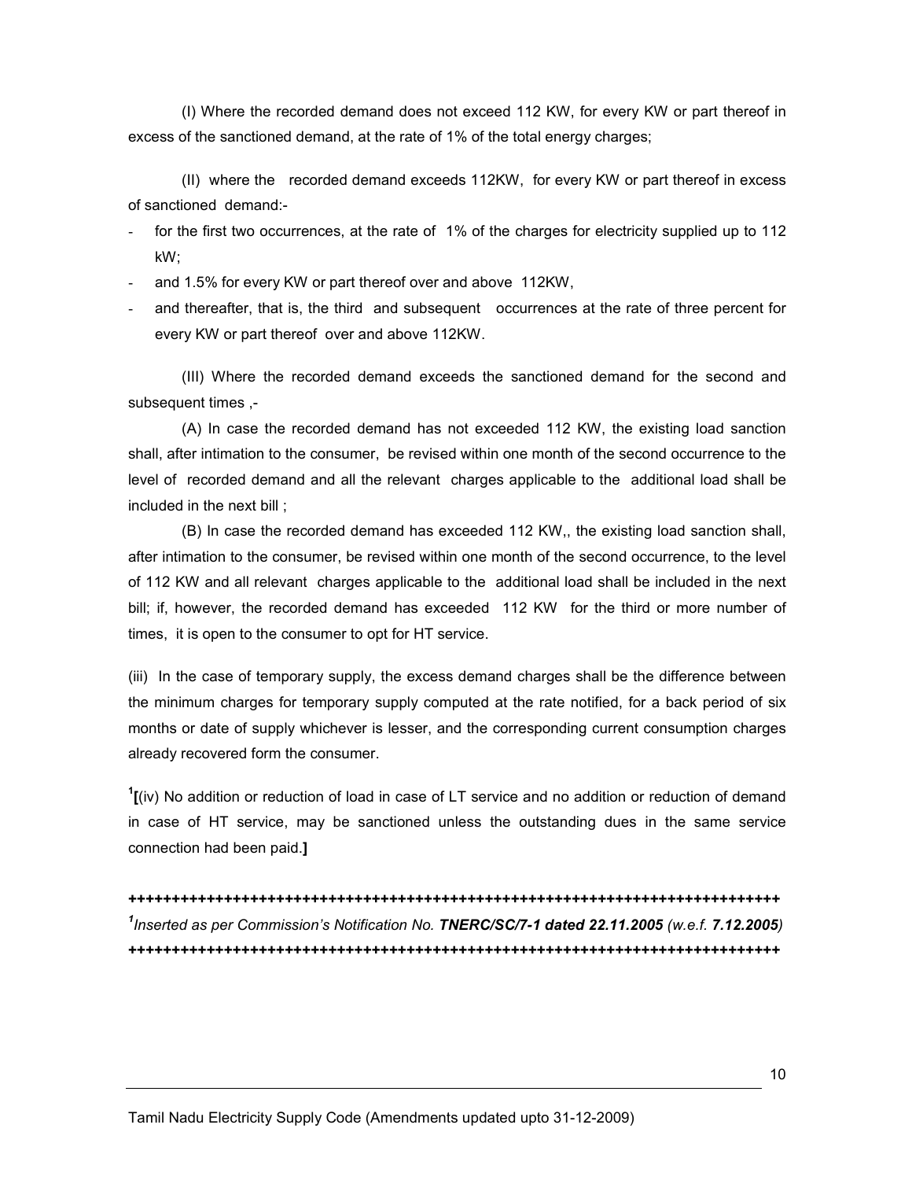(I) Where the recorded demand does not exceed 112 KW, for every KW or part thereof in excess of the sanctioned demand, at the rate of 1% of the total energy charges;

(II) where the recorded demand exceeds 112KW, for every KW or part thereof in excess of sanctioned demand:-

- for the first two occurrences, at the rate of 1% of the charges for electricity supplied up to 112 kW;
- and 1.5% for every KW or part thereof over and above 112KW,
- and thereafter, that is, the third and subsequent occurrences at the rate of three percent for every KW or part thereof over and above 112KW.

(III) Where the recorded demand exceeds the sanctioned demand for the second and subsequent times ,-

(A) In case the recorded demand has not exceeded 112 KW, the existing load sanction shall, after intimation to the consumer, be revised within one month of the second occurrence to the level of recorded demand and all the relevant charges applicable to the additional load shall be included in the next bill ;

(B) In case the recorded demand has exceeded 112 KW,, the existing load sanction shall, after intimation to the consumer, be revised within one month of the second occurrence, to the level of 112 KW and all relevant charges applicable to the additional load shall be included in the next bill; if, however, the recorded demand has exceeded 112 KW for the third or more number of times, it is open to the consumer to opt for HT service.

(iii) In the case of temporary supply, the excess demand charges shall be the difference between the minimum charges for temporary supply computed at the rate notified, for a back period of six months or date of supply whichever is lesser, and the corresponding current consumption charges already recovered form the consumer.

[1]**[**(iv) No addition or reduction of load in case of LT service and no addition or reduction of demand in case of HT service, may be sanctioned unless the outstanding dues in the same service connection had been paid.**]**

**++++++++++++++++++++++++++++++++++++++++++++++++++++++++++++++++++++++++++++**

[1]*Inserted as per Commission's Notification No.* ***TNERC/SC/7-1 dated 22.11.2005*** *(w.e.f.* ***7.12.2005****)*

**++++++++++++++++++++++++++++++++++++++++++++++++++++++++++++++++++++++++++++**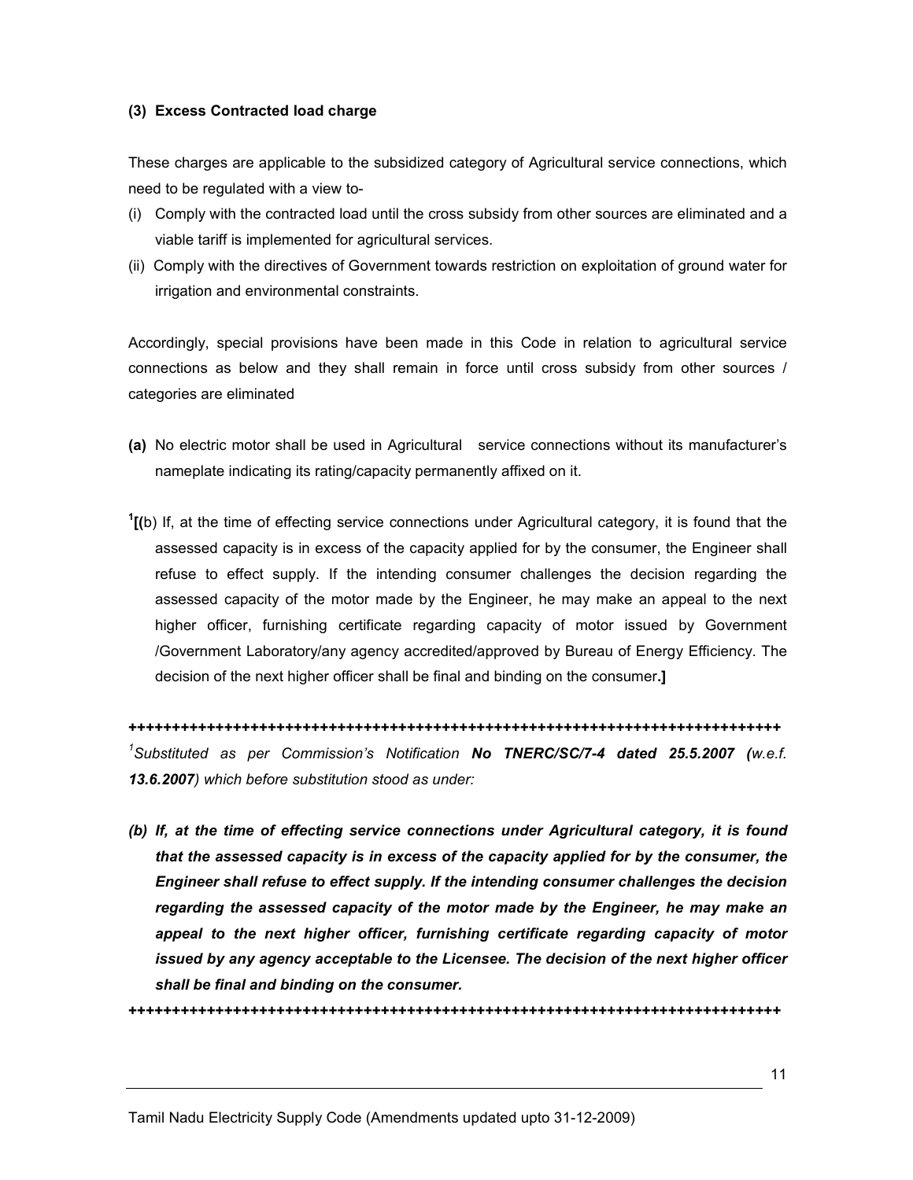**(3) Excess Contracted load charge**

These charges are applicable to the subsidized category of Agricultural service connections, which need to be regulated with a view to-

(i) Comply with the contracted load until the cross subsidy from other sources are eliminated and a viable tariff is implemented for agricultural services.

(ii) Comply with the directives of Government towards restriction on exploitation of ground water for irrigation and environmental constraints.

Accordingly, special provisions have been made in this Code in relation to agricultural service connections as below and they shall remain in force until cross subsidy from other sources / categories are eliminated

**(a)** No electric motor shall be used in Agricultural service connections without its manufacturer's nameplate indicating its rating/capacity permanently affixed on it.

[1]**[**(b) If, at the time of effecting service connections under Agricultural category, it is found that the assessed capacity is in excess of the capacity applied for by the consumer, the Engineer shall refuse to effect supply. If the intending consumer challenges the decision regarding the assessed capacity of the motor made by the Engineer, he may make an appeal to the next higher officer, furnishing certificate regarding capacity of motor issued by Government /Government Laboratory/any agency accredited/approved by Bureau of Energy Efficiency. The decision of the next higher officer shall be final and binding on the consumer**.]**

**++++++++++++++++++++++++++++++++++++++++++++++++++++++++++++++++++++++++++++**

[1]*Substituted as per Commission's Notification* ***No TNERC/SC/7-4 dated 25.5.2007*** *(w.e.f.* ***13.6.2007****) which before substitution stood as under:*

***(b) If, at the time of effecting service connections under Agricultural category, it is found that the assessed capacity is in excess of the capacity applied for by the consumer, the Engineer shall refuse to effect supply. If the intending consumer challenges the decision regarding the assessed capacity of the motor made by the Engineer, he may make an appeal to the next higher officer, furnishing certificate regarding capacity of motor issued by any agency acceptable to the Licensee. The decision of the next higher officer shall be final and binding on the consumer.***

**++++++++++++++++++++++++++++++++++++++++++++++++++++++++++++++++++++++++++++**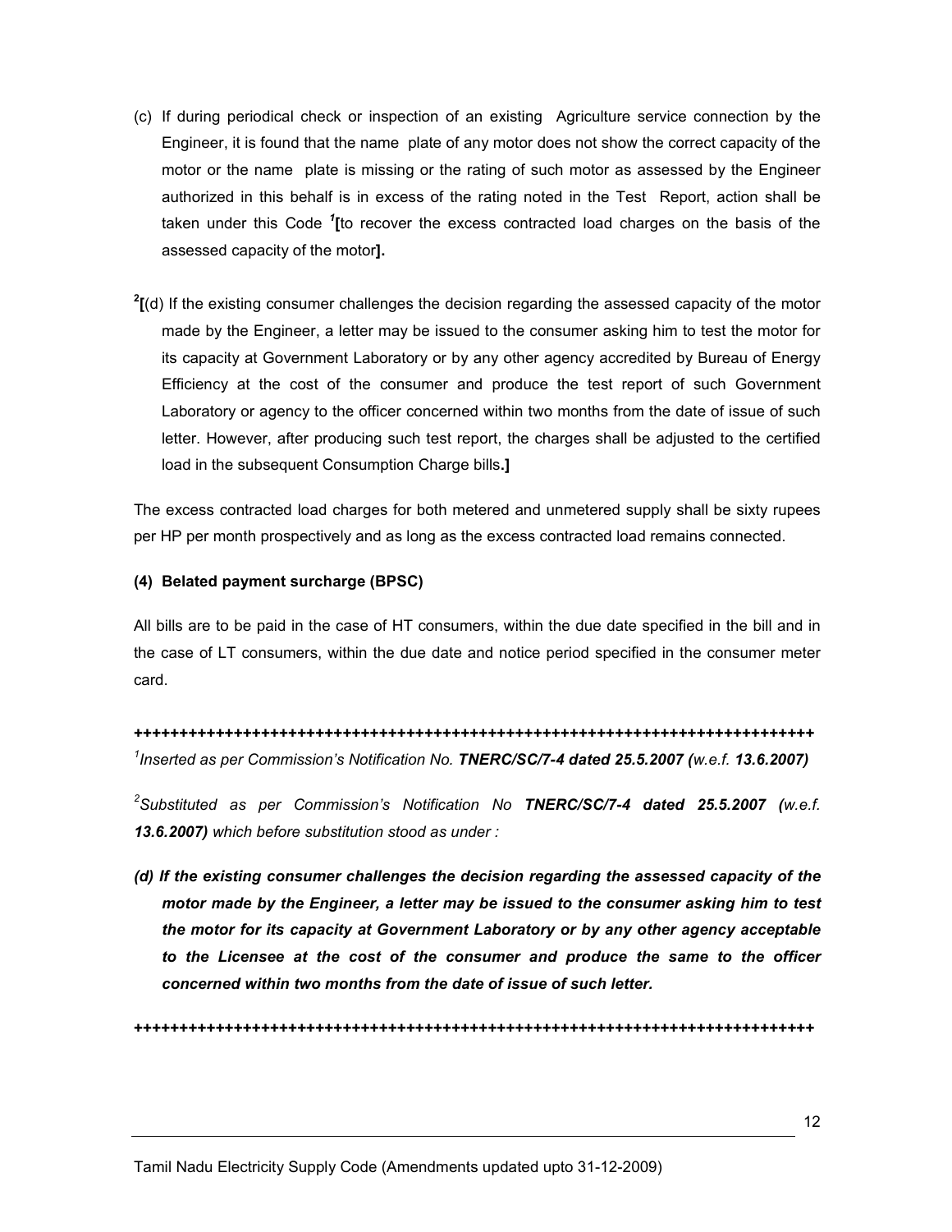(c) If during periodical check or inspection of an existing Agriculture service connection by the Engineer, it is found that the name plate of any motor does not show the correct capacity of the motor or the name plate is missing or the rating of such motor as assessed by the Engineer authorized in this behalf is in excess of the rating noted in the Test Report, action shall be taken under this Code [1]**[**to recover the excess contracted load charges on the basis of the assessed capacity of the motor**].**

[2]**[**(d) If the existing consumer challenges the decision regarding the assessed capacity of the motor made by the Engineer, a letter may be issued to the consumer asking him to test the motor for its capacity at Government Laboratory or by any other agency accredited by Bureau of Energy Efficiency at the cost of the consumer and produce the test report of such Government Laboratory or agency to the officer concerned within two months from the date of issue of such letter. However, after producing such test report, the charges shall be adjusted to the certified load in the subsequent Consumption Charge bills**.]**

The excess contracted load charges for both metered and unmetered supply shall be sixty rupees per HP per month prospectively and as long as the excess contracted load remains connected.

**(4) Belated payment surcharge (BPSC)**

All bills are to be paid in the case of HT consumers, within the due date specified in the bill and in the case of LT consumers, within the due date and notice period specified in the consumer meter card.

**++++++++++++++++++++++++++++++++++++++++++++++++++++++++++++++++++++++++++++**

[1]*Inserted as per Commission's Notification No.* ***TNERC/SC/7-4 dated 25.5.2007*** *(w.e.f.* ***13.6.2007)***

[2]*Substituted as per Commission's Notification No* ***TNERC/SC/7-4 dated 25.5.2007*** *(w.e.f.* ***13.6.2007)*** *which before substitution stood as under :*

***(d) If the existing consumer challenges the decision regarding the assessed capacity of the motor made by the Engineer, a letter may be issued to the consumer asking him to test the motor for its capacity at Government Laboratory or by any other agency acceptable to the Licensee at the cost of the consumer and produce the same to the officer concerned within two months from the date of issue of such letter.***

**++++++++++++++++++++++++++++++++++++++++++++++++++++++++++++++++++++++++++++**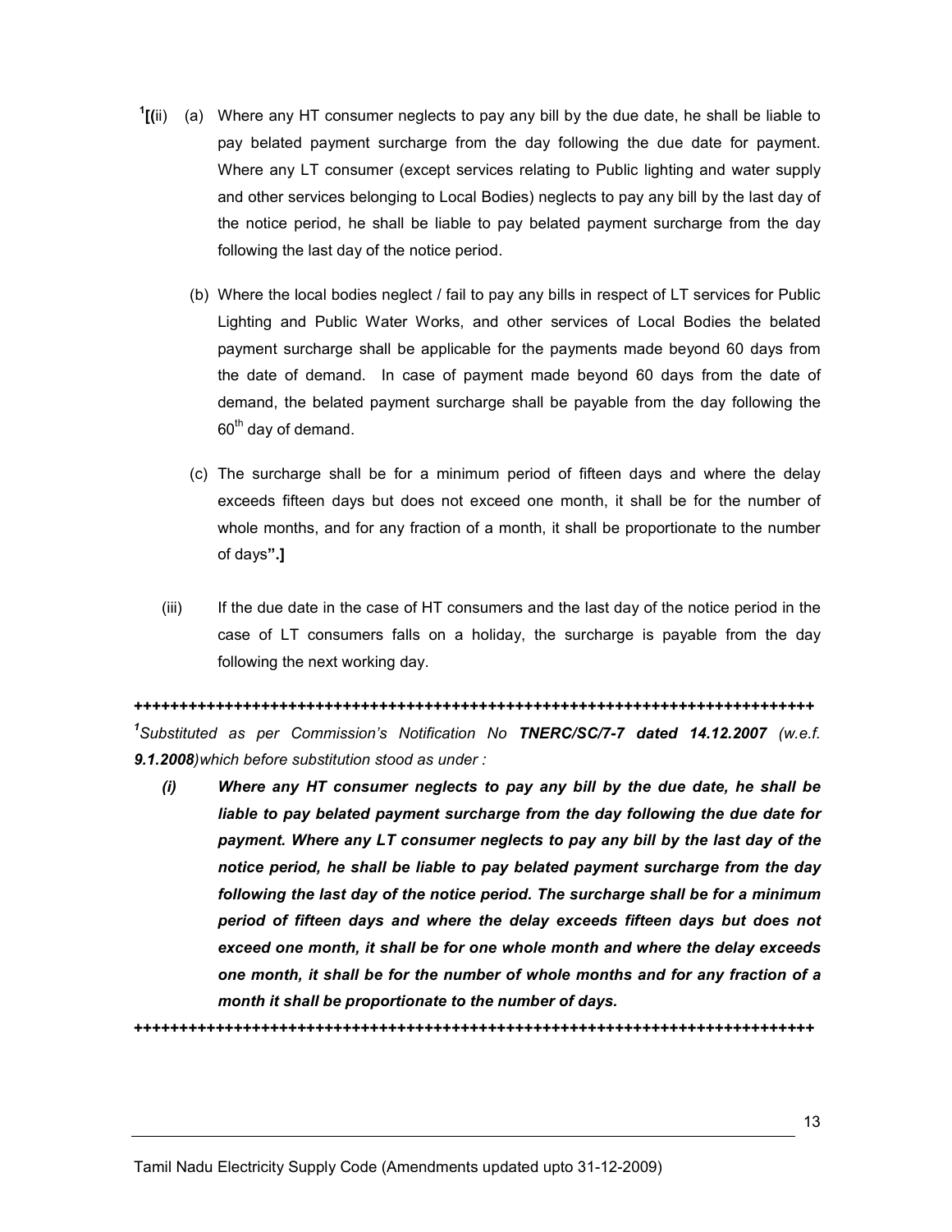[1][(ii) (a) Where any HT consumer neglects to pay any bill by the due date, he shall be liable to pay belated payment surcharge from the day following the due date for payment. Where any LT consumer (except services relating to Public lighting and water supply and other services belonging to Local Bodies) neglects to pay any bill by the last day of the notice period, he shall be liable to pay belated payment surcharge from the day following the last day of the notice period.

(b) Where the local bodies neglect / fail to pay any bills in respect of LT services for Public Lighting and Public Water Works, and other services of Local Bodies the belated payment surcharge shall be applicable for the payments made beyond 60 days from the date of demand. In case of payment made beyond 60 days from the date of demand, the belated payment surcharge shall be payable from the day following the $60^{th}$ day of demand.

(c) The surcharge shall be for a minimum period of fifteen days and where the delay exceeds fifteen days but does not exceed one month, it shall be for the number of whole months, and for any fraction of a month, it shall be proportionate to the number of days**".]**

(iii) If the due date in the case of HT consumers and the last day of the notice period in the case of LT consumers falls on a holiday, the surcharge is payable from the day following the next working day.

**+++++++++++++++++++++++++++++++++++++++++++++++++++++++++++++++++++++++++++++**

*[1]Substituted as per Commission's Notification No **TNERC/SC/7-7 dated 14.12.2007** (w.e.f. **9.1.2008**)which before substitution stood as under :*

***(i) Where any HT consumer neglects to pay any bill by the due date, he shall be liable to pay belated payment surcharge from the day following the due date for payment. Where any LT consumer neglects to pay any bill by the last day of the notice period, he shall be liable to pay belated payment surcharge from the day following the last day of the notice period. The surcharge shall be for a minimum period of fifteen days and where the delay exceeds fifteen days but does not exceed one month, it shall be for one whole month and where the delay exceeds one month, it shall be for the number of whole months and for any fraction of a month it shall be proportionate to the number of days.***

**+++++++++++++++++++++++++++++++++++++++++++++++++++++++++++++++++++++++++++++**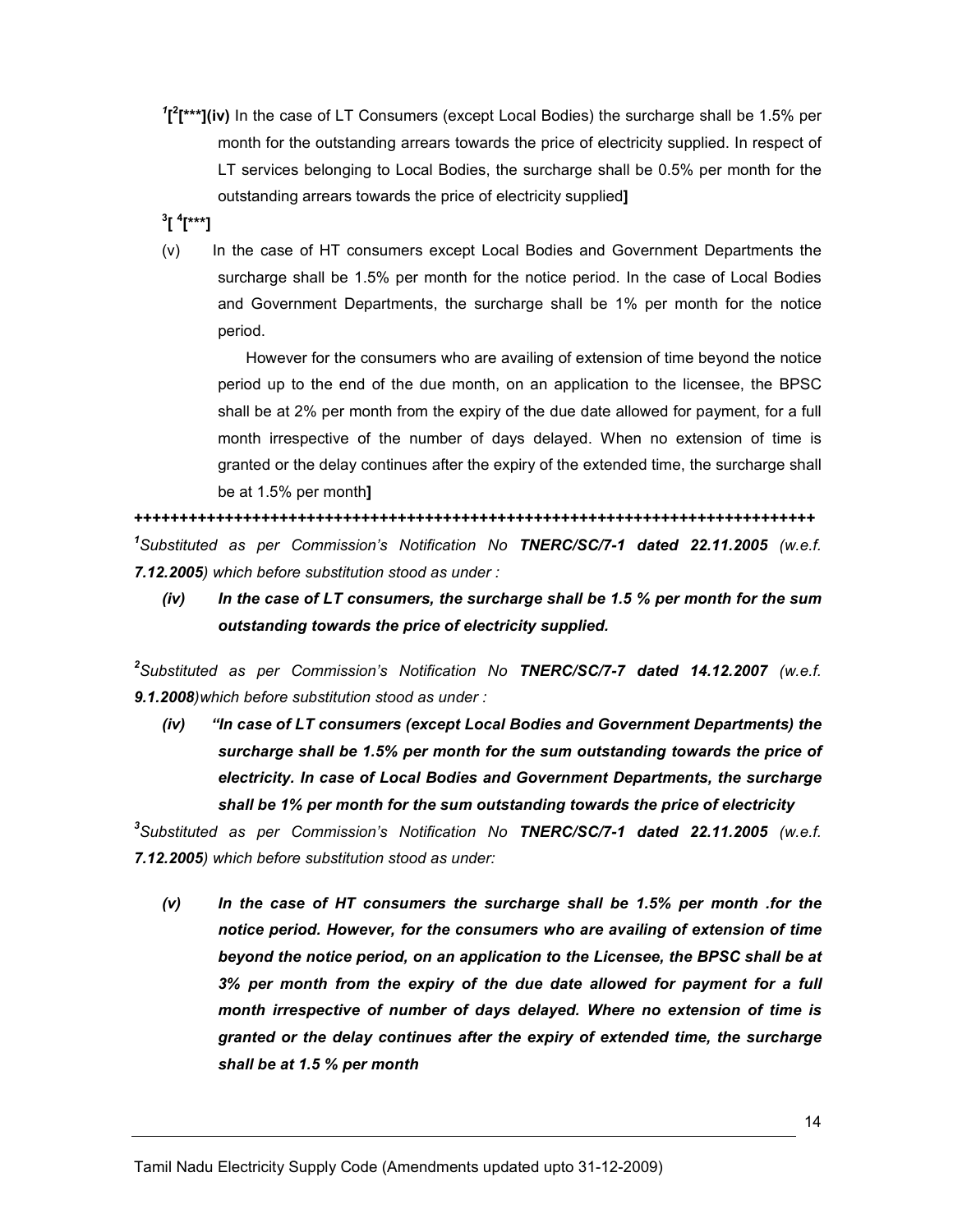[1][[2][***](iv)** In the case of LT Consumers (except Local Bodies) the surcharge shall be 1.5% per month for the outstanding arrears towards the price of electricity supplied. In respect of LT services belonging to Local Bodies, the surcharge shall be 0.5% per month for the outstanding arrears towards the price of electricity supplied**]**

**[3][ [4][***]**

(v) In the case of HT consumers except Local Bodies and Government Departments the surcharge shall be 1.5% per month for the notice period. In the case of Local Bodies and Government Departments, the surcharge shall be 1% per month for the notice period.

However for the consumers who are availing of extension of time beyond the notice period up to the end of the due month, on an application to the licensee, the BPSC shall be at 2% per month from the expiry of the due date allowed for payment, for a full month irrespective of the number of days delayed. When no extension of time is granted or the delay continues after the expiry of the extended time, the surcharge shall be at 1.5% per month**]**

**+++++++++++++++++++++++++++++++++++++++++++++++++++++++++++++++++++++++++++++**

*[1]Substituted as per Commission's Notification No **TNERC/SC/7-1 dated 22.11.2005** (w.e.f. **7.12.2005**) which before substitution stood as under :*

***(iv) In the case of LT consumers, the surcharge shall be 1.5 % per month for the sum outstanding towards the price of electricity supplied.***

*[2]Substituted as per Commission's Notification No **TNERC/SC/7-7 dated 14.12.2007** (w.e.f. **9.1.2008**)which before substitution stood as under :*

***(iv) "In case of LT consumers (except Local Bodies and Government Departments) the surcharge shall be 1.5% per month for the sum outstanding towards the price of electricity. In case of Local Bodies and Government Departments, the surcharge shall be 1% per month for the sum outstanding towards the price of electricity***

*[3]Substituted as per Commission's Notification No **TNERC/SC/7-1 dated 22.11.2005** (w.e.f. **7.12.2005**) which before substitution stood as under:*

***(v) In the case of HT consumers the surcharge shall be 1.5% per month .for the notice period. However, for the consumers who are availing of extension of time beyond the notice period, on an application to the Licensee, the BPSC shall be at 3% per month from the expiry of the due date allowed for payment for a full month irrespective of number of days delayed. Where no extension of time is granted or the delay continues after the expiry of extended time, the surcharge shall be at 1.5 % per month***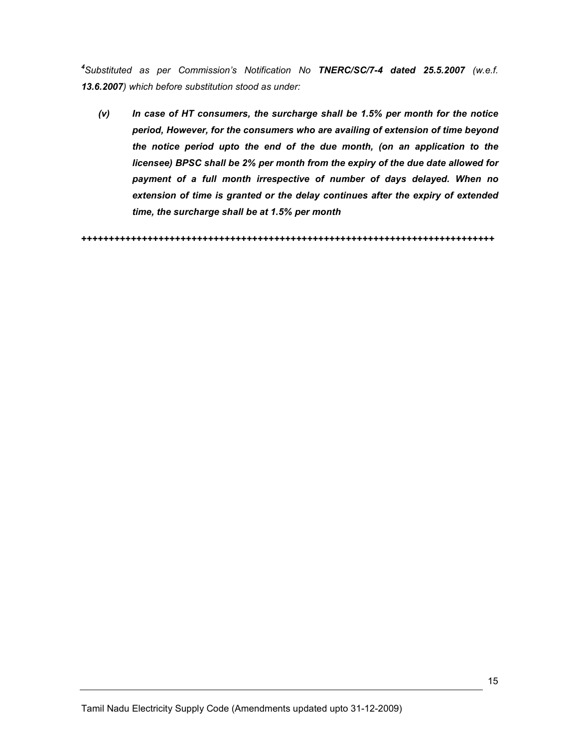[4]*Substituted as per Commission's Notification No* ***TNERC/SC/7-4 dated 25.5.2007*** *(w.e.f.* ***13.6.2007****) which before substitution stood as under:*

***(v)*** ***In case of HT consumers, the surcharge shall be 1.5% per month for the notice period, However, for the consumers who are availing of extension of time beyond the notice period upto the end of the due month, (on an application to the licensee) BPSC shall be 2% per month from the expiry of the due date allowed for payment of a full month irrespective of number of days delayed. When no extension of time is granted or the delay continues after the expiry of extended time, the surcharge shall be at 1.5% per month***

++++++++++++++++++++++++++++++++++++++++++++++++++++++++++++++++++++++++++++++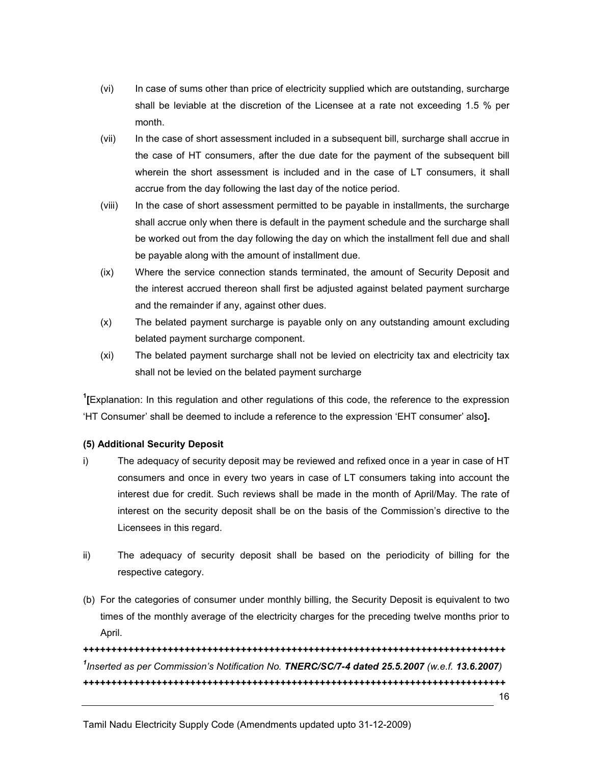(vi) In case of sums other than price of electricity supplied which are outstanding, surcharge shall be leviable at the discretion of the Licensee at a rate not exceeding 1.5 % per month.

(vii) In the case of short assessment included in a subsequent bill, surcharge shall accrue in the case of HT consumers, after the due date for the payment of the subsequent bill wherein the short assessment is included and in the case of LT consumers, it shall accrue from the day following the last day of the notice period.

(viii) In the case of short assessment permitted to be payable in installments, the surcharge shall accrue only when there is default in the payment schedule and the surcharge shall be worked out from the day following the day on which the installment fell due and shall be payable along with the amount of installment due.

(ix) Where the service connection stands terminated, the amount of Security Deposit and the interest accrued thereon shall first be adjusted against belated payment surcharge and the remainder if any, against other dues.

(x) The belated payment surcharge is payable only on any outstanding amount excluding belated payment surcharge component.

(xi) The belated payment surcharge shall not be levied on electricity tax and electricity tax shall not be levied on the belated payment surcharge

[1]**[**Explanation: In this regulation and other regulations of this code, the reference to the expression 'HT Consumer' shall be deemed to include a reference to the expression 'EHT consumer' also**].**

**(5) Additional Security Deposit**

i) The adequacy of security deposit may be reviewed and refixed once in a year in case of HT consumers and once in every two years in case of LT consumers taking into account the interest due for credit. Such reviews shall be made in the month of April/May. The rate of interest on the security deposit shall be on the basis of the Commission's directive to the Licensees in this regard.

ii) The adequacy of security deposit shall be based on the periodicity of billing for the respective category.

(b) For the categories of consumer under monthly billing, the Security Deposit is equivalent to two times of the monthly average of the electricity charges for the preceding twelve months prior to April.

**++++++++++++++++++++++++++++++++++++++++++++++++++++++++++++++++++++++++++++++++**

[1]*Inserted as per Commission's Notification No.* ***TNERC/SC/7-4 dated 25.5.2007*** *(w.e.f.* ***13.6.2007****)*

**++++++++++++++++++++++++++++++++++++++++++++++++++++++++++++++++++++++++++++++++**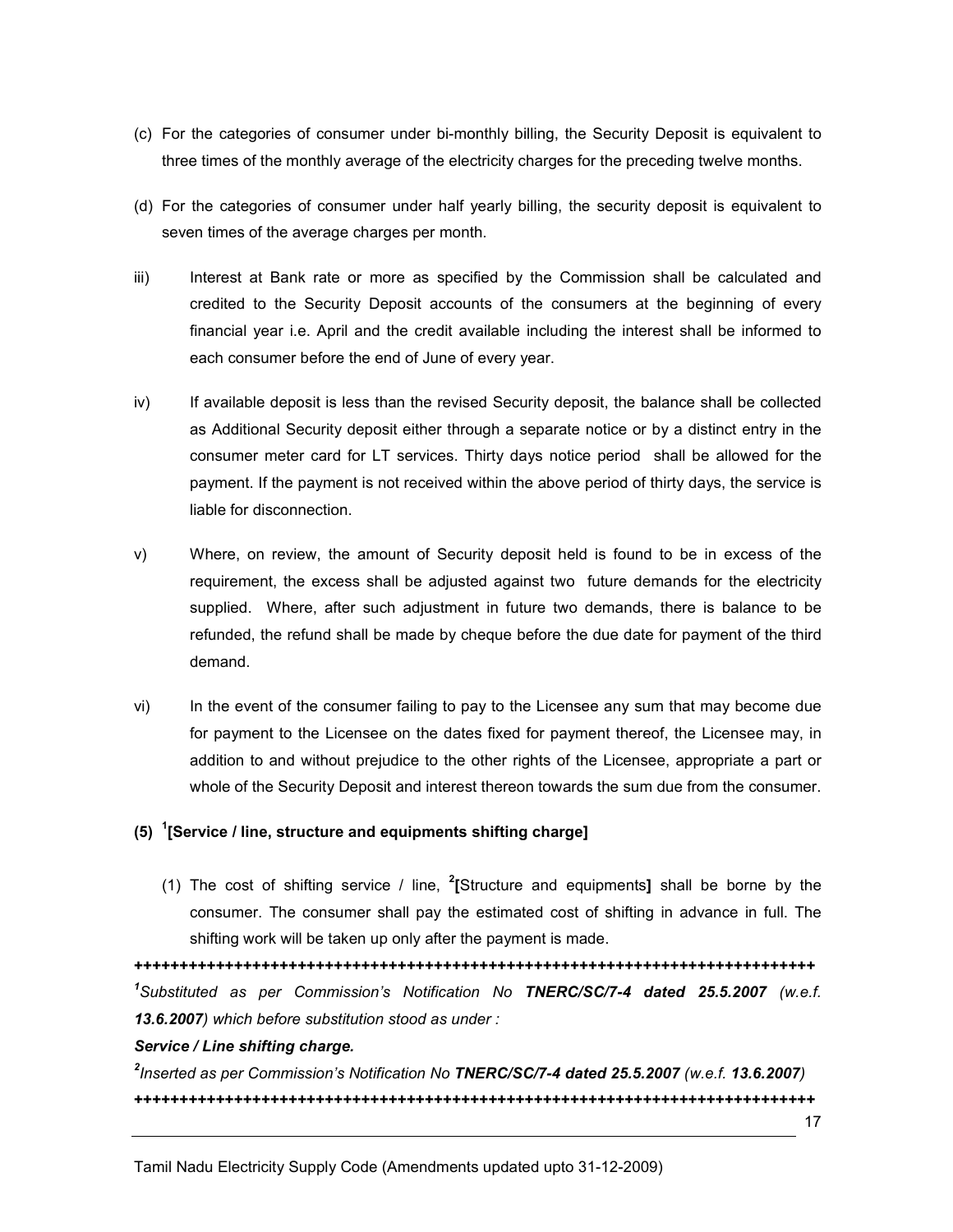(c) For the categories of consumer under bi-monthly billing, the Security Deposit is equivalent to three times of the monthly average of the electricity charges for the preceding twelve months.

(d) For the categories of consumer under half yearly billing, the security deposit is equivalent to seven times of the average charges per month.

iii) Interest at Bank rate or more as specified by the Commission shall be calculated and credited to the Security Deposit accounts of the consumers at the beginning of every financial year i.e. April and the credit available including the interest shall be informed to each consumer before the end of June of every year.

iv) If available deposit is less than the revised Security deposit, the balance shall be collected as Additional Security deposit either through a separate notice or by a distinct entry in the consumer meter card for LT services. Thirty days notice period shall be allowed for the payment. If the payment is not received within the above period of thirty days, the service is liable for disconnection.

v) Where, on review, the amount of Security deposit held is found to be in excess of the requirement, the excess shall be adjusted against two future demands for the electricity supplied. Where, after such adjustment in future two demands, there is balance to be refunded, the refund shall be made by cheque before the due date for payment of the third demand.

vi) In the event of the consumer failing to pay to the Licensee any sum that may become due for payment to the Licensee on the dates fixed for payment thereof, the Licensee may, in addition to and without prejudice to the other rights of the Licensee, appropriate a part or whole of the Security Deposit and interest thereon towards the sum due from the consumer.

**(5) [1][Service / line, structure and equipments shifting charge]**

(1) The cost of shifting service / line, [2]**[**Structure and equipments**]** shall be borne by the consumer. The consumer shall pay the estimated cost of shifting in advance in full. The shifting work will be taken up only after the payment is made.

**++++++++++++++++++++++++++++++++++++++++++++++++++++++++++++++++++++++++++++++**

*[1]Substituted as per Commission's Notification No **TNERC/SC/7-4 dated 25.5.2007** (w.e.f. **13.6.2007**) which before substitution stood as under :*

***Service / Line shifting charge.***

*[2]Inserted as per Commission's Notification No **TNERC/SC/7-4 dated 25.5.2007** (w.e.f. **13.6.2007**)*

**++++++++++++++++++++++++++++++++++++++++++++++++++++++++++++++++++++++++++++++**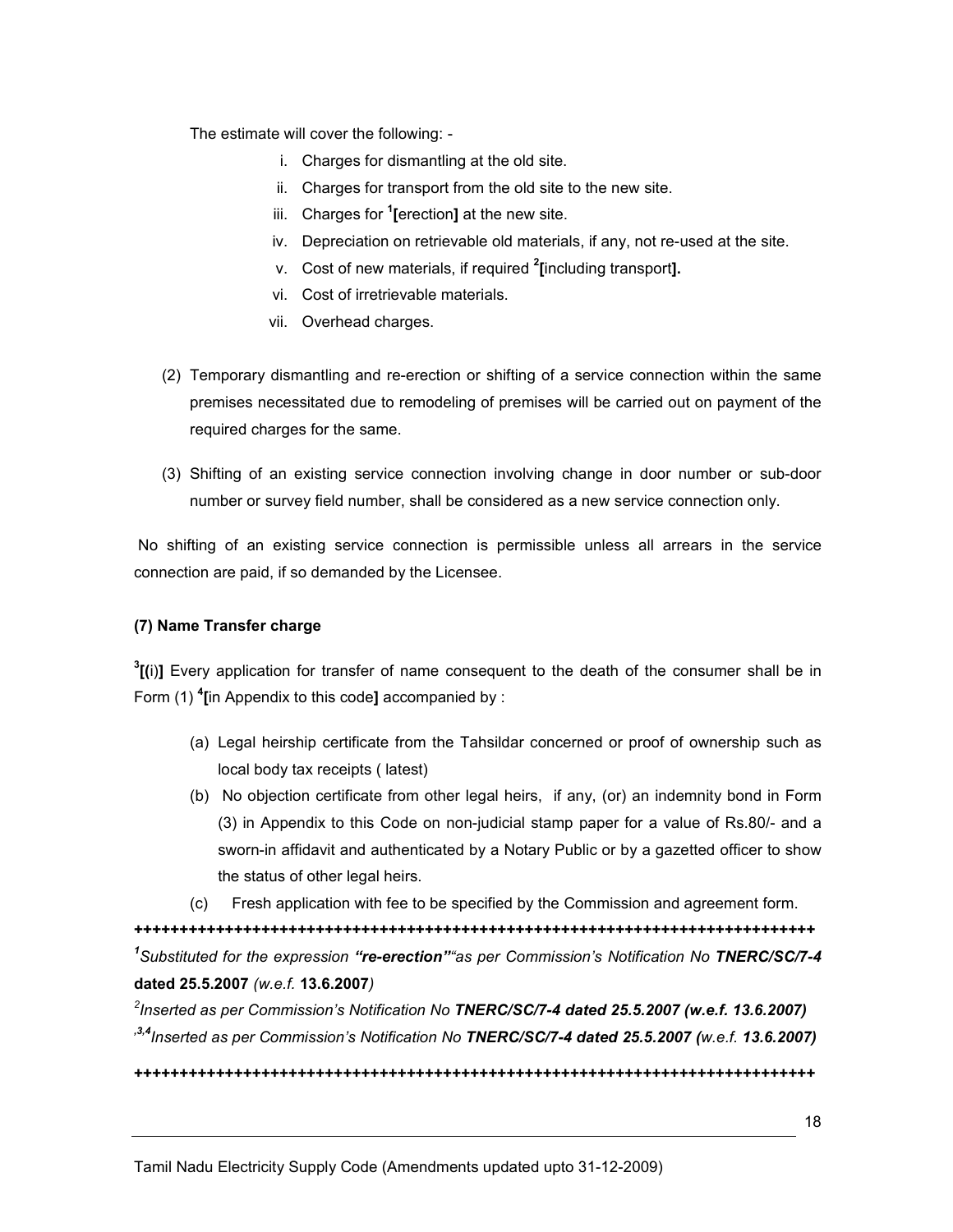The estimate will cover the following: -

i. Charges for dismantling at the old site.
ii. Charges for transport from the old site to the new site.
iii. Charges for [1]**[**erection**]** at the new site.
iv. Depreciation on retrievable old materials, if any, not re-used at the site.
v. Cost of new materials, if required [2]**[**including transport**].**
vi. Cost of irretrievable materials.
vii. Overhead charges.

(2) Temporary dismantling and re-erection or shifting of a service connection within the same premises necessitated due to remodeling of premises will be carried out on payment of the required charges for the same.

(3) Shifting of an existing service connection involving change in door number or sub-door number or survey field number, shall be considered as a new service connection only.

No shifting of an existing service connection is permissible unless all arrears in the service connection are paid, if so demanded by the Licensee.

**(7) Name Transfer charge**

[3]**[(**i)**]** Every application for transfer of name consequent to the death of the consumer shall be in Form (1) [4]**[**in Appendix to this code**]** accompanied by :

(a) Legal heirship certificate from the Tahsildar concerned or proof of ownership such as local body tax receipts ( latest)

(b) No objection certificate from other legal heirs, if any, (or) an indemnity bond in Form (3) in Appendix to this Code on non-judicial stamp paper for a value of Rs.80/- and a sworn-in affidavit and authenticated by a Notary Public or by a gazetted officer to show the status of other legal heirs.

(c) Fresh application with fee to be specified by the Commission and agreement form.

++++++++++++++++++++++++++++++++++++++++++++++++++++++++++++++++++++++++++++++

[1]*Substituted for the expression **"re-erection"**"as per Commission's Notification No **TNERC/SC/7-4*** **dated 25.5.2007** *(w.e.f.* **13.6.2007***)*

[2]*Inserted as per Commission's Notification No **TNERC/SC/7-4 dated 25.5.2007 (w.e.f. 13.6.2007)***

[3,4]*Inserted as per Commission's Notification No **TNERC/SC/7-4 dated 25.5.2007 (**w.e.f.* ***13.6.2007)***

++++++++++++++++++++++++++++++++++++++++++++++++++++++++++++++++++++++++++++++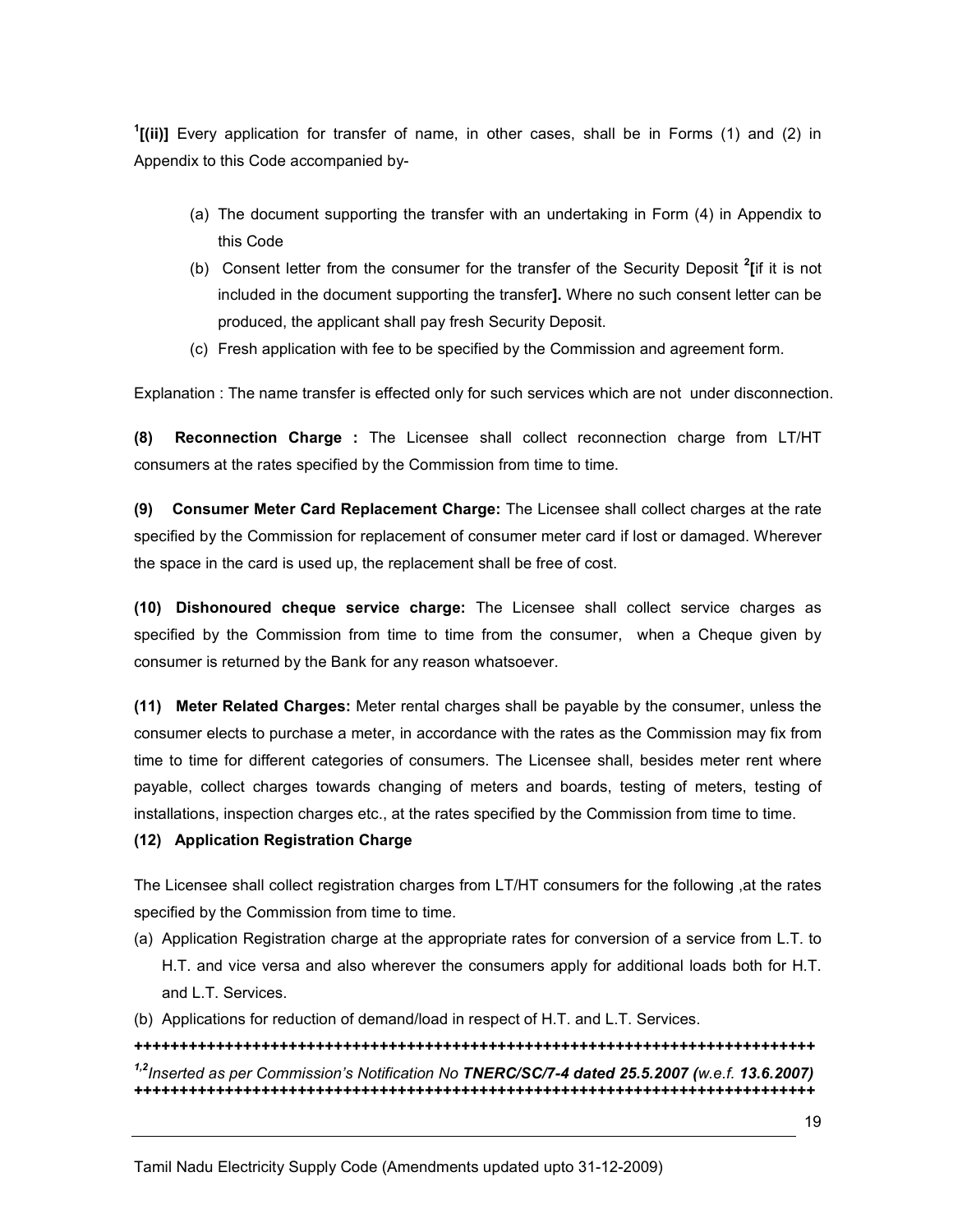[1][(ii)] Every application for transfer of name, in other cases, shall be in Forms (1) and (2) in Appendix to this Code accompanied by-

(a) The document supporting the transfer with an undertaking in Form (4) in Appendix to this Code

(b) Consent letter from the consumer for the transfer of the Security Deposit [2][if it is not included in the document supporting the transfer]. Where no such consent letter can be produced, the applicant shall pay fresh Security Deposit.

(c) Fresh application with fee to be specified by the Commission and agreement form.

Explanation : The name transfer is effected only for such services which are not under disconnection.

**(8) Reconnection Charge :** The Licensee shall collect reconnection charge from LT/HT consumers at the rates specified by the Commission from time to time.

**(9) Consumer Meter Card Replacement Charge:** The Licensee shall collect charges at the rate specified by the Commission for replacement of consumer meter card if lost or damaged. Wherever the space in the card is used up, the replacement shall be free of cost.

**(10) Dishonoured cheque service charge:** The Licensee shall collect service charges as specified by the Commission from time to time from the consumer, when a Cheque given by consumer is returned by the Bank for any reason whatsoever.

**(11) Meter Related Charges:** Meter rental charges shall be payable by the consumer, unless the consumer elects to purchase a meter, in accordance with the rates as the Commission may fix from time to time for different categories of consumers. The Licensee shall, besides meter rent where payable, collect charges towards changing of meters and boards, testing of meters, testing of installations, inspection charges etc., at the rates specified by the Commission from time to time.

**(12) Application Registration Charge**

The Licensee shall collect registration charges from LT/HT consumers for the following ,at the rates specified by the Commission from time to time.

(a) Application Registration charge at the appropriate rates for conversion of a service from L.T. to H.T. and vice versa and also wherever the consumers apply for additional loads both for H.T. and L.T. Services.

(b) Applications for reduction of demand/load in respect of H.T. and L.T. Services.

++++++++++++++++++++++++++++++++++++++++++++++++++++++++++++++++++++++++++++++++

[1,2]*Inserted as per Commission's Notification No* ***TNERC/SC/7-4 dated 25.5.2007*** *(w.e.f.* ***13.6.2007)***

++++++++++++++++++++++++++++++++++++++++++++++++++++++++++++++++++++++++++++++++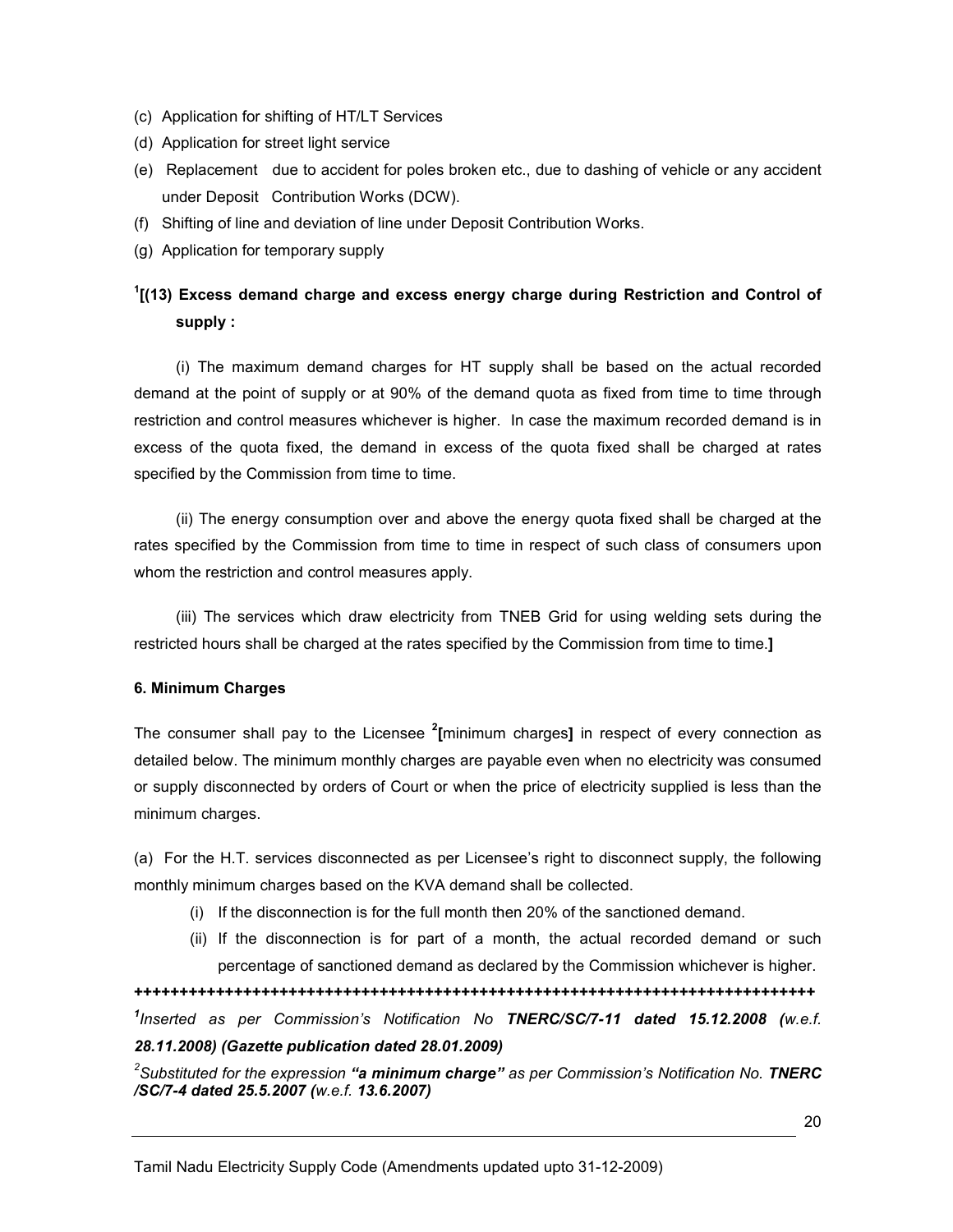(c) Application for shifting of HT/LT Services
(d) Application for street light service
(e) Replacement due to accident for poles broken etc., due to dashing of vehicle or any accident under Deposit Contribution Works (DCW).
(f) Shifting of line and deviation of line under Deposit Contribution Works.
(g) Application for temporary supply

**[1][(13) Excess demand charge and excess energy charge during Restriction and Control of supply :**

(i) The maximum demand charges for HT supply shall be based on the actual recorded demand at the point of supply or at 90% of the demand quota as fixed from time to time through restriction and control measures whichever is higher. In case the maximum recorded demand is in excess of the quota fixed, the demand in excess of the quota fixed shall be charged at rates specified by the Commission from time to time.

(ii) The energy consumption over and above the energy quota fixed shall be charged at the rates specified by the Commission from time to time in respect of such class of consumers upon whom the restriction and control measures apply.

(iii) The services which draw electricity from TNEB Grid for using welding sets during the restricted hours shall be charged at the rates specified by the Commission from time to time.**]**

**6. Minimum Charges**

The consumer shall pay to the Licensee **[2][**minimum charges**]** in respect of every connection as detailed below. The minimum monthly charges are payable even when no electricity was consumed or supply disconnected by orders of Court or when the price of electricity supplied is less than the minimum charges.

(a) For the H.T. services disconnected as per Licensee's right to disconnect supply, the following monthly minimum charges based on the KVA demand shall be collected.

(i) If the disconnection is for the full month then 20% of the sanctioned demand.

(ii) If the disconnection is for part of a month, the actual recorded demand or such percentage of sanctioned demand as declared by the Commission whichever is higher.

++++++++++++++++++++++++++++++++++++++++++++++++++++++++++++++++++++++++++++

*[1]Inserted as per Commission's Notification No* ***TNERC/SC/7-11 dated 15.12.2008*** ***(****w.e.f.* ***28.11.2008) (Gazette publication dated 28.01.2009)***

*[2]Substituted for the expression* ***"a minimum charge"*** *as per Commission's Notification No.* ***TNERC /SC/7-4 dated 25.5.2007 (****w.e.f.* ***13.6.2007)***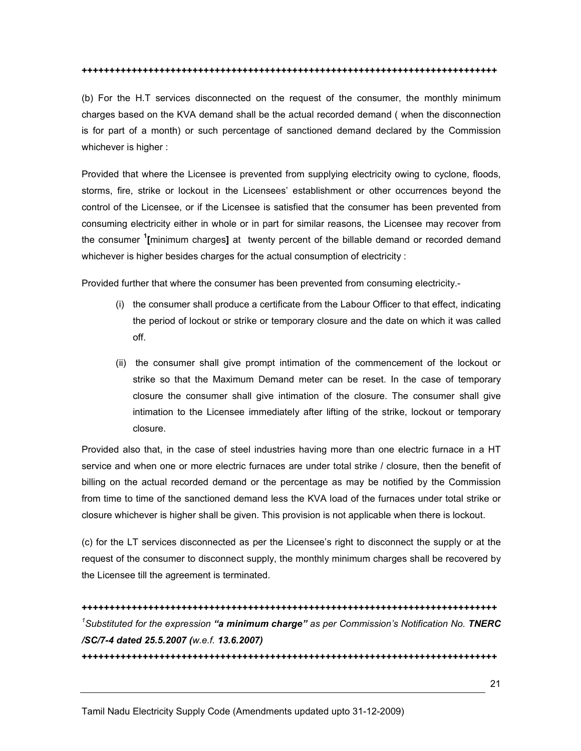++++++++++++++++++++++++++++++++++++++++++++++++++++++++++++++++++++++++++++++

(b) For the H.T services disconnected on the request of the consumer, the monthly minimum charges based on the KVA demand shall be the actual recorded demand ( when the disconnection is for part of a month) or such percentage of sanctioned demand declared by the Commission whichever is higher :

Provided that where the Licensee is prevented from supplying electricity owing to cyclone, floods, storms, fire, strike or lockout in the Licensees' establishment or other occurrences beyond the control of the Licensee, or if the Licensee is satisfied that the consumer has been prevented from consuming electricity either in whole or in part for similar reasons, the Licensee may recover from the consumer [1]**[**minimum charges**]** at twenty percent of the billable demand or recorded demand whichever is higher besides charges for the actual consumption of electricity :

Provided further that where the consumer has been prevented from consuming electricity.-

(i) the consumer shall produce a certificate from the Labour Officer to that effect, indicating the period of lockout or strike or temporary closure and the date on which it was called off.

(ii) the consumer shall give prompt intimation of the commencement of the lockout or strike so that the Maximum Demand meter can be reset. In the case of temporary closure the consumer shall give intimation of the closure. The consumer shall give intimation to the Licensee immediately after lifting of the strike, lockout or temporary closure.

Provided also that, in the case of steel industries having more than one electric furnace in a HT service and when one or more electric furnaces are under total strike / closure, then the benefit of billing on the actual recorded demand or the percentage as may be notified by the Commission from time to time of the sanctioned demand less the KVA load of the furnaces under total strike or closure whichever is higher shall be given. This provision is not applicable when there is lockout.

(c) for the LT services disconnected as per the Licensee's right to disconnect the supply or at the request of the consumer to disconnect supply, the monthly minimum charges shall be recovered by the Licensee till the agreement is terminated.

++++++++++++++++++++++++++++++++++++++++++++++++++++++++++++++++++++++++++++++

[1]*Substituted for the expression **"a minimum charge"** as per Commission's Notification No. **TNERC /SC/7-4 dated 25.5.2007 (**w.e.f. **13.6.2007)***

++++++++++++++++++++++++++++++++++++++++++++++++++++++++++++++++++++++++++++++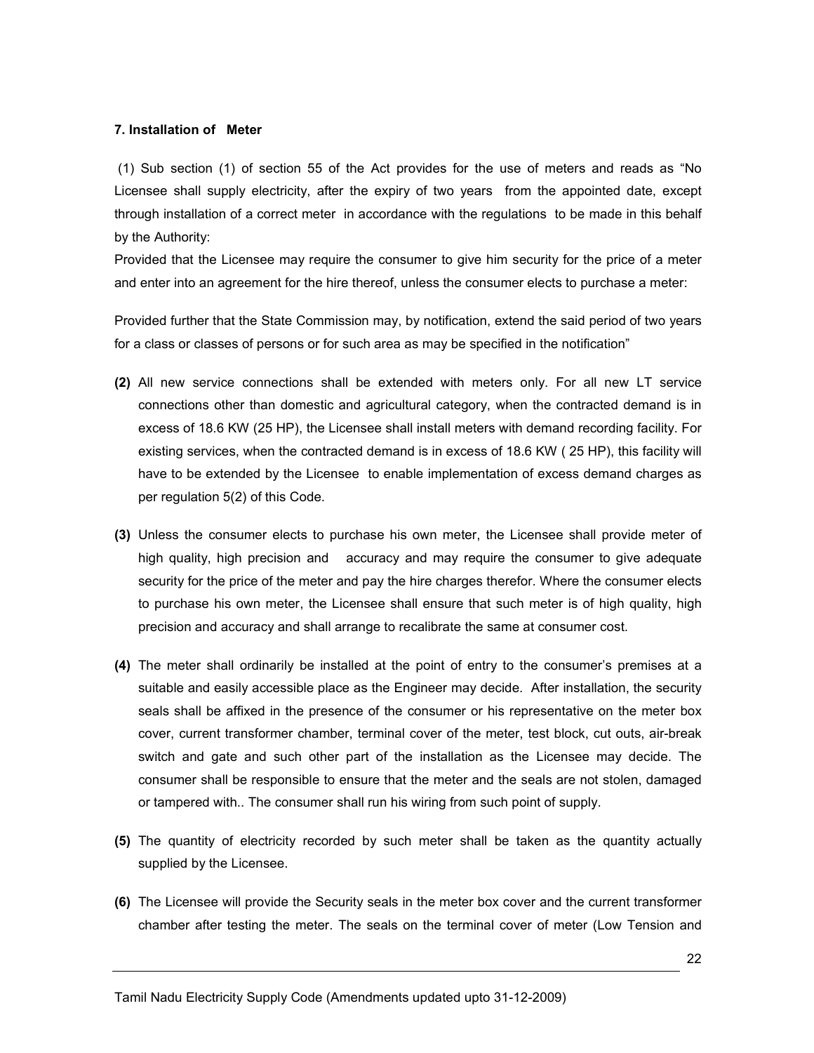**7. Installation of Meter**

(1) Sub section (1) of section 55 of the Act provides for the use of meters and reads as "No Licensee shall supply electricity, after the expiry of two years from the appointed date, except through installation of a correct meter in accordance with the regulations to be made in this behalf by the Authority:

Provided that the Licensee may require the consumer to give him security for the price of a meter and enter into an agreement for the hire thereof, unless the consumer elects to purchase a meter:

Provided further that the State Commission may, by notification, extend the said period of two years for a class or classes of persons or for such area as may be specified in the notification"

**(2)** All new service connections shall be extended with meters only. For all new LT service connections other than domestic and agricultural category, when the contracted demand is in excess of 18.6 KW (25 HP), the Licensee shall install meters with demand recording facility. For existing services, when the contracted demand is in excess of 18.6 KW ( 25 HP), this facility will have to be extended by the Licensee to enable implementation of excess demand charges as per regulation 5(2) of this Code.

**(3)** Unless the consumer elects to purchase his own meter, the Licensee shall provide meter of high quality, high precision and accuracy and may require the consumer to give adequate security for the price of the meter and pay the hire charges therefor. Where the consumer elects to purchase his own meter, the Licensee shall ensure that such meter is of high quality, high precision and accuracy and shall arrange to recalibrate the same at consumer cost.

**(4)** The meter shall ordinarily be installed at the point of entry to the consumer's premises at a suitable and easily accessible place as the Engineer may decide. After installation, the security seals shall be affixed in the presence of the consumer or his representative on the meter box cover, current transformer chamber, terminal cover of the meter, test block, cut outs, air-break switch and gate and such other part of the installation as the Licensee may decide. The consumer shall be responsible to ensure that the meter and the seals are not stolen, damaged or tampered with.. The consumer shall run his wiring from such point of supply.

**(5)** The quantity of electricity recorded by such meter shall be taken as the quantity actually supplied by the Licensee.

**(6)** The Licensee will provide the Security seals in the meter box cover and the current transformer chamber after testing the meter. The seals on the terminal cover of meter (Low Tension and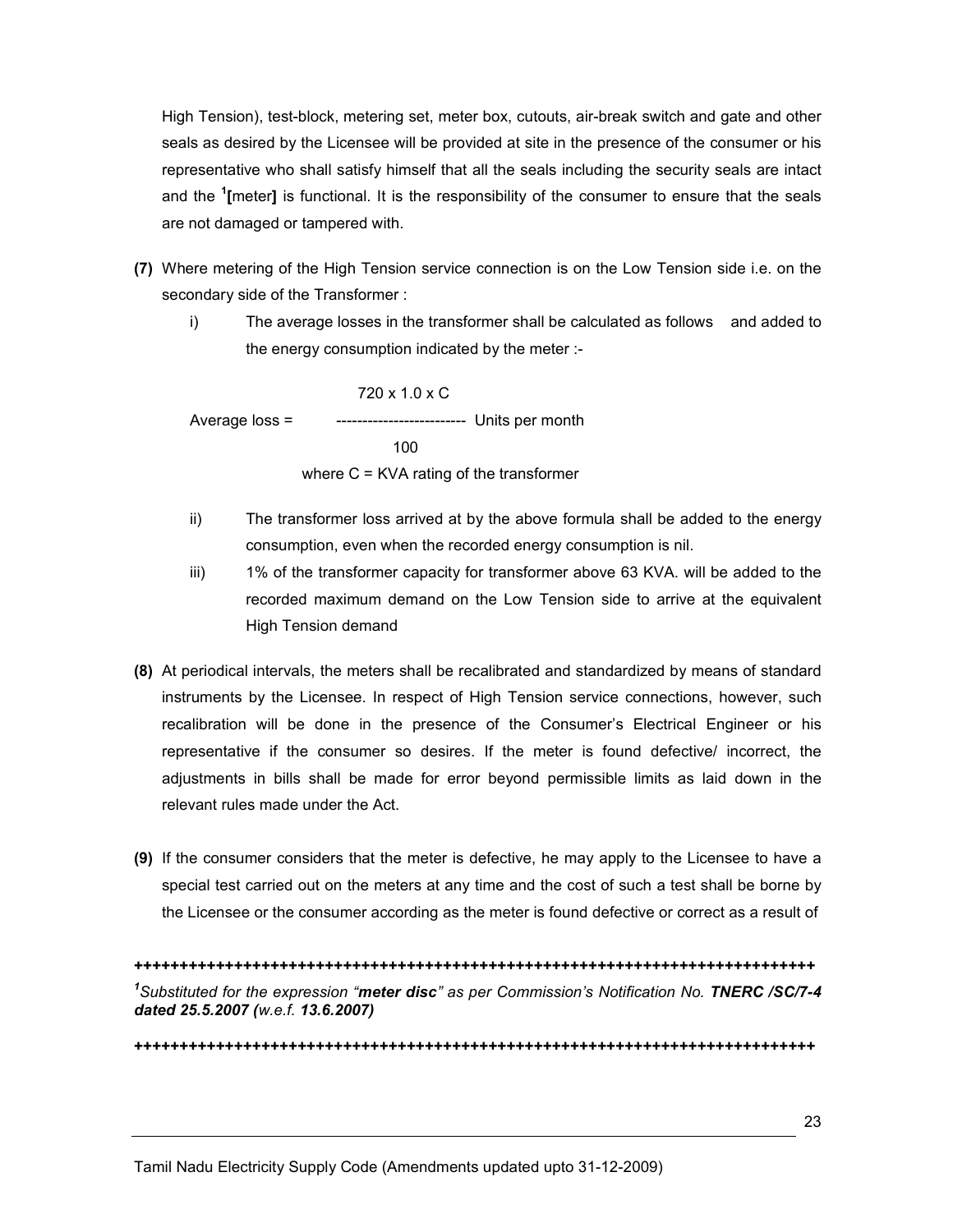High Tension), test-block, metering set, meter box, cutouts, air-break switch and gate and other seals as desired by the Licensee will be provided at site in the presence of the consumer or his representative who shall satisfy himself that all the seals including the security seals are intact and the [1]**[**meter**]** is functional. It is the responsibility of the consumer to ensure that the seals are not damaged or tampered with.

**(7)** Where metering of the High Tension service connection is on the Low Tension side i.e. on the secondary side of the Transformer :

i) The average losses in the transformer shall be calculated as follows and added to the energy consumption indicated by the meter :-

$$\text{Average loss} = \frac{720 \times 1.0 \times C}{100} \text{ Units per month}$$

where C = KVA rating of the transformer

ii) The transformer loss arrived at by the above formula shall be added to the energy consumption, even when the recorded energy consumption is nil.

iii) 1% of the transformer capacity for transformer above 63 KVA. will be added to the recorded maximum demand on the Low Tension side to arrive at the equivalent High Tension demand

**(8)** At periodical intervals, the meters shall be recalibrated and standardized by means of standard instruments by the Licensee. In respect of High Tension service connections, however, such recalibration will be done in the presence of the Consumer's Electrical Engineer or his representative if the consumer so desires. If the meter is found defective/ incorrect, the adjustments in bills shall be made for error beyond permissible limits as laid down in the relevant rules made under the Act.

**(9)** If the consumer considers that the meter is defective, he may apply to the Licensee to have a special test carried out on the meters at any time and the cost of such a test shall be borne by the Licensee or the consumer according as the meter is found defective or correct as a result of

++++++++++++++++++++++++++++++++++++++++++++++++++++++++++++++++++++++++++++++++

[1]*Substituted for the expression "**meter disc**" as per Commission's Notification No. **TNERC /SC/7-4 dated 25.5.2007 (**w.e.f. **13.6.2007)***

++++++++++++++++++++++++++++++++++++++++++++++++++++++++++++++++++++++++++++++++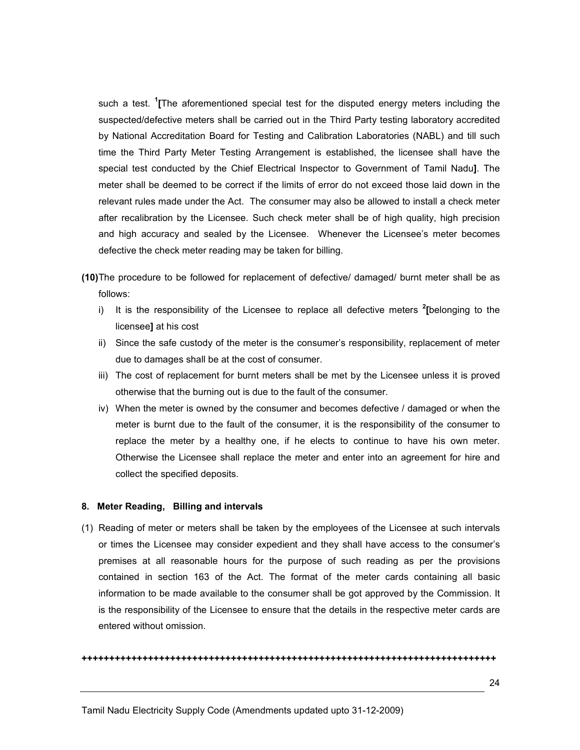such a test. [1]**[**The aforementioned special test for the disputed energy meters including the suspected/defective meters shall be carried out in the Third Party testing laboratory accredited by National Accreditation Board for Testing and Calibration Laboratories (NABL) and till such time the Third Party Meter Testing Arrangement is established, the licensee shall have the special test conducted by the Chief Electrical Inspector to Government of Tamil Nadu**]**. The meter shall be deemed to be correct if the limits of error do not exceed those laid down in the relevant rules made under the Act. The consumer may also be allowed to install a check meter after recalibration by the Licensee. Such check meter shall be of high quality, high precision and high accuracy and sealed by the Licensee. Whenever the Licensee's meter becomes defective the check meter reading may be taken for billing.

**(10)** The procedure to be followed for replacement of defective/ damaged/ burnt meter shall be as follows:

i) It is the responsibility of the Licensee to replace all defective meters [2]**[**belonging to the licensee**]** at his cost

ii) Since the safe custody of the meter is the consumer's responsibility, replacement of meter due to damages shall be at the cost of consumer.

iii) The cost of replacement for burnt meters shall be met by the Licensee unless it is proved otherwise that the burning out is due to the fault of the consumer.

iv) When the meter is owned by the consumer and becomes defective / damaged or when the meter is burnt due to the fault of the consumer, it is the responsibility of the consumer to replace the meter by a healthy one, if he elects to continue to have his own meter. Otherwise the Licensee shall replace the meter and enter into an agreement for hire and collect the specified deposits.

### 8. Meter Reading, Billing and intervals

(1) Reading of meter or meters shall be taken by the employees of the Licensee at such intervals or times the Licensee may consider expedient and they shall have access to the consumer's premises at all reasonable hours for the purpose of such reading as per the provisions contained in section 163 of the Act. The format of the meter cards containing all basic information to be made available to the consumer shall be got approved by the Commission. It is the responsibility of the Licensee to ensure that the details in the respective meter cards are entered without omission.

++++++++++++++++++++++++++++++++++++++++++++++++++++++++++++++++++++++++++++++++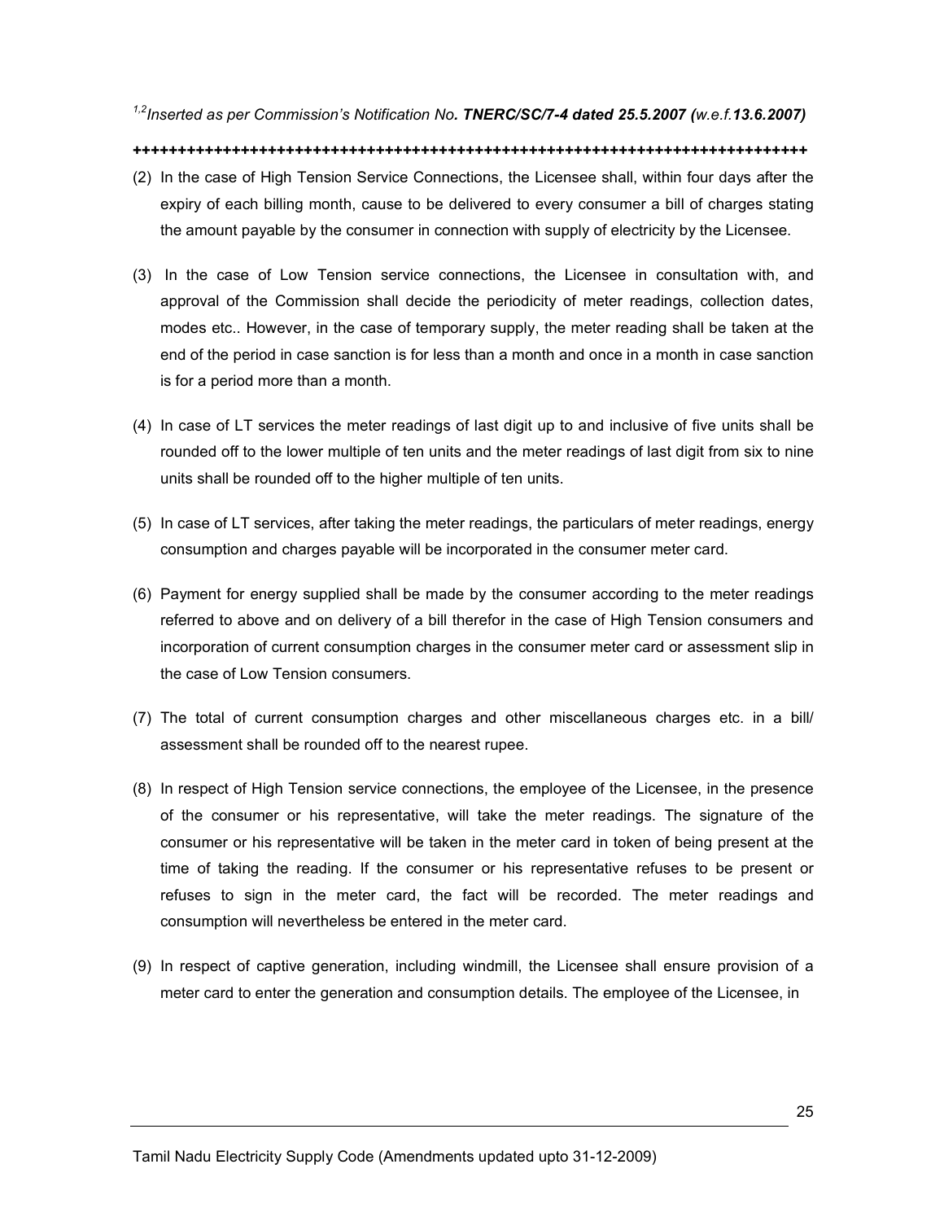[1,2]*Inserted as per Commission's Notification No. **TNERC/SC/7-4 dated 25.5.2007** (w.e.f.**13.6.2007**)*

**++++++++++++++++++++++++++++++++++++++++++++++++++++++++++++++++++++++++++++**

(2) In the case of High Tension Service Connections, the Licensee shall, within four days after the expiry of each billing month, cause to be delivered to every consumer a bill of charges stating the amount payable by the consumer in connection with supply of electricity by the Licensee.

(3) In the case of Low Tension service connections, the Licensee in consultation with, and approval of the Commission shall decide the periodicity of meter readings, collection dates, modes etc.. However, in the case of temporary supply, the meter reading shall be taken at the end of the period in case sanction is for less than a month and once in a month in case sanction is for a period more than a month.

(4) In case of LT services the meter readings of last digit up to and inclusive of five units shall be rounded off to the lower multiple of ten units and the meter readings of last digit from six to nine units shall be rounded off to the higher multiple of ten units.

(5) In case of LT services, after taking the meter readings, the particulars of meter readings, energy consumption and charges payable will be incorporated in the consumer meter card.

(6) Payment for energy supplied shall be made by the consumer according to the meter readings referred to above and on delivery of a bill therefor in the case of High Tension consumers and incorporation of current consumption charges in the consumer meter card or assessment slip in the case of Low Tension consumers.

(7) The total of current consumption charges and other miscellaneous charges etc. in a bill/ assessment shall be rounded off to the nearest rupee.

(8) In respect of High Tension service connections, the employee of the Licensee, in the presence of the consumer or his representative, will take the meter readings. The signature of the consumer or his representative will be taken in the meter card in token of being present at the time of taking the reading. If the consumer or his representative refuses to be present or refuses to sign in the meter card, the fact will be recorded. The meter readings and consumption will nevertheless be entered in the meter card.

(9) In respect of captive generation, including windmill, the Licensee shall ensure provision of a meter card to enter the generation and consumption details. The employee of the Licensee, in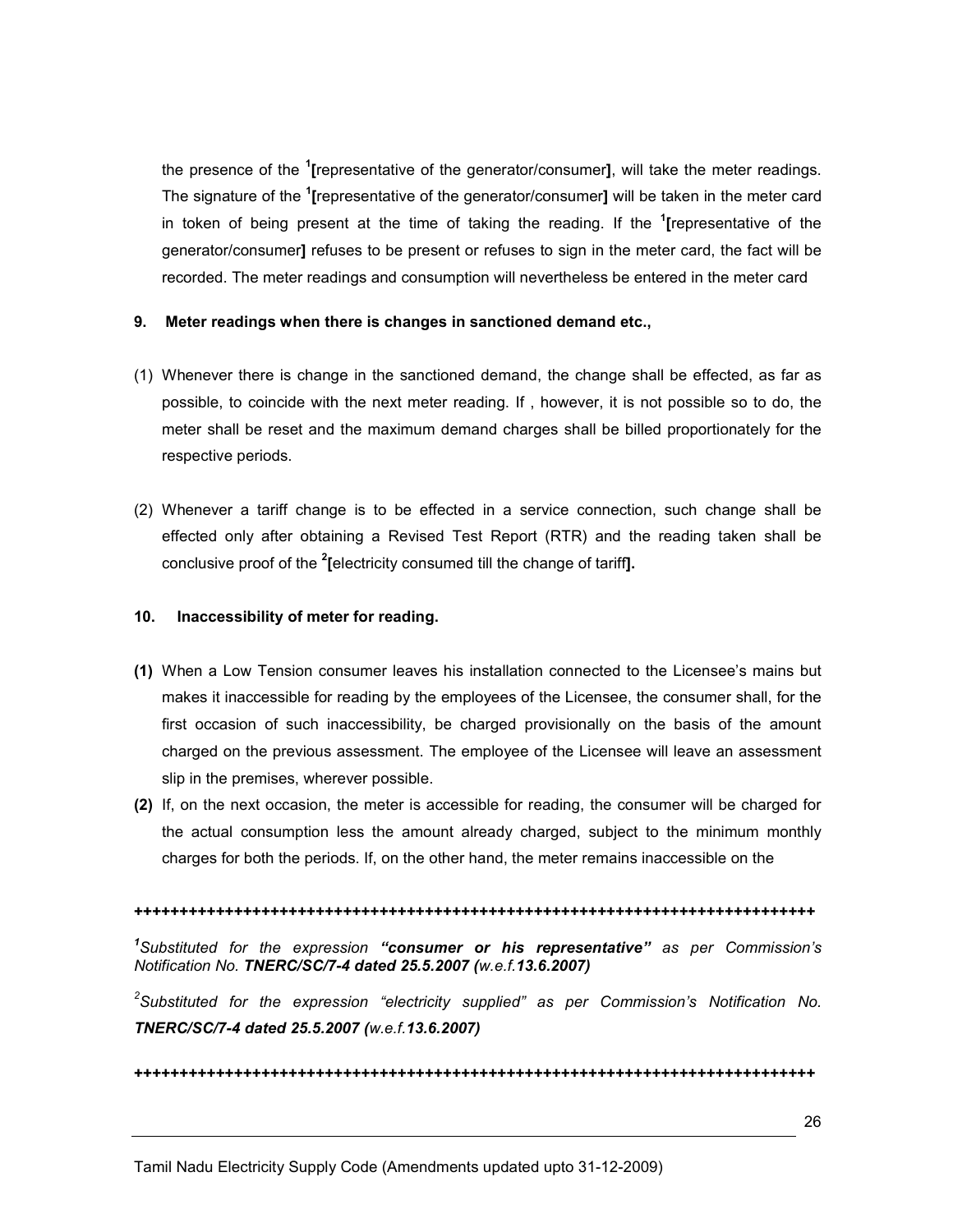the presence of the [1][representative of the generator/consumer], will take the meter readings. The signature of the [1][representative of the generator/consumer] will be taken in the meter card in token of being present at the time of taking the reading. If the [1][representative of the generator/consumer] refuses to be present or refuses to sign in the meter card, the fact will be recorded. The meter readings and consumption will nevertheless be entered in the meter card

**9. Meter readings when there is changes in sanctioned demand etc.,**

(1) Whenever there is change in the sanctioned demand, the change shall be effected, as far as possible, to coincide with the next meter reading. If , however, it is not possible so to do, the meter shall be reset and the maximum demand charges shall be billed proportionately for the respective periods.

(2) Whenever a tariff change is to be effected in a service connection, such change shall be effected only after obtaining a Revised Test Report (RTR) and the reading taken shall be conclusive proof of the [2][electricity consumed till the change of tariff].

**10. Inaccessibility of meter for reading.**

**(1)** When a Low Tension consumer leaves his installation connected to the Licensee's mains but makes it inaccessible for reading by the employees of the Licensee, the consumer shall, for the first occasion of such inaccessibility, be charged provisionally on the basis of the amount charged on the previous assessment. The employee of the Licensee will leave an assessment slip in the premises, wherever possible.

**(2)** If, on the next occasion, the meter is accessible for reading, the consumer will be charged for the actual consumption less the amount already charged, subject to the minimum monthly charges for both the periods. If, on the other hand, the meter remains inaccessible on the

++++++++++++++++++++++++++++++++++++++++++++++++++++++++++++++++++++++++++++++

[1]*Substituted for the expression* ***"consumer or his representative"*** *as per Commission's Notification No.* ***TNERC/SC/7-4 dated 25.5.2007*** *(w.e.f.**13.6.2007**)*

[2]*Substituted for the expression "electricity supplied" as per Commission's Notification No.* ***TNERC/SC/7-4 dated 25.5.2007*** *(w.e.f.**13.6.2007**)*

++++++++++++++++++++++++++++++++++++++++++++++++++++++++++++++++++++++++++++++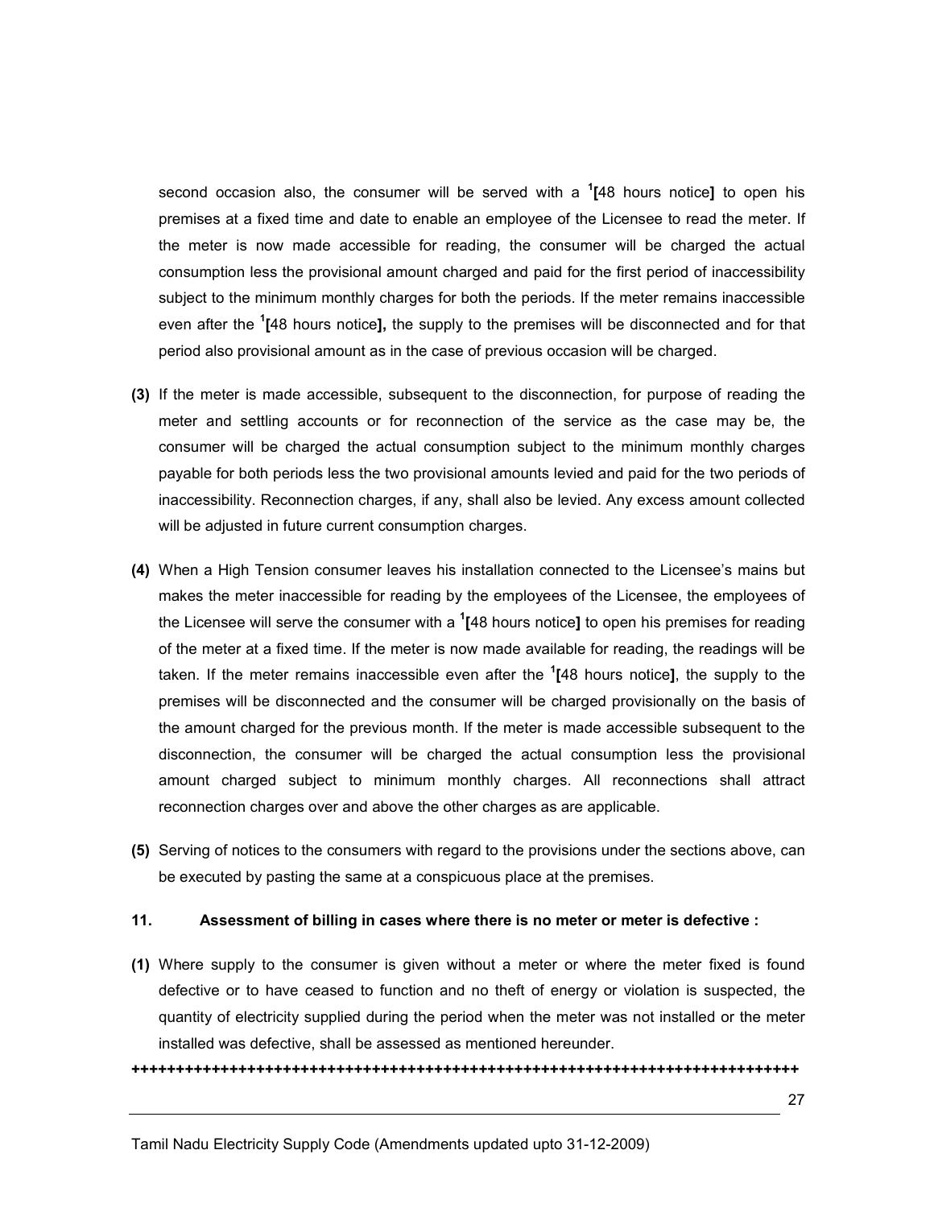second occasion also, the consumer will be served with a [1][48 hours notice] to open his premises at a fixed time and date to enable an employee of the Licensee to read the meter. If the meter is now made accessible for reading, the consumer will be charged the actual consumption less the provisional amount charged and paid for the first period of inaccessibility subject to the minimum monthly charges for both the periods. If the meter remains inaccessible even after the [1][48 hours notice], the supply to the premises will be disconnected and for that period also provisional amount as in the case of previous occasion will be charged.

**(3)** If the meter is made accessible, subsequent to the disconnection, for purpose of reading the meter and settling accounts or for reconnection of the service as the case may be, the consumer will be charged the actual consumption subject to the minimum monthly charges payable for both periods less the two provisional amounts levied and paid for the two periods of inaccessibility. Reconnection charges, if any, shall also be levied. Any excess amount collected will be adjusted in future current consumption charges.

**(4)** When a High Tension consumer leaves his installation connected to the Licensee's mains but makes the meter inaccessible for reading by the employees of the Licensee, the employees of the Licensee will serve the consumer with a [1][48 hours notice] to open his premises for reading of the meter at a fixed time. If the meter is now made available for reading, the readings will be taken. If the meter remains inaccessible even after the [1][48 hours notice], the supply to the premises will be disconnected and the consumer will be charged provisionally on the basis of the amount charged for the previous month. If the meter is made accessible subsequent to the disconnection, the consumer will be charged the actual consumption less the provisional amount charged subject to minimum monthly charges. All reconnections shall attract reconnection charges over and above the other charges as are applicable.

**(5)** Serving of notices to the consumers with regard to the provisions under the sections above, can be executed by pasting the same at a conspicuous place at the premises.

**11. Assessment of billing in cases where there is no meter or meter is defective :**

**(1)** Where supply to the consumer is given without a meter or where the meter fixed is found defective or to have ceased to function and no theft of energy or violation is suspected, the quantity of electricity supplied during the period when the meter was not installed or the meter installed was defective, shall be assessed as mentioned hereunder.

++++++++++++++++++++++++++++++++++++++++++++++++++++++++++++++++++++++++++++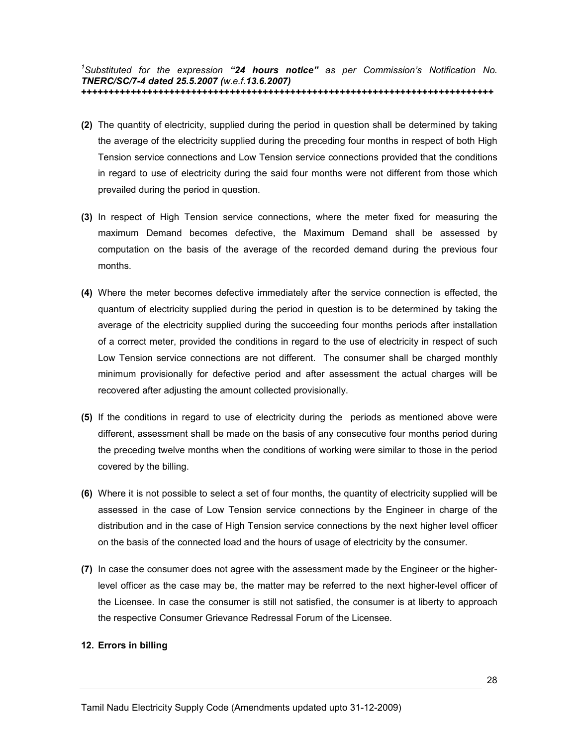[1]Substituted for the expression ***"24 hours notice"*** as per Commission's Notification No. ***TNERC/SC/7-4 dated 25.5.2007*** *(w.e.f.**13.6.2007**)*
**+++++++++++++++++++++++++++++++++++++++++++++++++++++++++++++++++++++++++++++**

**(2)** The quantity of electricity, supplied during the period in question shall be determined by taking the average of the electricity supplied during the preceding four months in respect of both High Tension service connections and Low Tension service connections provided that the conditions in regard to use of electricity during the said four months were not different from those which prevailed during the period in question.

**(3)** In respect of High Tension service connections, where the meter fixed for measuring the maximum Demand becomes defective, the Maximum Demand shall be assessed by computation on the basis of the average of the recorded demand during the previous four months.

**(4)** Where the meter becomes defective immediately after the service connection is effected, the quantum of electricity supplied during the period in question is to be determined by taking the average of the electricity supplied during the succeeding four months periods after installation of a correct meter, provided the conditions in regard to the use of electricity in respect of such Low Tension service connections are not different. The consumer shall be charged monthly minimum provisionally for defective period and after assessment the actual charges will be recovered after adjusting the amount collected provisionally.

**(5)** If the conditions in regard to use of electricity during the periods as mentioned above were different, assessment shall be made on the basis of any consecutive four months period during the preceding twelve months when the conditions of working were similar to those in the period covered by the billing.

**(6)** Where it is not possible to select a set of four months, the quantity of electricity supplied will be assessed in the case of Low Tension service connections by the Engineer in charge of the distribution and in the case of High Tension service connections by the next higher level officer on the basis of the connected load and the hours of usage of electricity by the consumer.

**(7)** In case the consumer does not agree with the assessment made by the Engineer or the higher-level officer as the case may be, the matter may be referred to the next higher-level officer of the Licensee. In case the consumer is still not satisfied, the consumer is at liberty to approach the respective Consumer Grievance Redressal Forum of the Licensee.

**12. Errors in billing**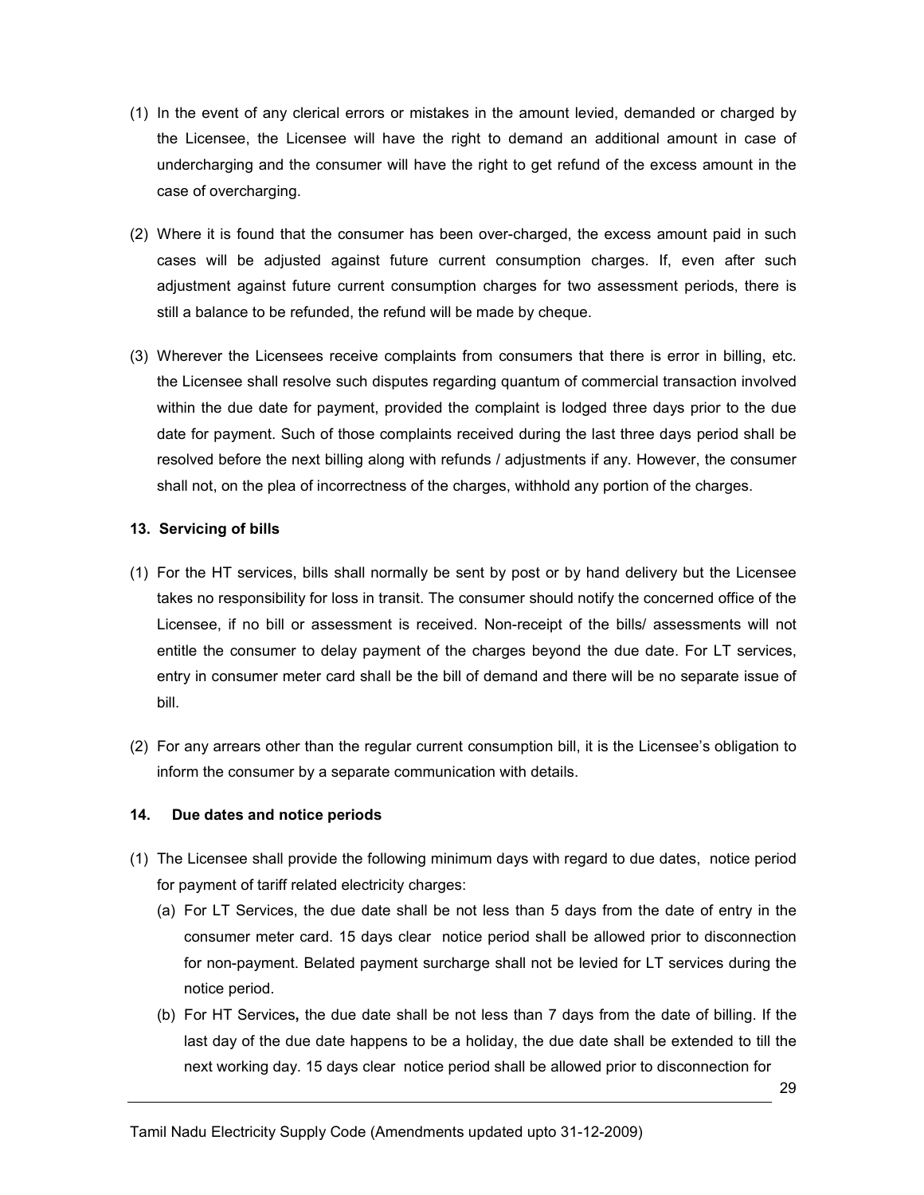(1) In the event of any clerical errors or mistakes in the amount levied, demanded or charged by the Licensee, the Licensee will have the right to demand an additional amount in case of undercharging and the consumer will have the right to get refund of the excess amount in the case of overcharging.

(2) Where it is found that the consumer has been over-charged, the excess amount paid in such cases will be adjusted against future current consumption charges. If, even after such adjustment against future current consumption charges for two assessment periods, there is still a balance to be refunded, the refund will be made by cheque.

(3) Wherever the Licensees receive complaints from consumers that there is error in billing, etc. the Licensee shall resolve such disputes regarding quantum of commercial transaction involved within the due date for payment, provided the complaint is lodged three days prior to the due date for payment. Such of those complaints received during the last three days period shall be resolved before the next billing along with refunds / adjustments if any. However, the consumer shall not, on the plea of incorrectness of the charges, withhold any portion of the charges.

**13. Servicing of bills**

(1) For the HT services, bills shall normally be sent by post or by hand delivery but the Licensee takes no responsibility for loss in transit. The consumer should notify the concerned office of the Licensee, if no bill or assessment is received. Non-receipt of the bills/ assessments will not entitle the consumer to delay payment of the charges beyond the due date. For LT services, entry in consumer meter card shall be the bill of demand and there will be no separate issue of bill.

(2) For any arrears other than the regular current consumption bill, it is the Licensee's obligation to inform the consumer by a separate communication with details.

**14. Due dates and notice periods**

(1) The Licensee shall provide the following minimum days with regard to due dates, notice period for payment of tariff related electricity charges:

   (a) For LT Services, the due date shall be not less than 5 days from the date of entry in the consumer meter card. 15 days clear notice period shall be allowed prior to disconnection for non-payment. Belated payment surcharge shall not be levied for LT services during the notice period.

   (b) For HT Services**,** the due date shall be not less than 7 days from the date of billing. If the last day of the due date happens to be a holiday, the due date shall be extended to till the next working day. 15 days clear notice period shall be allowed prior to disconnection for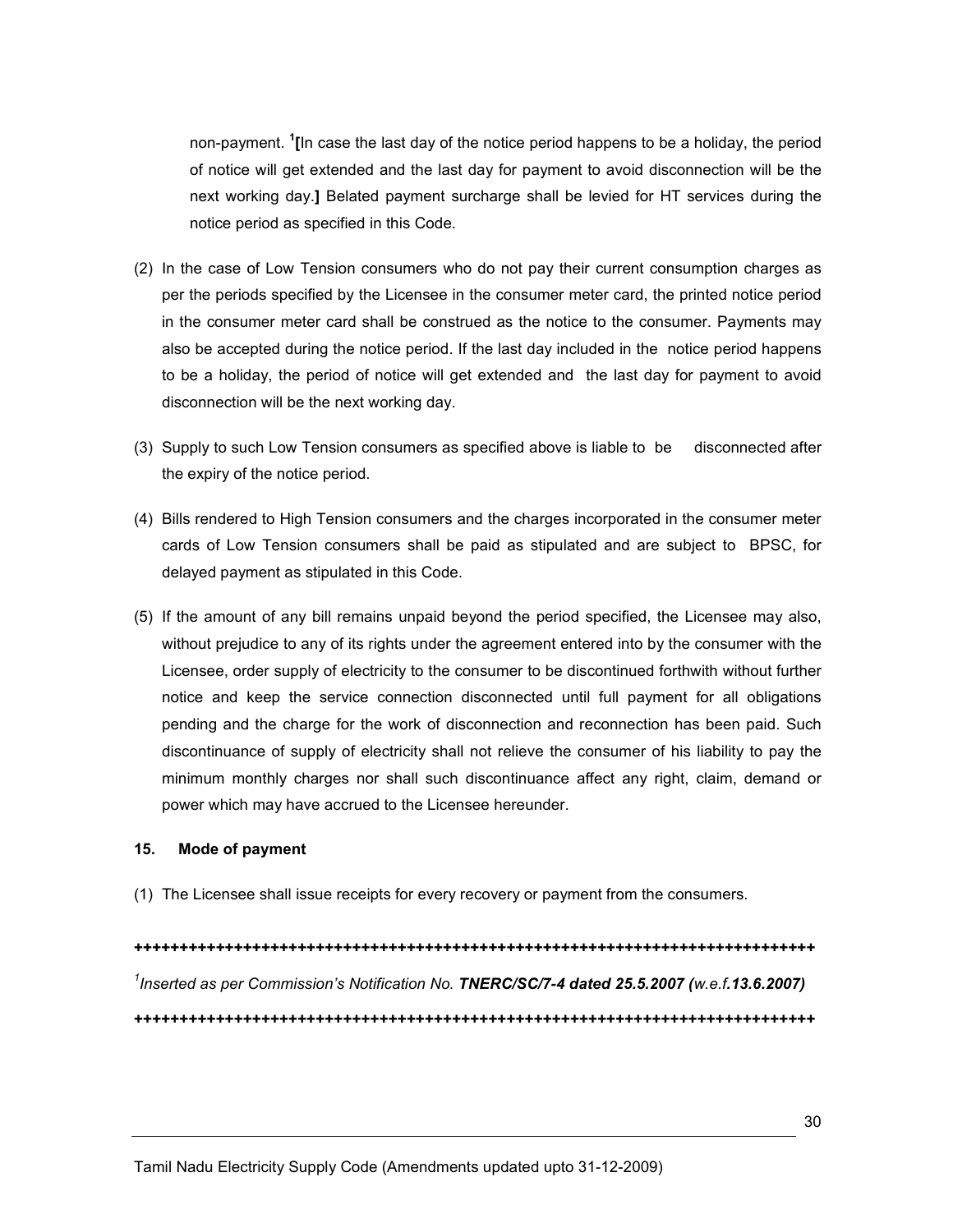non-payment. [1][In case the last day of the notice period happens to be a holiday, the period of notice will get extended and the last day for payment to avoid disconnection will be the next working day.] Belated payment surcharge shall be levied for HT services during the notice period as specified in this Code.

(2) In the case of Low Tension consumers who do not pay their current consumption charges as per the periods specified by the Licensee in the consumer meter card, the printed notice period in the consumer meter card shall be construed as the notice to the consumer. Payments may also be accepted during the notice period. If the last day included in the notice period happens to be a holiday, the period of notice will get extended and the last day for payment to avoid disconnection will be the next working day.

(3) Supply to such Low Tension consumers as specified above is liable to be disconnected after the expiry of the notice period.

(4) Bills rendered to High Tension consumers and the charges incorporated in the consumer meter cards of Low Tension consumers shall be paid as stipulated and are subject to BPSC, for delayed payment as stipulated in this Code.

(5) If the amount of any bill remains unpaid beyond the period specified, the Licensee may also, without prejudice to any of its rights under the agreement entered into by the consumer with the Licensee, order supply of electricity to the consumer to be discontinued forthwith without further notice and keep the service connection disconnected until full payment for all obligations pending and the charge for the work of disconnection and reconnection has been paid. Such discontinuance of supply of electricity shall not relieve the consumer of his liability to pay the minimum monthly charges nor shall such discontinuance affect any right, claim, demand or power which may have accrued to the Licensee hereunder.

**15. Mode of payment**

(1) The Licensee shall issue receipts for every recovery or payment from the consumers.

**+++++++++++++++++++++++++++++++++++++++++++++++++++++++++++++++++++++++++++++**

[1]*Inserted as per Commission's Notification No.* ***TNERC/SC/7-4 dated 25.5.2007*** *(w.e.f.****13.6.2007)***

**+++++++++++++++++++++++++++++++++++++++++++++++++++++++++++++++++++++++++++++**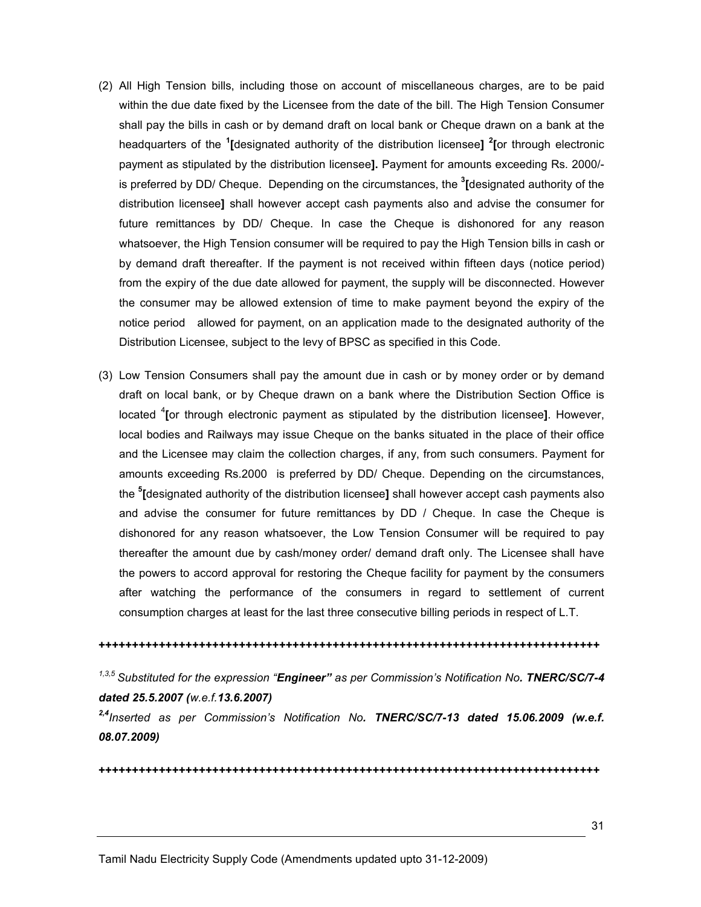(2) All High Tension bills, including those on account of miscellaneous charges, are to be paid within the due date fixed by the Licensee from the date of the bill. The High Tension Consumer shall pay the bills in cash or by demand draft on local bank or Cheque drawn on a bank at the headquarters of the [1]**[**designated authority of the distribution licensee**]** [2]**[**or through electronic payment as stipulated by the distribution licensee**].** Payment for amounts exceeding Rs. 2000/- is preferred by DD/ Cheque. Depending on the circumstances, the [3]**[**designated authority of the distribution licensee**]** shall however accept cash payments also and advise the consumer for future remittances by DD/ Cheque. In case the Cheque is dishonored for any reason whatsoever, the High Tension consumer will be required to pay the High Tension bills in cash or by demand draft thereafter. If the payment is not received within fifteen days (notice period) from the expiry of the due date allowed for payment, the supply will be disconnected. However the consumer may be allowed extension of time to make payment beyond the expiry of the notice period allowed for payment, on an application made to the designated authority of the Distribution Licensee, subject to the levy of BPSC as specified in this Code.

(3) Low Tension Consumers shall pay the amount due in cash or by money order or by demand draft on local bank, or by Cheque drawn on a bank where the Distribution Section Office is located [4]**[**or through electronic payment as stipulated by the distribution licensee**]**. However, local bodies and Railways may issue Cheque on the banks situated in the place of their office and the Licensee may claim the collection charges, if any, from such consumers. Payment for amounts exceeding Rs.2000 is preferred by DD/ Cheque. Depending on the circumstances, the [5]**[**designated authority of the distribution licensee**]** shall however accept cash payments also and advise the consumer for future remittances by DD / Cheque. In case the Cheque is dishonored for any reason whatsoever, the Low Tension Consumer will be required to pay thereafter the amount due by cash/money order/ demand draft only. The Licensee shall have the powers to accord approval for restoring the Cheque facility for payment by the consumers after watching the performance of the consumers in regard to settlement of current consumption charges at least for the last three consecutive billing periods in respect of L.T.

**++++++++++++++++++++++++++++++++++++++++++++++++++++++++++++++++++++++++++++**

*[1,3,5] Substituted for the expression "**Engineer"** as per Commission's Notification No**. TNERC/SC/7-4 dated 25.5.2007 (**w.e.f.**13.6.2007)***

***[2,4]**Inserted as per Commission's Notification No**. TNERC/SC/7-13 dated 15.06.2009 (w.e.f. 08.07.2009)***

**++++++++++++++++++++++++++++++++++++++++++++++++++++++++++++++++++++++++++++**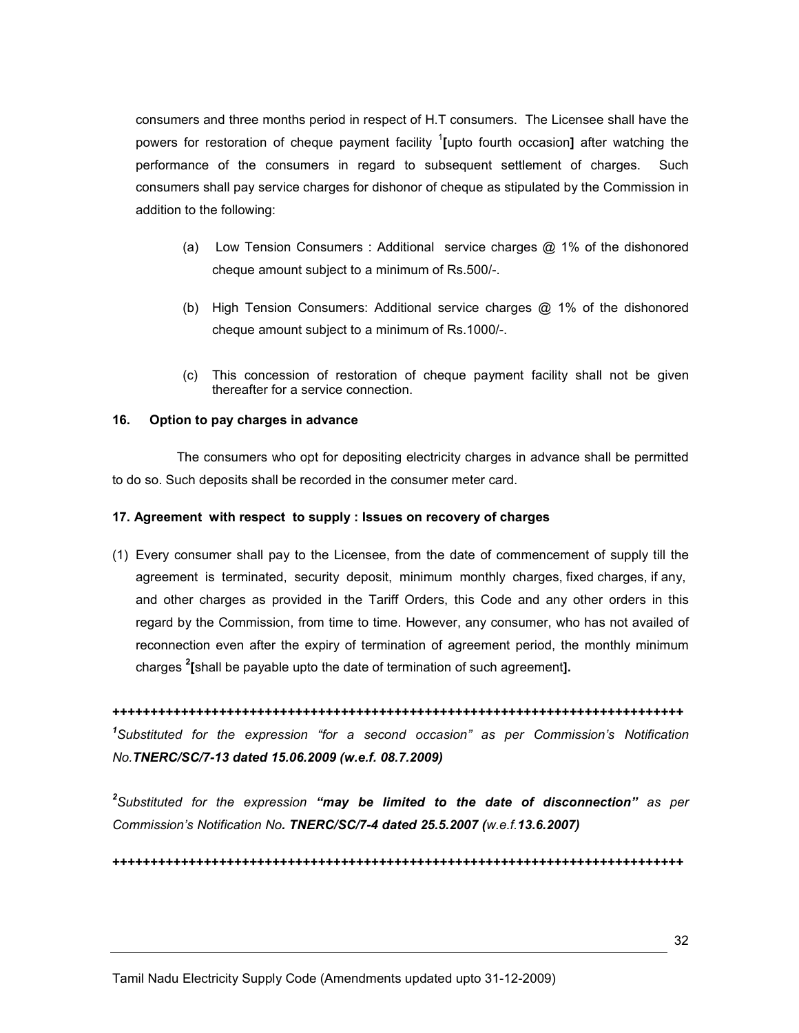consumers and three months period in respect of H.T consumers. The Licensee shall have the powers for restoration of cheque payment facility [1]**[**upto fourth occasion**]** after watching the performance of the consumers in regard to subsequent settlement of charges. Such consumers shall pay service charges for dishonor of cheque as stipulated by the Commission in addition to the following:

(a) Low Tension Consumers : Additional service charges @ 1% of the dishonored cheque amount subject to a minimum of Rs.500/-.

(b) High Tension Consumers: Additional service charges @ 1% of the dishonored cheque amount subject to a minimum of Rs.1000/-.

(c) This concession of restoration of cheque payment facility shall not be given thereafter for a service connection.

**16. Option to pay charges in advance**

The consumers who opt for depositing electricity charges in advance shall be permitted to do so. Such deposits shall be recorded in the consumer meter card.

**17. Agreement with respect to supply : Issues on recovery of charges**

(1) Every consumer shall pay to the Licensee, from the date of commencement of supply till the agreement is terminated, security deposit, minimum monthly charges, fixed charges, if any, and other charges as provided in the Tariff Orders, this Code and any other orders in this regard by the Commission, from time to time. However, any consumer, who has not availed of reconnection even after the expiry of termination of agreement period, the monthly minimum charges [2]**[**shall be payable upto the date of termination of such agreement**].**

**++++++++++++++++++++++++++++++++++++++++++++++++++++++++++++++++++++++++++++**

[1]*Substituted for the expression "for a second occasion" as per Commission's Notification No.**TNERC/SC/7-13 dated 15.06.2009 (w.e.f. 08.7.2009)***

[2]*Substituted for the expression **"may be limited to the date of disconnection"** as per Commission's Notification No**. TNERC/SC/7-4 dated 25.5.2007 (**w.e.f.**13.6.2007)***

**++++++++++++++++++++++++++++++++++++++++++++++++++++++++++++++++++++++++++++**

Tamil Nadu Electricity Supply Code (Amendments updated upto 31-12-2009)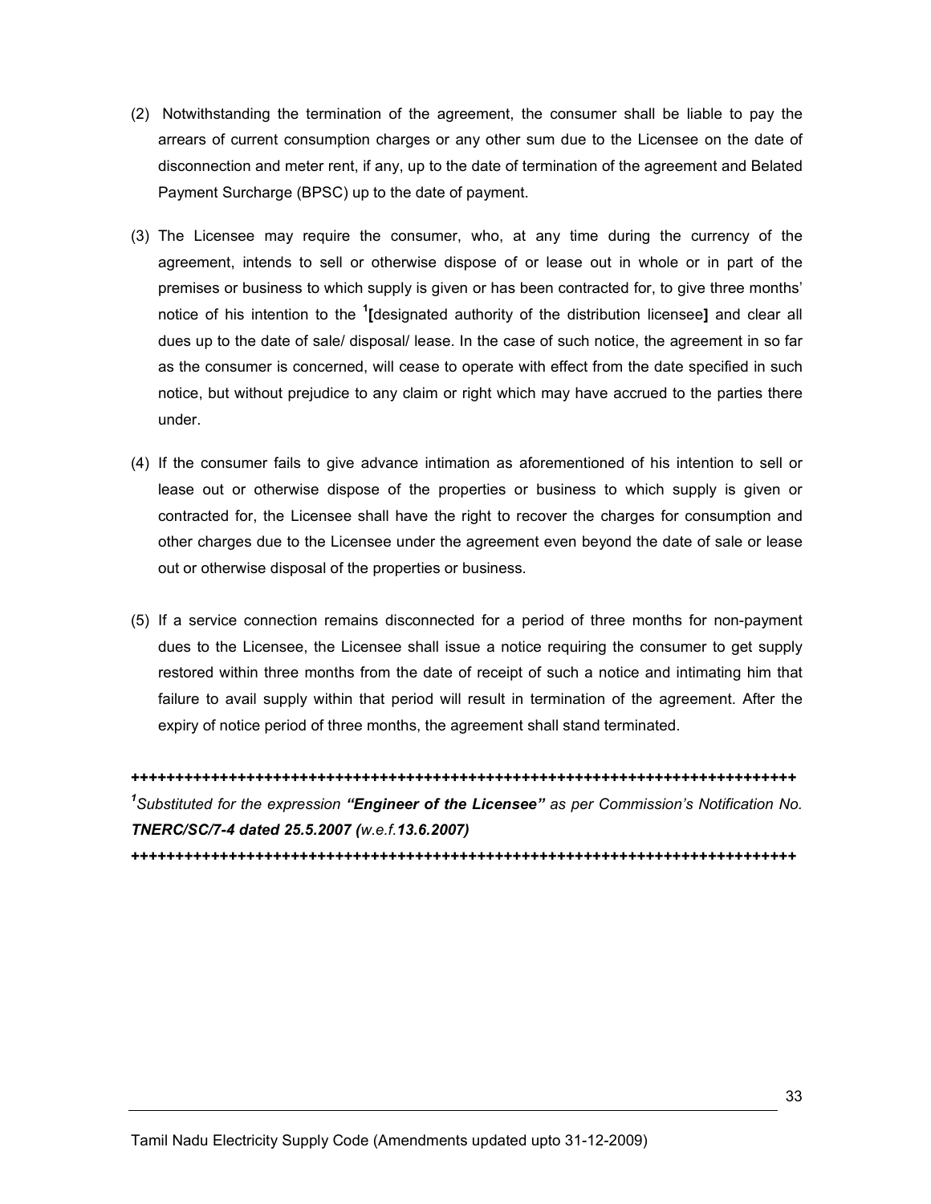(2) Notwithstanding the termination of the agreement, the consumer shall be liable to pay the arrears of current consumption charges or any other sum due to the Licensee on the date of disconnection and meter rent, if any, up to the date of termination of the agreement and Belated Payment Surcharge (BPSC) up to the date of payment.

(3) The Licensee may require the consumer, who, at any time during the currency of the agreement, intends to sell or otherwise dispose of or lease out in whole or in part of the premises or business to which supply is given or has been contracted for, to give three months' notice of his intention to the [1]**[**designated authority of the distribution licensee**]** and clear all dues up to the date of sale/ disposal/ lease. In the case of such notice, the agreement in so far as the consumer is concerned, will cease to operate with effect from the date specified in such notice, but without prejudice to any claim or right which may have accrued to the parties there under.

(4) If the consumer fails to give advance intimation as aforementioned of his intention to sell or lease out or otherwise dispose of the properties or business to which supply is given or contracted for, the Licensee shall have the right to recover the charges for consumption and other charges due to the Licensee under the agreement even beyond the date of sale or lease out or otherwise disposal of the properties or business.

(5) If a service connection remains disconnected for a period of three months for non-payment dues to the Licensee, the Licensee shall issue a notice requiring the consumer to get supply restored within three months from the date of receipt of such a notice and intimating him that failure to avail supply within that period will result in termination of the agreement. After the expiry of notice period of three months, the agreement shall stand terminated.

**++++++++++++++++++++++++++++++++++++++++++++++++++++++++++++++++++++++++++++**

[1]*Substituted for the expression **"Engineer of the Licensee"** as per Commission's Notification No. **TNERC/SC/7-4 dated 25.5.2007 (**w.e.f.**13.6.2007)***

**++++++++++++++++++++++++++++++++++++++++++++++++++++++++++++++++++++++++++++**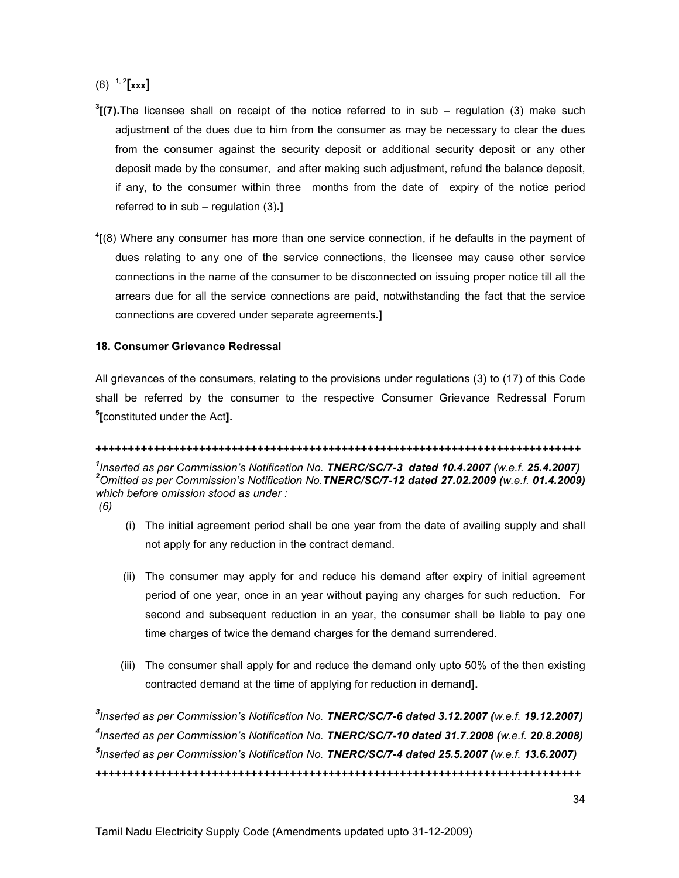(6) [1, 2]**[xxx]**

[3]**[(7).**The licensee shall on receipt of the notice referred to in sub – regulation (3) make such adjustment of the dues due to him from the consumer as may be necessary to clear the dues from the consumer against the security deposit or additional security deposit or any other deposit made by the consumer, and after making such adjustment, refund the balance deposit, if any, to the consumer within three months from the date of expiry of the notice period referred to in sub – regulation (3)**.]**

[4]**[**(8) Where any consumer has more than one service connection, if he defaults in the payment of dues relating to any one of the service connections, the licensee may cause other service connections in the name of the consumer to be disconnected on issuing proper notice till all the arrears due for all the service connections are paid, notwithstanding the fact that the service connections are covered under separate agreements**.]**

**18. Consumer Grievance Redressal**

All grievances of the consumers, relating to the provisions under regulations (3) to (17) of this Code shall be referred by the consumer to the respective Consumer Grievance Redressal Forum [5]**[**constituted under the Act**].**

**++++++++++++++++++++++++++++++++++++++++++++++++++++++++++++++++++++++++++++**

[1]*Inserted as per Commission's Notification No.* ***TNERC/SC/7-3 dated 10.4.2007*** *(w.e.f.* ***25.4.2007)***
[2]*Omitted as per Commission's Notification No.****TNERC/SC/7-12 dated 27.02.2009*** *(w.e.f.* ***01.4.2009)*** *which before omission stood as under :*
*(6)*

(i) The initial agreement period shall be one year from the date of availing supply and shall not apply for any reduction in the contract demand.

(ii) The consumer may apply for and reduce his demand after expiry of initial agreement period of one year, once in an year without paying any charges for such reduction. For second and subsequent reduction in an year, the consumer shall be liable to pay one time charges of twice the demand charges for the demand surrendered.

(iii) The consumer shall apply for and reduce the demand only upto 50% of the then existing contracted demand at the time of applying for reduction in demand**].**

[3]*Inserted as per Commission's Notification No.* ***TNERC/SC/7-6 dated 3.12.2007*** *(w.e.f.* ***19.12.2007)***
[4]*Inserted as per Commission's Notification No.* ***TNERC/SC/7-10 dated 31.7.2008*** *(w.e.f.* ***20.8.2008)***
[5]*Inserted as per Commission's Notification No.* ***TNERC/SC/7-4 dated 25.5.2007*** *(w.e.f.* ***13.6.2007)***

**++++++++++++++++++++++++++++++++++++++++++++++++++++++++++++++++++++++++++++**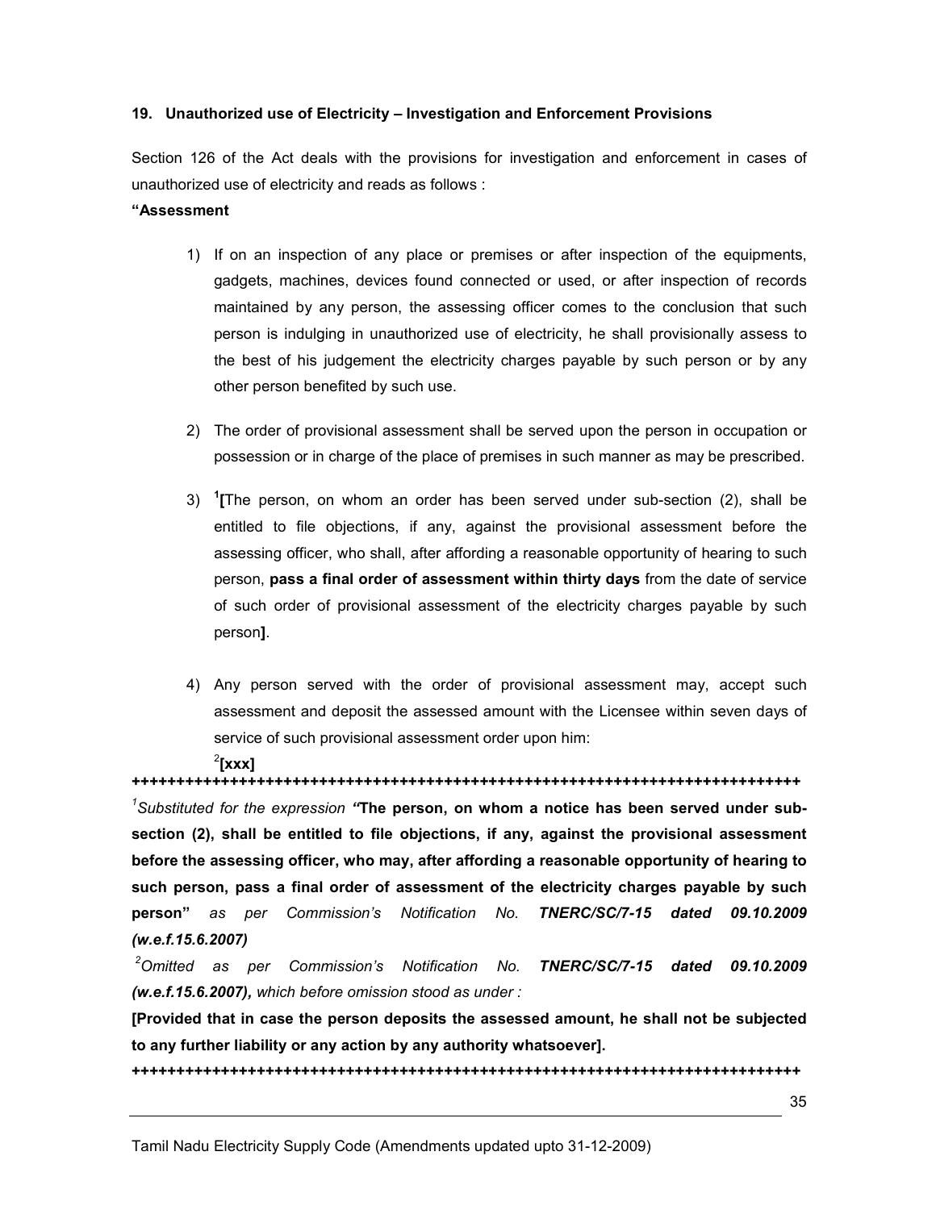**19. Unauthorized use of Electricity – Investigation and Enforcement Provisions**

Section 126 of the Act deals with the provisions for investigation and enforcement in cases of unauthorized use of electricity and reads as follows :

**"Assessment**

1) If on an inspection of any place or premises or after inspection of the equipments, gadgets, machines, devices found connected or used, or after inspection of records maintained by any person, the assessing officer comes to the conclusion that such person is indulging in unauthorized use of electricity, he shall provisionally assess to the best of his judgement the electricity charges payable by such person or by any other person benefited by such use.

2) The order of provisional assessment shall be served upon the person in occupation or possession or in charge of the place of premises in such manner as may be prescribed.

3) [1]**[**The person, on whom an order has been served under sub-section (2), shall be entitled to file objections, if any, against the provisional assessment before the assessing officer, who shall, after affording a reasonable opportunity of hearing to such person, **pass a final order of assessment within thirty days** from the date of service of such order of provisional assessment of the electricity charges payable by such person**]**.

4) Any person served with the order of provisional assessment may, accept such assessment and deposit the assessed amount with the Licensee within seven days of service of such provisional assessment order upon him:

[2]**[xxx]**

**++++++++++++++++++++++++++++++++++++++++++++++++++++++++++++++++++++++++++++++++**

[1]*Substituted for the expression "***The person, on whom a notice has been served under sub-section (2), shall be entitled to file objections, if any, against the provisional assessment before the assessing officer, who may, after affording a reasonable opportunity of hearing to such person, pass a final order of assessment of the electricity charges payable by such person"** *as per Commission's Notification No.* ***TNERC/SC/7-15 dated 09.10.2009 (w.e.f.15.6.2007)***

[2]*Omitted as per Commission's Notification No.* ***TNERC/SC/7-15 dated 09.10.2009 (w.e.f.15.6.2007),*** *which before omission stood as under :*

**[Provided that in case the person deposits the assessed amount, he shall not be subjected to any further liability or any action by any authority whatsoever].**

**++++++++++++++++++++++++++++++++++++++++++++++++++++++++++++++++++++++++++++++++**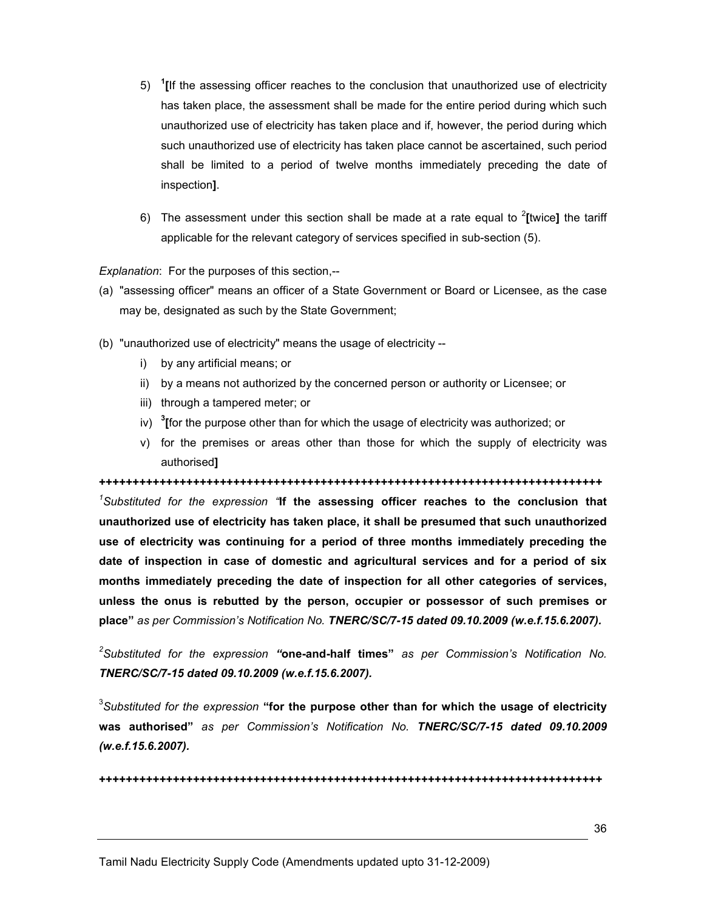5) [1][If the assessing officer reaches to the conclusion that unauthorized use of electricity has taken place, the assessment shall be made for the entire period during which such unauthorized use of electricity has taken place and if, however, the period during which such unauthorized use of electricity has taken place cannot be ascertained, such period shall be limited to a period of twelve months immediately preceding the date of inspection].

6) The assessment under this section shall be made at a rate equal to [2][twice] the tariff applicable for the relevant category of services specified in sub-section (5).

*Explanation*: For the purposes of this section,--

(a) "assessing officer" means an officer of a State Government or Board or Licensee, as the case may be, designated as such by the State Government;

(b) "unauthorized use of electricity" means the usage of electricity --

   i) by any artificial means; or
   ii) by a means not authorized by the concerned person or authority or Licensee; or
   iii) through a tampered meter; or
   iv) [3][for the purpose other than for which the usage of electricity was authorized; or
   v) for the premises or areas other than those for which the supply of electricity was authorised]

+++++++++++++++++++++++++++++++++++++++++++++++++++++++++++++++++++++++++++++

[1]*Substituted for the expression "***If the assessing officer reaches to the conclusion that unauthorized use of electricity has taken place, it shall be presumed that such unauthorized use of electricity was continuing for a period of three months immediately preceding the date of inspection in case of domestic and agricultural services and for a period of six months immediately preceding the date of inspection for all other categories of services, unless the onus is rebutted by the person, occupier or possessor of such premises or place"** *as per Commission's Notification No.* ***TNERC/SC/7-15 dated 09.10.2009 (w.e.f.15.6.2007).***

[2]*Substituted for the expression* **"one-and-half times"** *as per Commission's Notification No.* ***TNERC/SC/7-15 dated 09.10.2009 (w.e.f.15.6.2007).***

[3]*Substituted for the expression* **"for the purpose other than for which the usage of electricity was authorised"** *as per Commission's Notification No.* ***TNERC/SC/7-15 dated 09.10.2009 (w.e.f.15.6.2007).***

+++++++++++++++++++++++++++++++++++++++++++++++++++++++++++++++++++++++++++++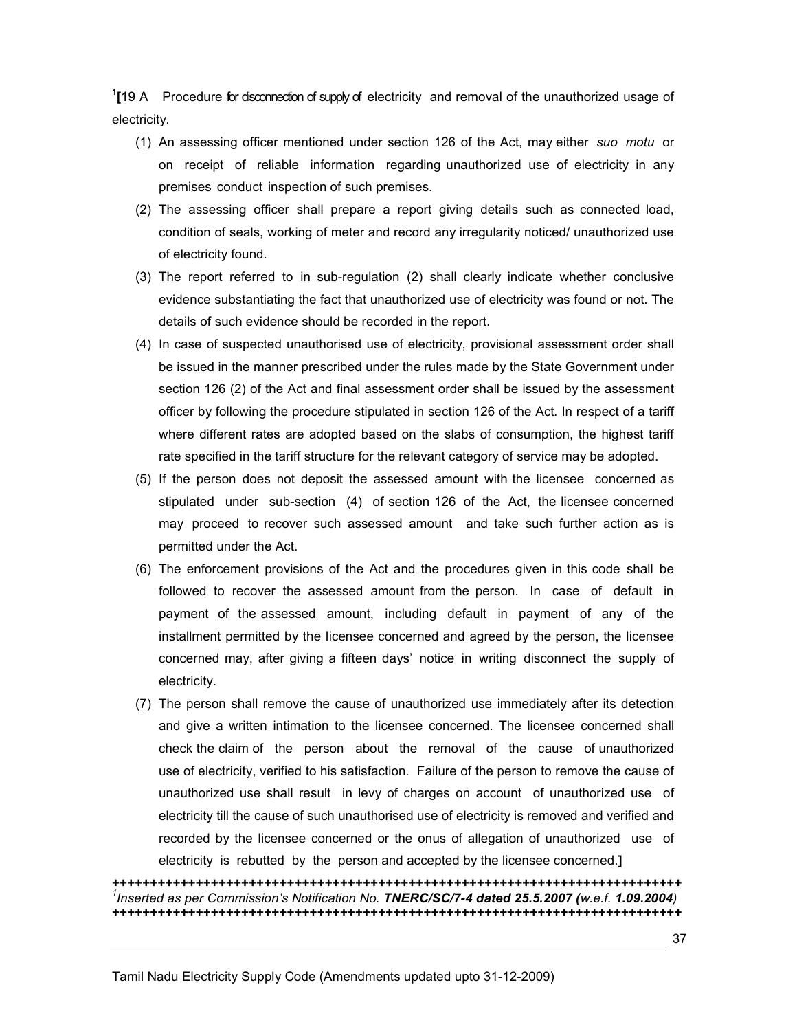[1][19 A Procedure for disconnection of supply of electricity and removal of the unauthorized usage of electricity.

(1) An assessing officer mentioned under section 126 of the Act, may either *suo motu* or on receipt of reliable information regarding unauthorized use of electricity in any premises conduct inspection of such premises.

(2) The assessing officer shall prepare a report giving details such as connected load, condition of seals, working of meter and record any irregularity noticed/ unauthorized use of electricity found.

(3) The report referred to in sub-regulation (2) shall clearly indicate whether conclusive evidence substantiating the fact that unauthorized use of electricity was found or not. The details of such evidence should be recorded in the report.

(4) In case of suspected unauthorised use of electricity, provisional assessment order shall be issued in the manner prescribed under the rules made by the State Government under section 126 (2) of the Act and final assessment order shall be issued by the assessment officer by following the procedure stipulated in section 126 of the Act. In respect of a tariff where different rates are adopted based on the slabs of consumption, the highest tariff rate specified in the tariff structure for the relevant category of service may be adopted.

(5) If the person does not deposit the assessed amount with the licensee concerned as stipulated under sub-section (4) of section 126 of the Act, the licensee concerned may proceed to recover such assessed amount and take such further action as is permitted under the Act.

(6) The enforcement provisions of the Act and the procedures given in this code shall be followed to recover the assessed amount from the person. In case of default in payment of the assessed amount, including default in payment of any of the installment permitted by the licensee concerned and agreed by the person, the licensee concerned may, after giving a fifteen days' notice in writing disconnect the supply of electricity.

(7) The person shall remove the cause of unauthorized use immediately after its detection and give a written intimation to the licensee concerned. The licensee concerned shall check the claim of the person about the removal of the cause of unauthorized use of electricity, verified to his satisfaction. Failure of the person to remove the cause of unauthorized use shall result in levy of charges on account of unauthorized use of electricity till the cause of such unauthorised use of electricity is removed and verified and recorded by the licensee concerned or the onus of allegation of unauthorized use of electricity is rebutted by the person and accepted by the licensee concerned.**]**

++++++++++++++++++++++++++++++++++++++++++++++++++++++++++++++++++++++++++++++

[1]*Inserted as per Commission's Notification No.* ***TNERC/SC/7-4 dated 25.5.2007*** *(w.e.f.* ***1.09.2004****)*

++++++++++++++++++++++++++++++++++++++++++++++++++++++++++++++++++++++++++++++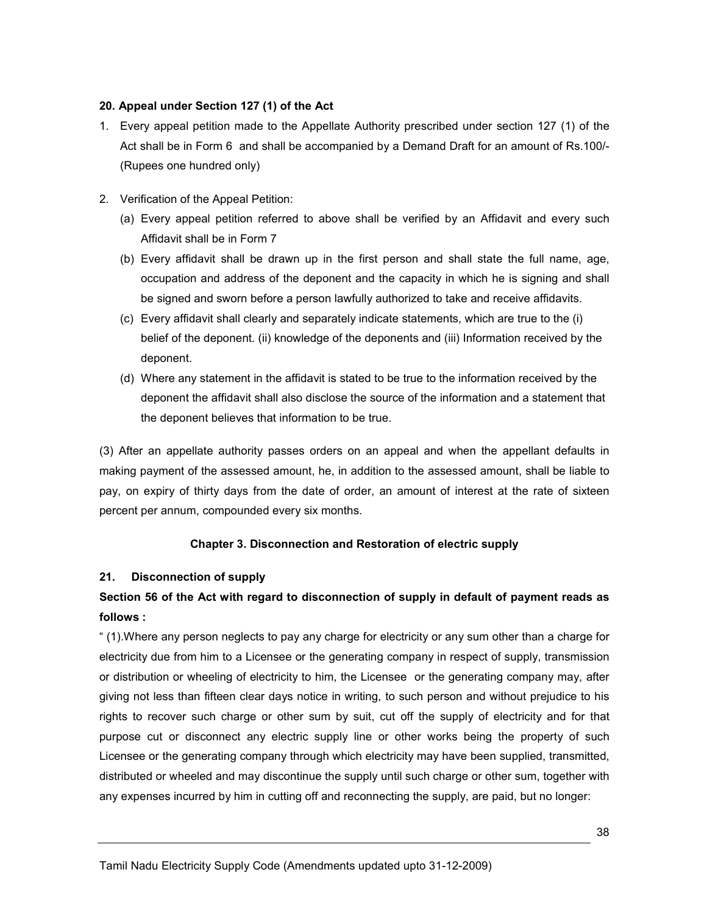**20. Appeal under Section 127 (1) of the Act**

1. Every appeal petition made to the Appellate Authority prescribed under section 127 (1) of the Act shall be in Form 6 and shall be accompanied by a Demand Draft for an amount of Rs.100/- (Rupees one hundred only)

2. Verification of the Appeal Petition:
   (a) Every appeal petition referred to above shall be verified by an Affidavit and every such Affidavit shall be in Form 7
   (b) Every affidavit shall be drawn up in the first person and shall state the full name, age, occupation and address of the deponent and the capacity in which he is signing and shall be signed and sworn before a person lawfully authorized to take and receive affidavits.
   (c) Every affidavit shall clearly and separately indicate statements, which are true to the (i) belief of the deponent. (ii) knowledge of the deponents and (iii) Information received by the deponent.
   (d) Where any statement in the affidavit is stated to be true to the information received by the deponent the affidavit shall also disclose the source of the information and a statement that the deponent believes that information to be true.

(3) After an appellate authority passes orders on an appeal and when the appellant defaults in making payment of the assessed amount, he, in addition to the assessed amount, shall be liable to pay, on expiry of thirty days from the date of order, an amount of interest at the rate of sixteen percent per annum, compounded every six months.

## Chapter 3. Disconnection and Restoration of electric supply

**21. Disconnection of supply**

**Section 56 of the Act with regard to disconnection of supply in default of payment reads as follows :**

" (1).Where any person neglects to pay any charge for electricity or any sum other than a charge for electricity due from him to a Licensee or the generating company in respect of supply, transmission or distribution or wheeling of electricity to him, the Licensee or the generating company may, after giving not less than fifteen clear days notice in writing, to such person and without prejudice to his rights to recover such charge or other sum by suit, cut off the supply of electricity and for that purpose cut or disconnect any electric supply line or other works being the property of such Licensee or the generating company through which electricity may have been supplied, transmitted, distributed or wheeled and may discontinue the supply until such charge or other sum, together with any expenses incurred by him in cutting off and reconnecting the supply, are paid, but no longer: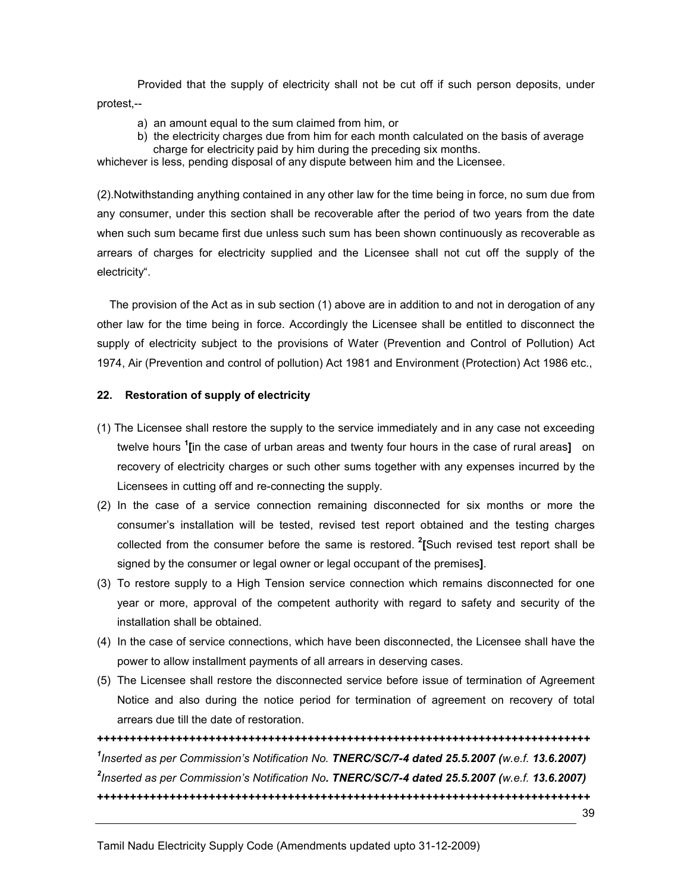Provided that the supply of electricity shall not be cut off if such person deposits, under protest,--

a) an amount equal to the sum claimed from him, or
b) the electricity charges due from him for each month calculated on the basis of average charge for electricity paid by him during the preceding six months.

whichever is less, pending disposal of any dispute between him and the Licensee.

(2).Notwithstanding anything contained in any other law for the time being in force, no sum due from any consumer, under this section shall be recoverable after the period of two years from the date when such sum became first due unless such sum has been shown continuously as recoverable as arrears of charges for electricity supplied and the Licensee shall not cut off the supply of the electricity".

The provision of the Act as in sub section (1) above are in addition to and not in derogation of any other law for the time being in force. Accordingly the Licensee shall be entitled to disconnect the supply of electricity subject to the provisions of Water (Prevention and Control of Pollution) Act 1974, Air (Prevention and control of pollution) Act 1981 and Environment (Protection) Act 1986 etc.,

### 22. Restoration of supply of electricity

(1) The Licensee shall restore the supply to the service immediately and in any case not exceeding twelve hours [1]**[**in the case of urban areas and twenty four hours in the case of rural areas**]** on recovery of electricity charges or such other sums together with any expenses incurred by the Licensees in cutting off and re-connecting the supply.

(2) In the case of a service connection remaining disconnected for six months or more the consumer's installation will be tested, revised test report obtained and the testing charges collected from the consumer before the same is restored. [2]**[**Such revised test report shall be signed by the consumer or legal owner or legal occupant of the premises**]**.

(3) To restore supply to a High Tension service connection which remains disconnected for one year or more, approval of the competent authority with regard to safety and security of the installation shall be obtained.

(4) In the case of service connections, which have been disconnected, the Licensee shall have the power to allow installment payments of all arrears in deserving cases.

(5) The Licensee shall restore the disconnected service before issue of termination of Agreement Notice and also during the notice period for termination of agreement on recovery of total arrears due till the date of restoration.

++++++++++++++++++++++++++++++++++++++++++++++++++++++++++++++++++++++++++++

*[1]Inserted as per Commission's Notification No.* ***TNERC/SC/7-4 dated 25.5.2007*** *(w.e.f.* ***13.6.2007)***

*[2]Inserted as per Commission's Notification No.* ***TNERC/SC/7-4 dated 25.5.2007*** *(w.e.f.* ***13.6.2007)***

++++++++++++++++++++++++++++++++++++++++++++++++++++++++++++++++++++++++++++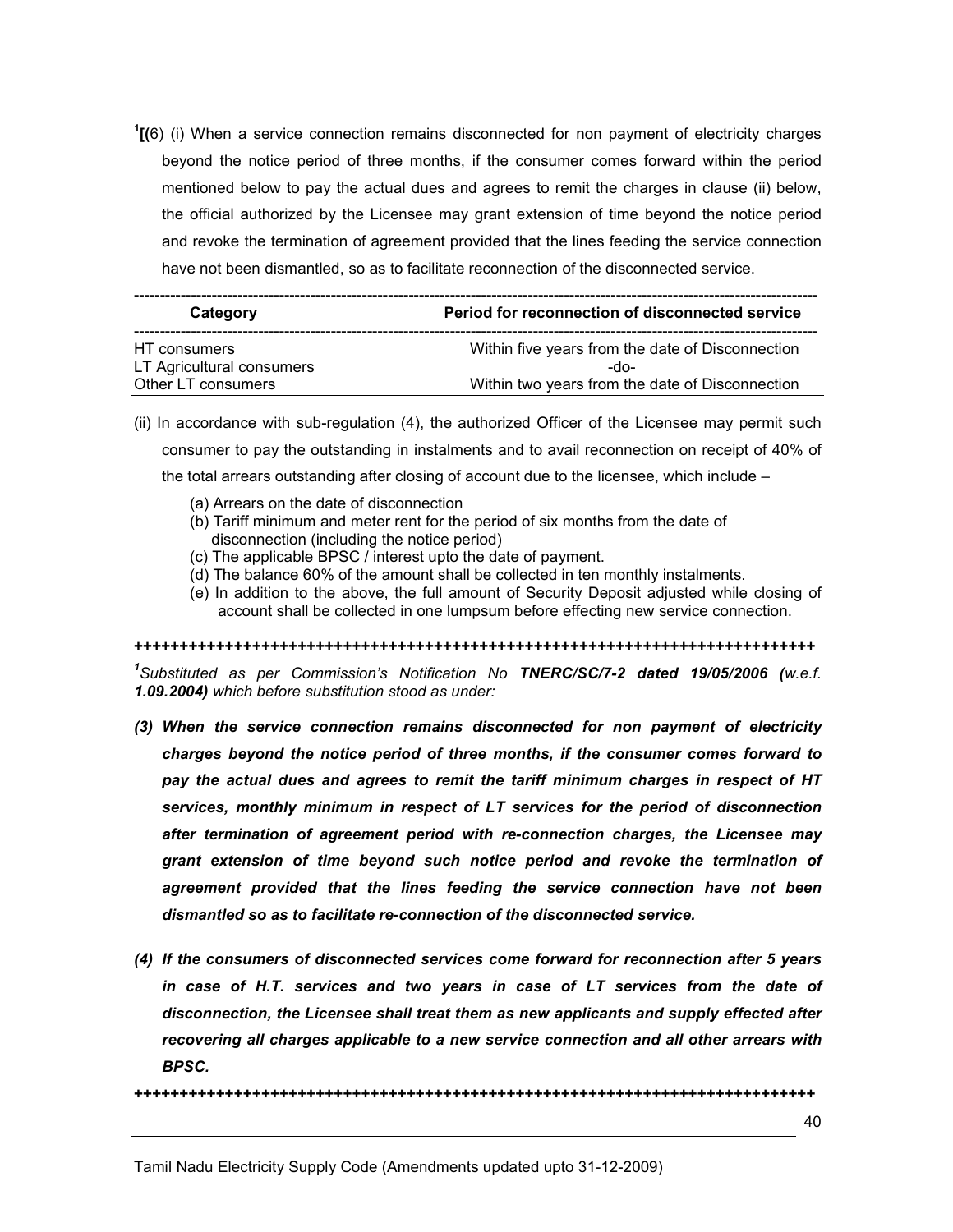[1][(6) (i) When a service connection remains disconnected for non payment of electricity charges beyond the notice period of three months, if the consumer comes forward within the period mentioned below to pay the actual dues and agrees to remit the charges in clause (ii) below, the official authorized by the Licensee may grant extension of time beyond the notice period and revoke the termination of agreement provided that the lines feeding the service connection have not been dismantled, so as to facilitate reconnection of the disconnected service.

| Category | Period for reconnection of disconnected service |
|---|---|
| HT consumers | Within five years from the date of Disconnection |
| LT Agricultural consumers | -do- |
| Other LT consumers | Within two years from the date of Disconnection |

(ii) In accordance with sub-regulation (4), the authorized Officer of the Licensee may permit such consumer to pay the outstanding in instalments and to avail reconnection on receipt of 40% of the total arrears outstanding after closing of account due to the licensee, which include –

(a) Arrears on the date of disconnection
(b) Tariff minimum and meter rent for the period of six months from the date of disconnection (including the notice period)
(c) The applicable BPSC / interest upto the date of payment.
(d) The balance 60% of the amount shall be collected in ten monthly instalments.
(e) In addition to the above, the full amount of Security Deposit adjusted while closing of account shall be collected in one lumpsum before effecting new service connection.

++++++++++++++++++++++++++++++++++++++++++++++++++++++++++++++++++++++++++

*[1]Substituted as per Commission's Notification No* ***TNERC/SC/7-2 dated 19/05/2006*** *(w.e.f.* ***1.09.2004****) which before substitution stood as under:*

***(3) When the service connection remains disconnected for non payment of electricity charges beyond the notice period of three months, if the consumer comes forward to pay the actual dues and agrees to remit the tariff minimum charges in respect of HT services, monthly minimum in respect of LT services for the period of disconnection after termination of agreement period with re-connection charges, the Licensee may grant extension of time beyond such notice period and revoke the termination of agreement provided that the lines feeding the service connection have not been dismantled so as to facilitate re-connection of the disconnected service.***

***(4) If the consumers of disconnected services come forward for reconnection after 5 years in case of H.T. services and two years in case of LT services from the date of disconnection, the Licensee shall treat them as new applicants and supply effected after recovering all charges applicable to a new service connection and all other arrears with BPSC.***

++++++++++++++++++++++++++++++++++++++++++++++++++++++++++++++++++++++++++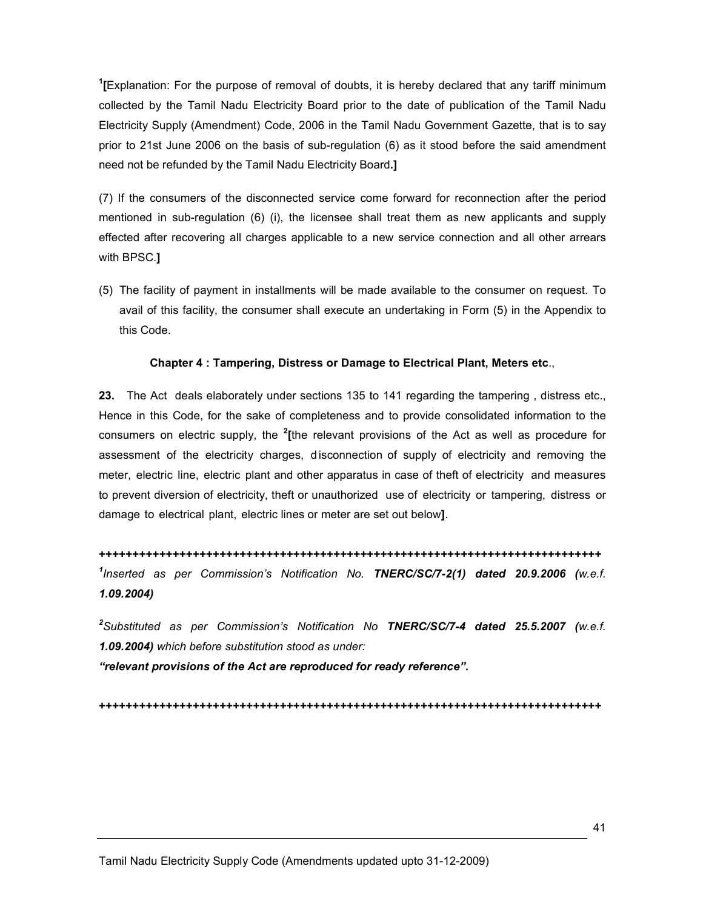[1][Explanation: For the purpose of removal of doubts, it is hereby declared that any tariff minimum collected by the Tamil Nadu Electricity Board prior to the date of publication of the Tamil Nadu Electricity Supply (Amendment) Code, 2006 in the Tamil Nadu Government Gazette, that is to say prior to 21st June 2006 on the basis of sub-regulation (6) as it stood before the said amendment need not be refunded by the Tamil Nadu Electricity Board.**]**

(7) If the consumers of the disconnected service come forward for reconnection after the period mentioned in sub-regulation (6) (i), the licensee shall treat them as new applicants and supply effected after recovering all charges applicable to a new service connection and all other arrears with BPSC.**]**

(5) The facility of payment in installments will be made available to the consumer on request. To avail of this facility, the consumer shall execute an undertaking in Form (5) in the Appendix to this Code.

**Chapter 4 : Tampering, Distress or Damage to Electrical Plant, Meters etc**.,

**23.** The Act deals elaborately under sections 135 to 141 regarding the tampering , distress etc., Hence in this Code, for the sake of completeness and to provide consolidated information to the consumers on electric supply, the [2][the relevant provisions of the Act as well as procedure for assessment of the electricity charges, disconnection of supply of electricity and removing the meter, electric line, electric plant and other apparatus in case of theft of electricity and measures to prevent diversion of electricity, theft or unauthorized use of electricity or tampering, distress or damage to electrical plant, electric lines or meter are set out below**]**.

**++++++++++++++++++++++++++++++++++++++++++++++++++++++++++++++++++++++++++++++**

[1]*Inserted as per Commission's Notification No.* ***TNERC/SC/7-2(1) dated 20.9.2006 (****w.e.f.* ***1.09.2004)***

[2]*Substituted as per Commission's Notification No* ***TNERC/SC/7-4 dated 25.5.2007 (****w.e.f.* ***1.09.2004)*** *which before substitution stood as under:*

***"relevant provisions of the Act are reproduced for ready reference".***

**++++++++++++++++++++++++++++++++++++++++++++++++++++++++++++++++++++++++++++++**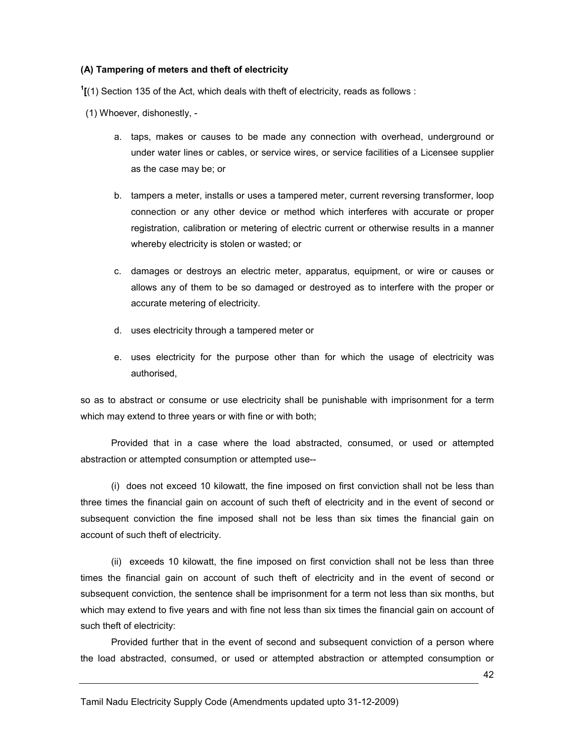**(A) Tampering of meters and theft of electricity**

[1][(1) Section 135 of the Act, which deals with theft of electricity, reads as follows :

(1) Whoever, dishonestly, -

a. taps, makes or causes to be made any connection with overhead, underground or under water lines or cables, or service wires, or service facilities of a Licensee supplier as the case may be; or

b. tampers a meter, installs or uses a tampered meter, current reversing transformer, loop connection or any other device or method which interferes with accurate or proper registration, calibration or metering of electric current or otherwise results in a manner whereby electricity is stolen or wasted; or

c. damages or destroys an electric meter, apparatus, equipment, or wire or causes or allows any of them to be so damaged or destroyed as to interfere with the proper or accurate metering of electricity.

d. uses electricity through a tampered meter or

e. uses electricity for the purpose other than for which the usage of electricity was authorised,

so as to abstract or consume or use electricity shall be punishable with imprisonment for a term which may extend to three years or with fine or with both;

Provided that in a case where the load abstracted, consumed, or used or attempted abstraction or attempted consumption or attempted use--

(i) does not exceed 10 kilowatt, the fine imposed on first conviction shall not be less than three times the financial gain on account of such theft of electricity and in the event of second or subsequent conviction the fine imposed shall not be less than six times the financial gain on account of such theft of electricity.

(ii) exceeds 10 kilowatt, the fine imposed on first conviction shall not be less than three times the financial gain on account of such theft of electricity and in the event of second or subsequent conviction, the sentence shall be imprisonment for a term not less than six months, but which may extend to five years and with fine not less than six times the financial gain on account of such theft of electricity:

Provided further that in the event of second and subsequent conviction of a person where the load abstracted, consumed, or used or attempted abstraction or attempted consumption or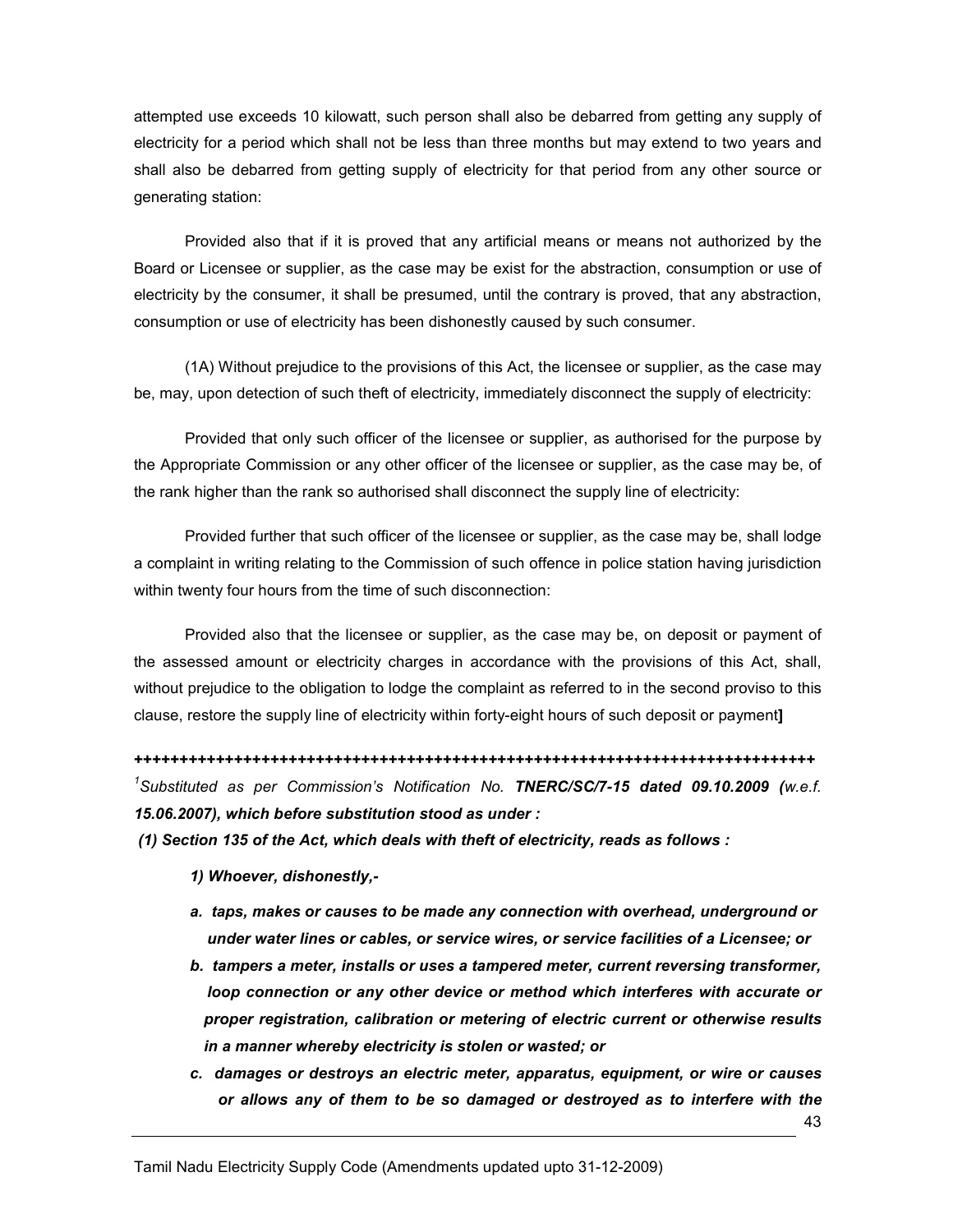attempted use exceeds 10 kilowatt, such person shall also be debarred from getting any supply of electricity for a period which shall not be less than three months but may extend to two years and shall also be debarred from getting supply of electricity for that period from any other source or generating station:

Provided also that if it is proved that any artificial means or means not authorized by the Board or Licensee or supplier, as the case may be exist for the abstraction, consumption or use of electricity by the consumer, it shall be presumed, until the contrary is proved, that any abstraction, consumption or use of electricity has been dishonestly caused by such consumer.

(1A) Without prejudice to the provisions of this Act, the licensee or supplier, as the case may be, may, upon detection of such theft of electricity, immediately disconnect the supply of electricity:

Provided that only such officer of the licensee or supplier, as authorised for the purpose by the Appropriate Commission or any other officer of the licensee or supplier, as the case may be, of the rank higher than the rank so authorised shall disconnect the supply line of electricity:

Provided further that such officer of the licensee or supplier, as the case may be, shall lodge a complaint in writing relating to the Commission of such offence in police station having jurisdiction within twenty four hours from the time of such disconnection:

Provided also that the licensee or supplier, as the case may be, on deposit or payment of the assessed amount or electricity charges in accordance with the provisions of this Act, shall, without prejudice to the obligation to lodge the complaint as referred to in the second proviso to this clause, restore the supply line of electricity within forty-eight hours of such deposit or payment**]**

**++++++++++++++++++++++++++++++++++++++++++++++++++++++++++++++++++++++++++++++**

[1]*Substituted as per Commission's Notification No.* ***TNERC/SC/7-15 dated 09.10.2009*** *(w.e.f.* ***15.06.2007), which before substitution stood as under :***

***(1) Section 135 of the Act, which deals with theft of electricity, reads as follows :***

***1) Whoever, dishonestly,-***

***a. taps, makes or causes to be made any connection with overhead, underground or under water lines or cables, or service wires, or service facilities of a Licensee; or***

***b. tampers a meter, installs or uses a tampered meter, current reversing transformer, loop connection or any other device or method which interferes with accurate or proper registration, calibration or metering of electric current or otherwise results in a manner whereby electricity is stolen or wasted; or***

***c. damages or destroys an electric meter, apparatus, equipment, or wire or causes or allows any of them to be so damaged or destroyed as to interfere with the***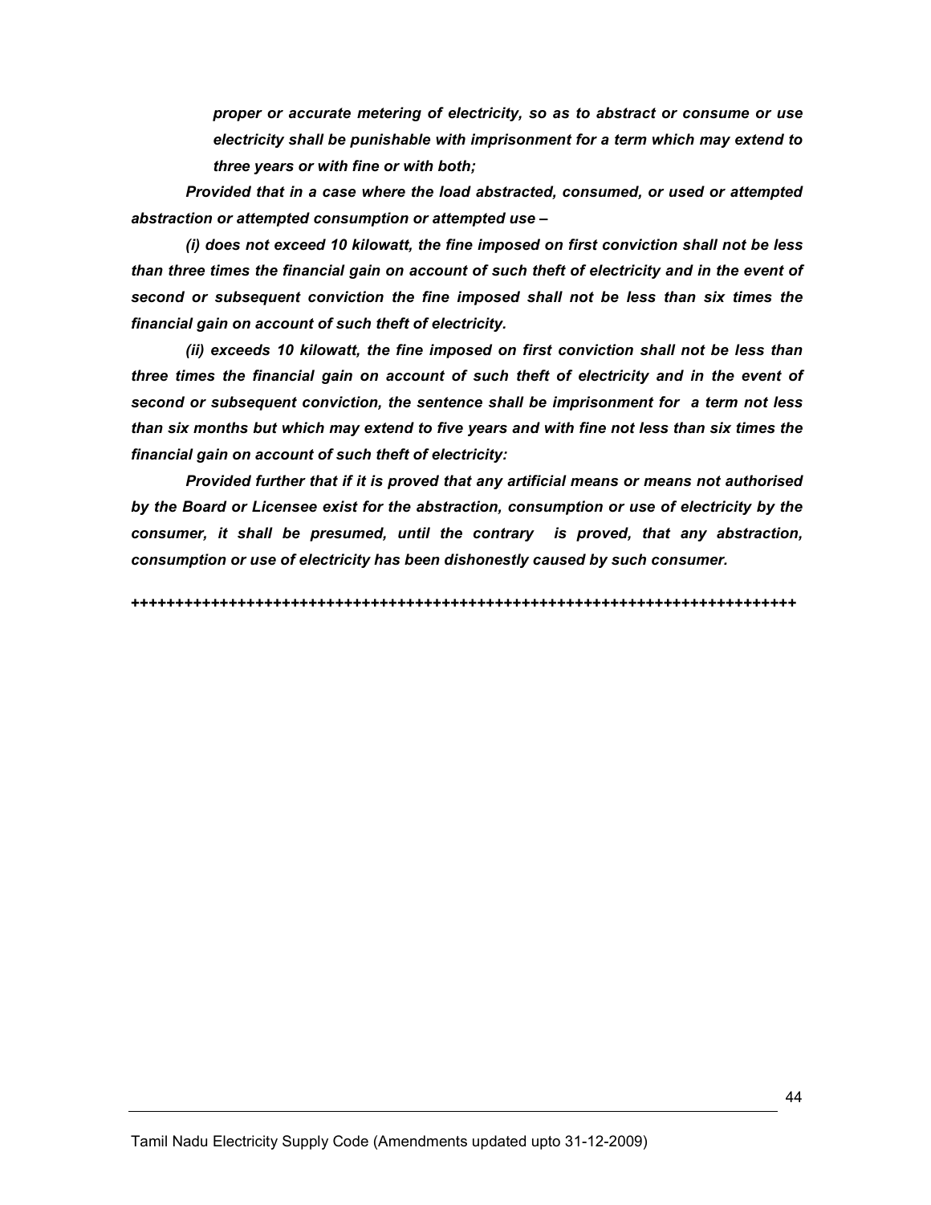***proper or accurate metering of electricity, so as to abstract or consume or use electricity shall be punishable with imprisonment for a term which may extend to three years or with fine or with both;***

***Provided that in a case where the load abstracted, consumed, or used or attempted abstraction or attempted consumption or attempted use –***

***(i) does not exceed 10 kilowatt, the fine imposed on first conviction shall not be less than three times the financial gain on account of such theft of electricity and in the event of second or subsequent conviction the fine imposed shall not be less than six times the financial gain on account of such theft of electricity.***

***(ii) exceeds 10 kilowatt, the fine imposed on first conviction shall not be less than three times the financial gain on account of such theft of electricity and in the event of second or subsequent conviction, the sentence shall be imprisonment for a term not less than six months but which may extend to five years and with fine not less than six times the financial gain on account of such theft of electricity:***

***Provided further that if it is proved that any artificial means or means not authorised by the Board or Licensee exist for the abstraction, consumption or use of electricity by the consumer, it shall be presumed, until the contrary is proved, that any abstraction, consumption or use of electricity has been dishonestly caused by such consumer.***

+++++++++++++++++++++++++++++++++++++++++++++++++++++++++++++++++++++++++++++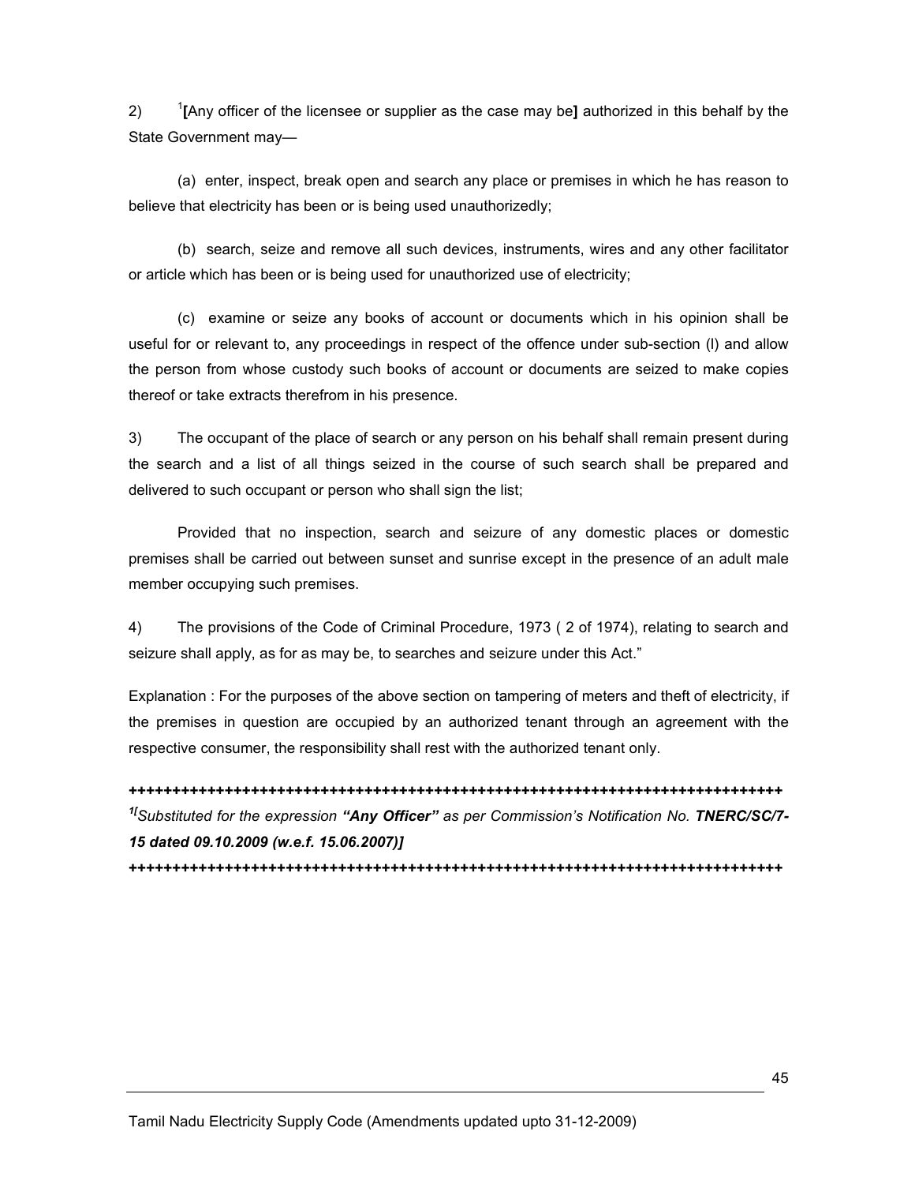2) [1]**[**Any officer of the licensee or supplier as the case may be**]** authorized in this behalf by the State Government may—

(a) enter, inspect, break open and search any place or premises in which he has reason to believe that electricity has been or is being used unauthorizedly;

(b) search, seize and remove all such devices, instruments, wires and any other facilitator or article which has been or is being used for unauthorized use of electricity;

(c) examine or seize any books of account or documents which in his opinion shall be useful for or relevant to, any proceedings in respect of the offence under sub-section (l) and allow the person from whose custody such books of account or documents are seized to make copies thereof or take extracts therefrom in his presence.

3) The occupant of the place of search or any person on his behalf shall remain present during the search and a list of all things seized in the course of such search shall be prepared and delivered to such occupant or person who shall sign the list;

Provided that no inspection, search and seizure of any domestic places or domestic premises shall be carried out between sunset and sunrise except in the presence of an adult male member occupying such premises.

4) The provisions of the Code of Criminal Procedure, 1973 ( 2 of 1974), relating to search and seizure shall apply, as for as may be, to searches and seizure under this Act."

Explanation : For the purposes of the above section on tampering of meters and theft of electricity, if the premises in question are occupied by an authorized tenant through an agreement with the respective consumer, the responsibility shall rest with the authorized tenant only.

++++++++++++++++++++++++++++++++++++++++++++++++++++++++++++++++++++++++++++++++

***[1][Substituted for the expression "Any Officer" as per Commission's Notification No. TNERC/SC/7-15 dated 09.10.2009 (w.e.f. 15.06.2007)]***

++++++++++++++++++++++++++++++++++++++++++++++++++++++++++++++++++++++++++++++++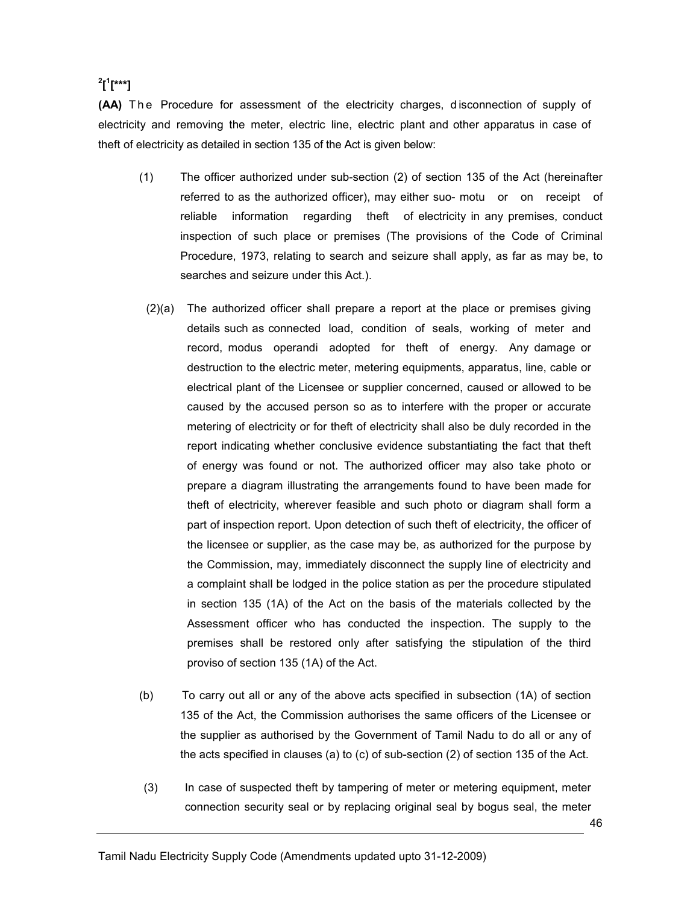[2][[1][***]

**(AA)** The Procedure for assessment of the electricity charges, disconnection of supply of electricity and removing the meter, electric line, electric plant and other apparatus in case of theft of electricity as detailed in section 135 of the Act is given below:

(1) The officer authorized under sub-section (2) of section 135 of the Act (hereinafter referred to as the authorized officer), may either suo- motu or on receipt of reliable information regarding theft of electricity in any premises, conduct inspection of such place or premises (The provisions of the Code of Criminal Procedure, 1973, relating to search and seizure shall apply, as far as may be, to searches and seizure under this Act.).

(2)(a) The authorized officer shall prepare a report at the place or premises giving details such as connected load, condition of seals, working of meter and record, modus operandi adopted for theft of energy. Any damage or destruction to the electric meter, metering equipments, apparatus, line, cable or electrical plant of the Licensee or supplier concerned, caused or allowed to be caused by the accused person so as to interfere with the proper or accurate metering of electricity or for theft of electricity shall also be duly recorded in the report indicating whether conclusive evidence substantiating the fact that theft of energy was found or not. The authorized officer may also take photo or prepare a diagram illustrating the arrangements found to have been made for theft of electricity, wherever feasible and such photo or diagram shall form a part of inspection report. Upon detection of such theft of electricity, the officer of the licensee or supplier, as the case may be, as authorized for the purpose by the Commission, may, immediately disconnect the supply line of electricity and a complaint shall be lodged in the police station as per the procedure stipulated in section 135 (1A) of the Act on the basis of the materials collected by the Assessment officer who has conducted the inspection. The supply to the premises shall be restored only after satisfying the stipulation of the third proviso of section 135 (1A) of the Act.

(b) To carry out all or any of the above acts specified in subsection (1A) of section 135 of the Act, the Commission authorises the same officers of the Licensee or the supplier as authorised by the Government of Tamil Nadu to do all or any of the acts specified in clauses (a) to (c) of sub-section (2) of section 135 of the Act.

(3) In case of suspected theft by tampering of meter or metering equipment, meter connection security seal or by replacing original seal by bogus seal, the meter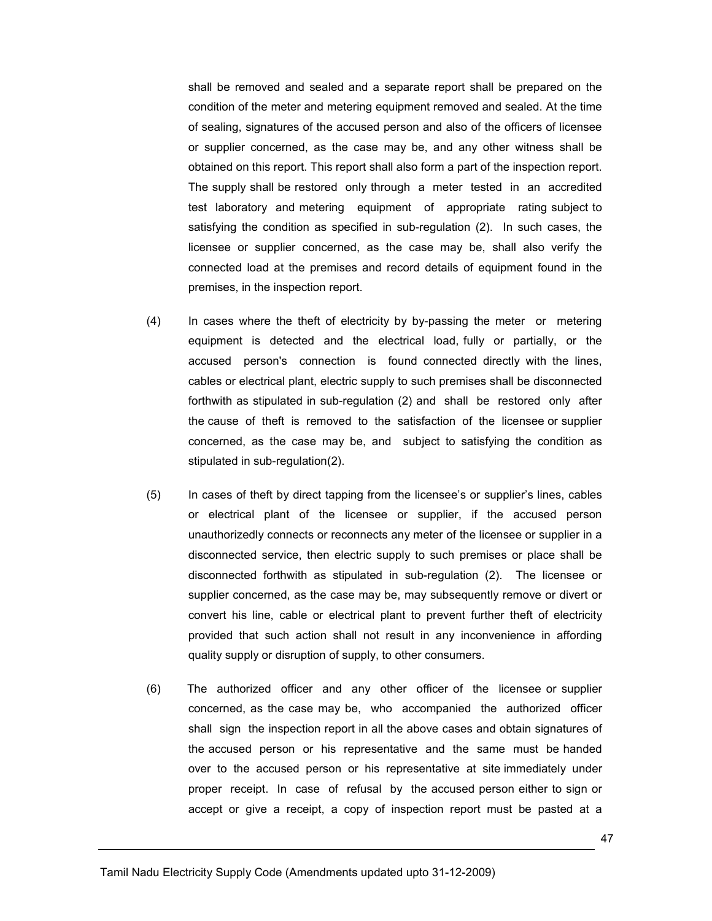shall be removed and sealed and a separate report shall be prepared on the condition of the meter and metering equipment removed and sealed. At the time of sealing, signatures of the accused person and also of the officers of licensee or supplier concerned, as the case may be, and any other witness shall be obtained on this report. This report shall also form a part of the inspection report. The supply shall be restored only through a meter tested in an accredited test laboratory and metering equipment of appropriate rating subject to satisfying the condition as specified in sub-regulation (2). In such cases, the licensee or supplier concerned, as the case may be, shall also verify the connected load at the premises and record details of equipment found in the premises, in the inspection report.

(4) In cases where the theft of electricity by by-passing the meter or metering equipment is detected and the electrical load, fully or partially, or the accused person's connection is found connected directly with the lines, cables or electrical plant, electric supply to such premises shall be disconnected forthwith as stipulated in sub-regulation (2) and shall be restored only after the cause of theft is removed to the satisfaction of the licensee or supplier concerned, as the case may be, and subject to satisfying the condition as stipulated in sub-regulation(2).

(5) In cases of theft by direct tapping from the licensee's or supplier's lines, cables or electrical plant of the licensee or supplier, if the accused person unauthorizedly connects or reconnects any meter of the licensee or supplier in a disconnected service, then electric supply to such premises or place shall be disconnected forthwith as stipulated in sub-regulation (2). The licensee or supplier concerned, as the case may be, may subsequently remove or divert or convert his line, cable or electrical plant to prevent further theft of electricity provided that such action shall not result in any inconvenience in affording quality supply or disruption of supply, to other consumers.

(6) The authorized officer and any other officer of the licensee or supplier concerned, as the case may be, who accompanied the authorized officer shall sign the inspection report in all the above cases and obtain signatures of the accused person or his representative and the same must be handed over to the accused person or his representative at site immediately under proper receipt. In case of refusal by the accused person either to sign or accept or give a receipt, a copy of inspection report must be pasted at a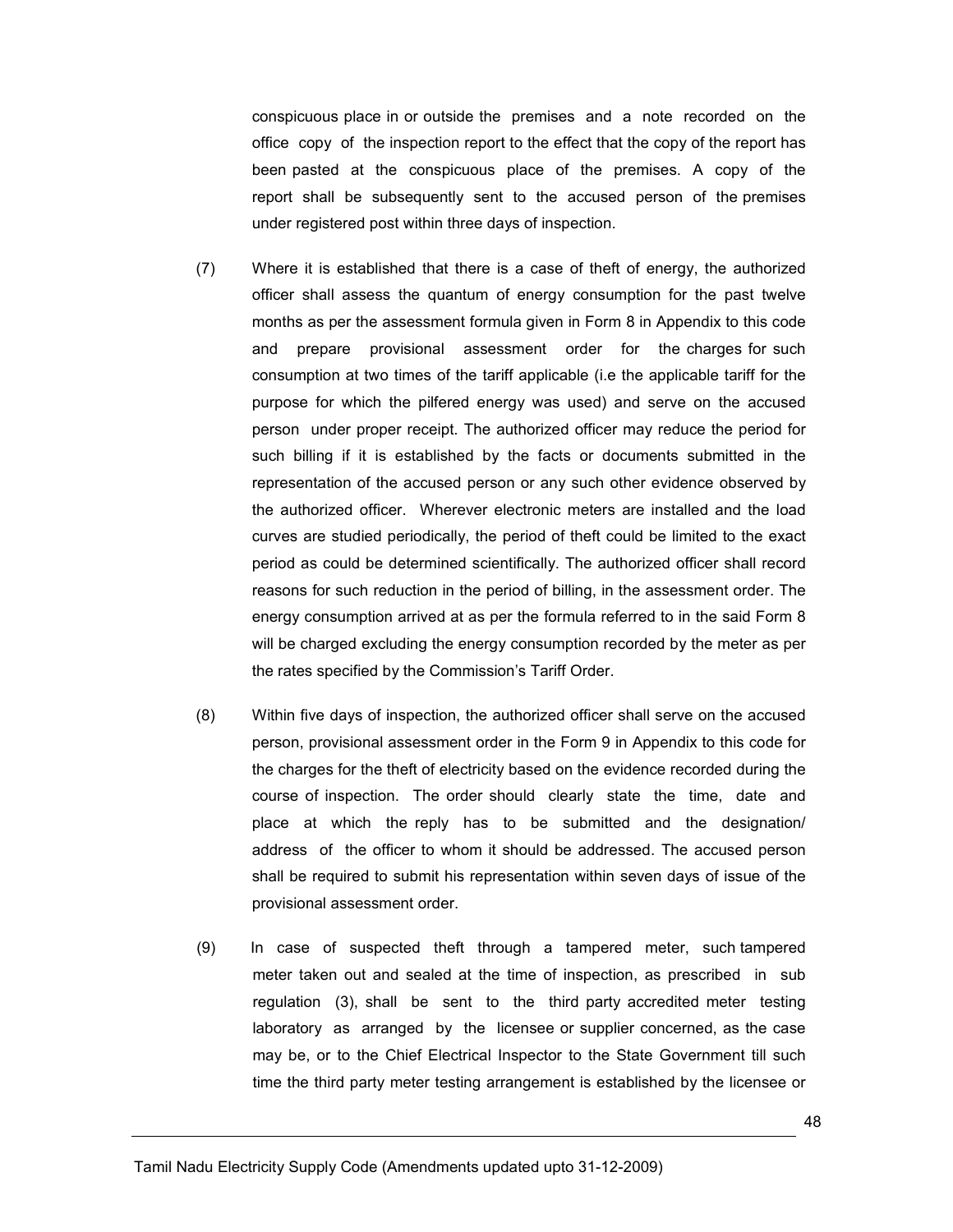conspicuous place in or outside the premises and a note recorded on the office copy of the inspection report to the effect that the copy of the report has been pasted at the conspicuous place of the premises. A copy of the report shall be subsequently sent to the accused person of the premises under registered post within three days of inspection.

(7) Where it is established that there is a case of theft of energy, the authorized officer shall assess the quantum of energy consumption for the past twelve months as per the assessment formula given in Form 8 in Appendix to this code and prepare provisional assessment order for the charges for such consumption at two times of the tariff applicable (i.e the applicable tariff for the purpose for which the pilfered energy was used) and serve on the accused person under proper receipt. The authorized officer may reduce the period for such billing if it is established by the facts or documents submitted in the representation of the accused person or any such other evidence observed by the authorized officer. Wherever electronic meters are installed and the load curves are studied periodically, the period of theft could be limited to the exact period as could be determined scientifically. The authorized officer shall record reasons for such reduction in the period of billing, in the assessment order. The energy consumption arrived at as per the formula referred to in the said Form 8 will be charged excluding the energy consumption recorded by the meter as per the rates specified by the Commission's Tariff Order.

(8) Within five days of inspection, the authorized officer shall serve on the accused person, provisional assessment order in the Form 9 in Appendix to this code for the charges for the theft of electricity based on the evidence recorded during the course of inspection. The order should clearly state the time, date and place at which the reply has to be submitted and the designation/ address of the officer to whom it should be addressed. The accused person shall be required to submit his representation within seven days of issue of the provisional assessment order.

(9) In case of suspected theft through a tampered meter, such tampered meter taken out and sealed at the time of inspection, as prescribed in sub regulation (3), shall be sent to the third party accredited meter testing laboratory as arranged by the licensee or supplier concerned, as the case may be, or to the Chief Electrical Inspector to the State Government till such time the third party meter testing arrangement is established by the licensee or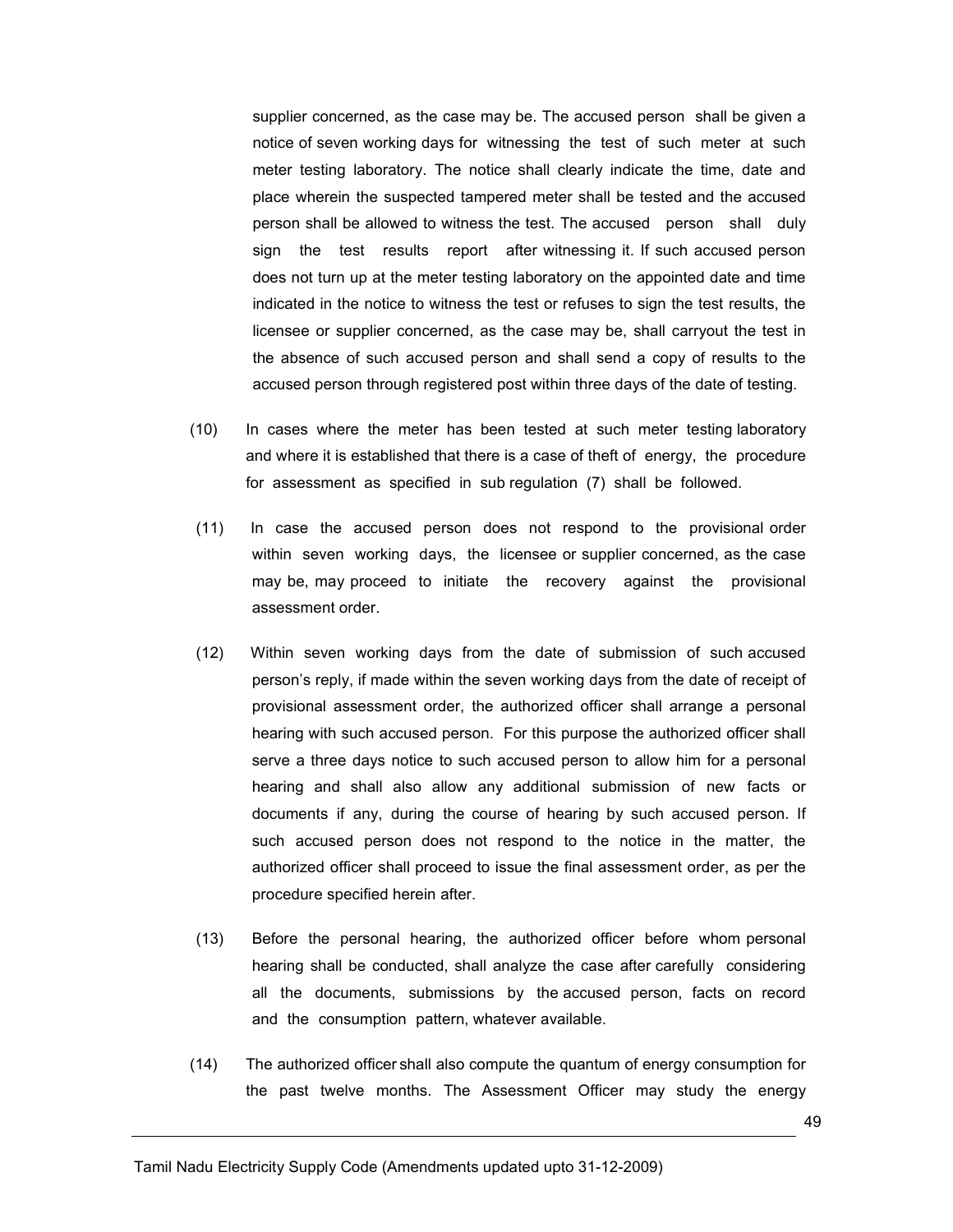supplier concerned, as the case may be. The accused person shall be given a notice of seven working days for witnessing the test of such meter at such meter testing laboratory. The notice shall clearly indicate the time, date and place wherein the suspected tampered meter shall be tested and the accused person shall be allowed to witness the test. The accused person shall duly sign the test results report after witnessing it. If such accused person does not turn up at the meter testing laboratory on the appointed date and time indicated in the notice to witness the test or refuses to sign the test results, the licensee or supplier concerned, as the case may be, shall carryout the test in the absence of such accused person and shall send a copy of results to the accused person through registered post within three days of the date of testing.

(10) In cases where the meter has been tested at such meter testing laboratory and where it is established that there is a case of theft of energy, the procedure for assessment as specified in sub regulation (7) shall be followed.

(11) In case the accused person does not respond to the provisional order within seven working days, the licensee or supplier concerned, as the case may be, may proceed to initiate the recovery against the provisional assessment order.

(12) Within seven working days from the date of submission of such accused person's reply, if made within the seven working days from the date of receipt of provisional assessment order, the authorized officer shall arrange a personal hearing with such accused person. For this purpose the authorized officer shall serve a three days notice to such accused person to allow him for a personal hearing and shall also allow any additional submission of new facts or documents if any, during the course of hearing by such accused person. If such accused person does not respond to the notice in the matter, the authorized officer shall proceed to issue the final assessment order, as per the procedure specified herein after.

(13) Before the personal hearing, the authorized officer before whom personal hearing shall be conducted, shall analyze the case after carefully considering all the documents, submissions by the accused person, facts on record and the consumption pattern, whatever available.

(14) The authorized officer shall also compute the quantum of energy consumption for the past twelve months. The Assessment Officer may study the energy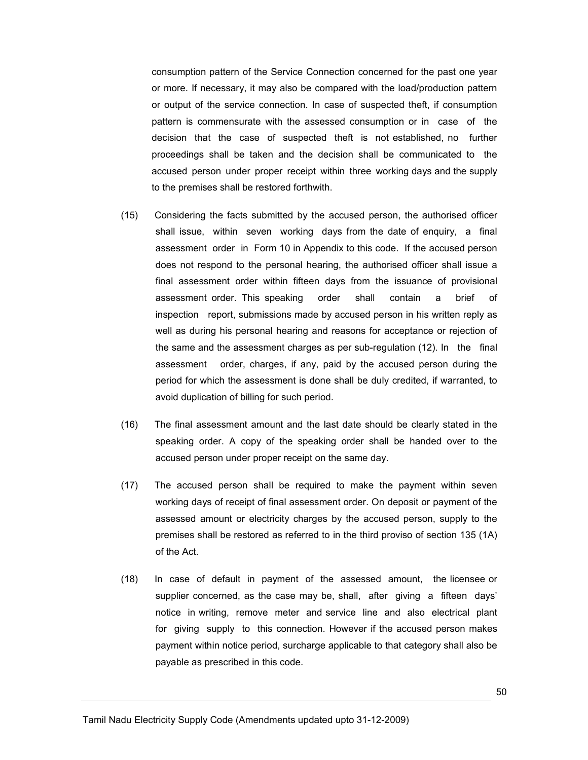consumption pattern of the Service Connection concerned for the past one year or more. If necessary, it may also be compared with the load/production pattern or output of the service connection. In case of suspected theft, if consumption pattern is commensurate with the assessed consumption or in case of the decision that the case of suspected theft is not established, no further proceedings shall be taken and the decision shall be communicated to the accused person under proper receipt within three working days and the supply to the premises shall be restored forthwith.

(15) Considering the facts submitted by the accused person, the authorised officer shall issue, within seven working days from the date of enquiry, a final assessment order in Form 10 in Appendix to this code. If the accused person does not respond to the personal hearing, the authorised officer shall issue a final assessment order within fifteen days from the issuance of provisional assessment order. This speaking order shall contain a brief of inspection report, submissions made by accused person in his written reply as well as during his personal hearing and reasons for acceptance or rejection of the same and the assessment charges as per sub-regulation (12). In the final assessment order, charges, if any, paid by the accused person during the period for which the assessment is done shall be duly credited, if warranted, to avoid duplication of billing for such period.

(16) The final assessment amount and the last date should be clearly stated in the speaking order. A copy of the speaking order shall be handed over to the accused person under proper receipt on the same day.

(17) The accused person shall be required to make the payment within seven working days of receipt of final assessment order. On deposit or payment of the assessed amount or electricity charges by the accused person, supply to the premises shall be restored as referred to in the third proviso of section 135 (1A) of the Act.

(18) In case of default in payment of the assessed amount, the licensee or supplier concerned, as the case may be, shall, after giving a fifteen days' notice in writing, remove meter and service line and also electrical plant for giving supply to this connection. However if the accused person makes payment within notice period, surcharge applicable to that category shall also be payable as prescribed in this code.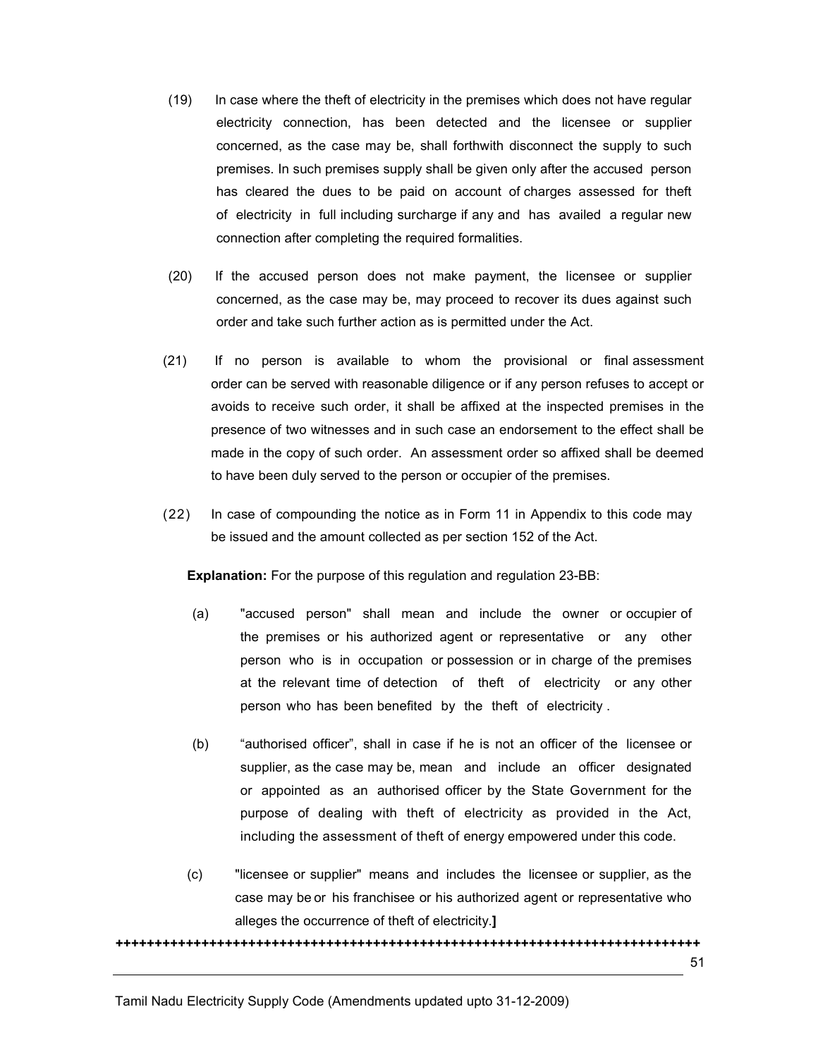(19) In case where the theft of electricity in the premises which does not have regular electricity connection, has been detected and the licensee or supplier concerned, as the case may be, shall forthwith disconnect the supply to such premises. In such premises supply shall be given only after the accused person has cleared the dues to be paid on account of charges assessed for theft of electricity in full including surcharge if any and has availed a regular new connection after completing the required formalities.

(20) If the accused person does not make payment, the licensee or supplier concerned, as the case may be, may proceed to recover its dues against such order and take such further action as is permitted under the Act.

(21) If no person is available to whom the provisional or final assessment order can be served with reasonable diligence or if any person refuses to accept or avoids to receive such order, it shall be affixed at the inspected premises in the presence of two witnesses and in such case an endorsement to the effect shall be made in the copy of such order. An assessment order so affixed shall be deemed to have been duly served to the person or occupier of the premises.

(22) In case of compounding the notice as in Form 11 in Appendix to this code may be issued and the amount collected as per section 152 of the Act.

**Explanation:** For the purpose of this regulation and regulation 23-BB:

(a) "accused person" shall mean and include the owner or occupier of the premises or his authorized agent or representative or any other person who is in occupation or possession or in charge of the premises at the relevant time of detection of theft of electricity or any other person who has been benefited by the theft of electricity .

(b) “authorised officer”, shall in case if he is not an officer of the licensee or supplier, as the case may be, mean and include an officer designated or appointed as an authorised officer by the State Government for the purpose of dealing with theft of electricity as provided in the Act, including the assessment of theft of energy empowered under this code.

(c) "licensee or supplier" means and includes the licensee or supplier, as the case may be or his franchisee or his authorized agent or representative who alleges the occurrence of theft of electricity.**]**

**++++++++++++++++++++++++++++++++++++++++++++++++++++++++++++++++++++++++++++**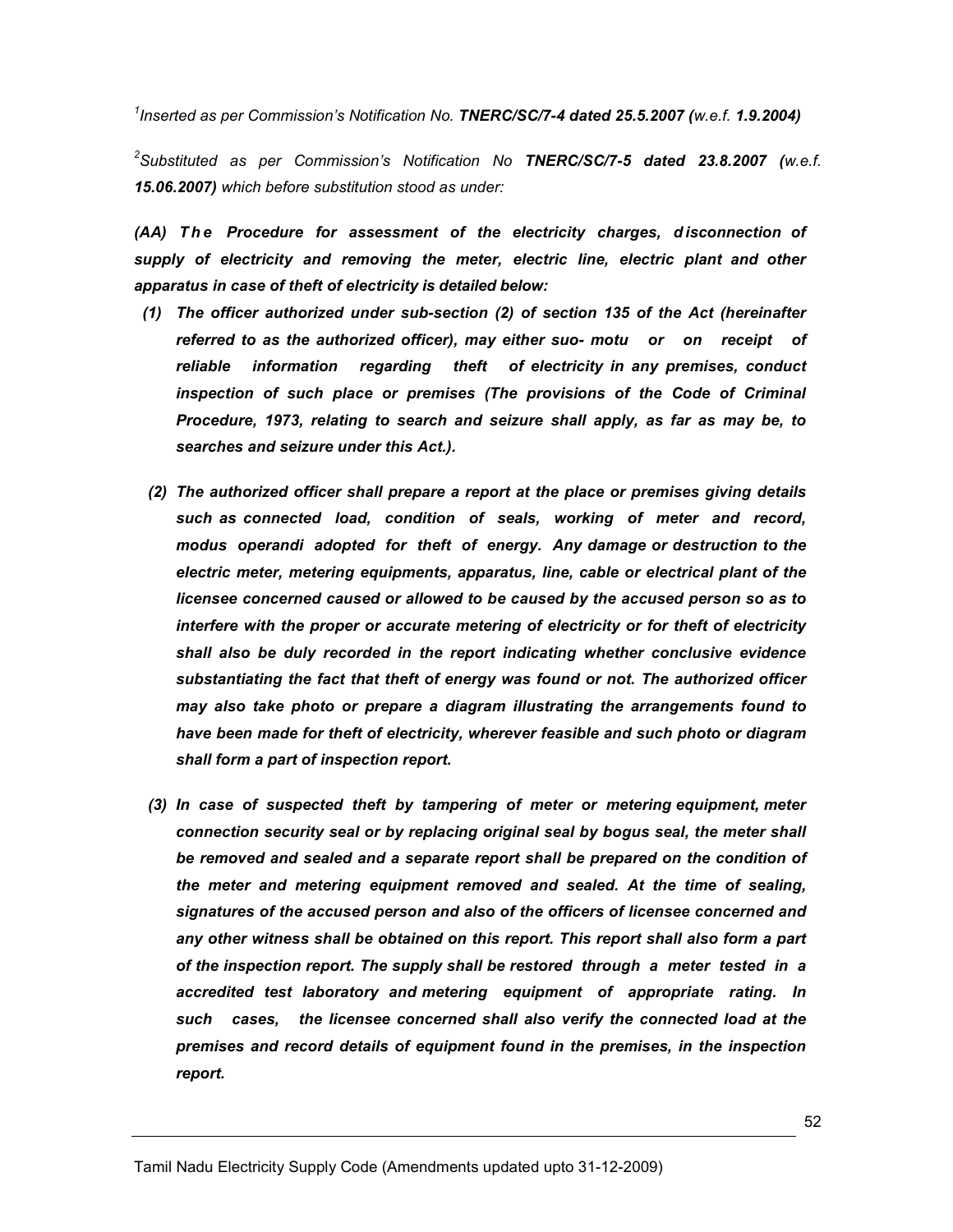[1]*Inserted as per Commission's Notification No.* ***TNERC/SC/7-4 dated 25.5.2007*** *(w.e.f.* ***1.9.2004)***

[2]*Substituted as per Commission's Notification No* ***TNERC/SC/7-5 dated 23.8.2007*** *(w.e.f.* ***15.06.2007)*** *which before substitution stood as under:*

***(AA) The Procedure for assessment of the electricity charges, disconnection of supply of electricity and removing the meter, electric line, electric plant and other apparatus in case of theft of electricity is detailed below:***

***(1) The officer authorized under sub-section (2) of section 135 of the Act (hereinafter referred to as the authorized officer), may either suo- motu or on receipt of reliable information regarding theft of electricity in any premises, conduct inspection of such place or premises (The provisions of the Code of Criminal Procedure, 1973, relating to search and seizure shall apply, as far as may be, to searches and seizure under this Act.).***

***(2) The authorized officer shall prepare a report at the place or premises giving details such as connected load, condition of seals, working of meter and record, modus operandi adopted for theft of energy. Any damage or destruction to the electric meter, metering equipments, apparatus, line, cable or electrical plant of the licensee concerned caused or allowed to be caused by the accused person so as to interfere with the proper or accurate metering of electricity or for theft of electricity shall also be duly recorded in the report indicating whether conclusive evidence substantiating the fact that theft of energy was found or not. The authorized officer may also take photo or prepare a diagram illustrating the arrangements found to have been made for theft of electricity, wherever feasible and such photo or diagram shall form a part of inspection report.***

***(3) In case of suspected theft by tampering of meter or metering equipment, meter connection security seal or by replacing original seal by bogus seal, the meter shall be removed and sealed and a separate report shall be prepared on the condition of the meter and metering equipment removed and sealed. At the time of sealing, signatures of the accused person and also of the officers of licensee concerned and any other witness shall be obtained on this report. This report shall also form a part of the inspection report. The supply shall be restored through a meter tested in a accredited test laboratory and metering equipment of appropriate rating. In such cases, the licensee concerned shall also verify the connected load at the premises and record details of equipment found in the premises, in the inspection report.***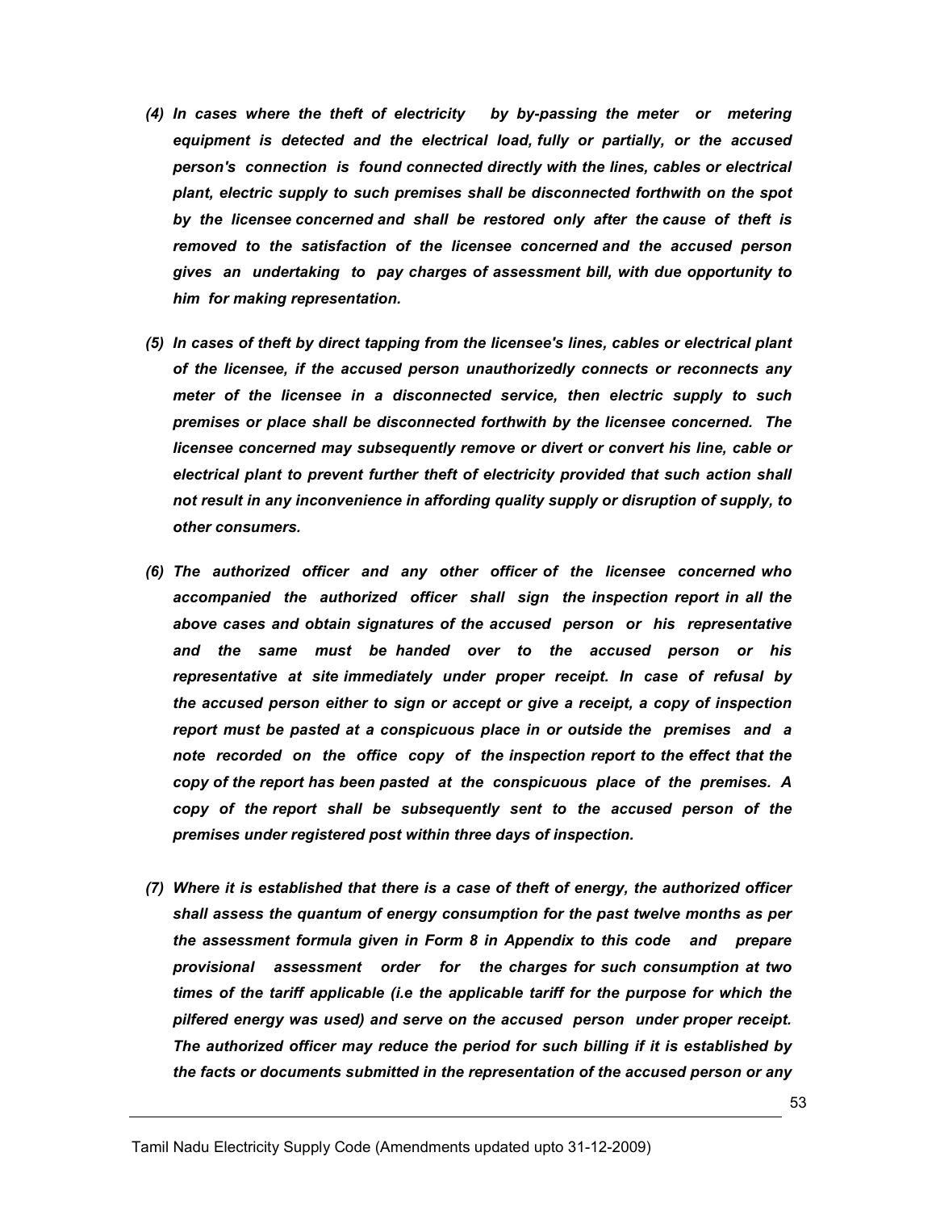*(4) In cases where the theft of electricity by by-passing the meter or metering equipment is detected and the electrical load, fully or partially, or the accused person's connection is found connected directly with the lines, cables or electrical plant, electric supply to such premises shall be disconnected forthwith on the spot by the licensee concerned and shall be restored only after the cause of theft is removed to the satisfaction of the licensee concerned and the accused person gives an undertaking to pay charges of assessment bill, with due opportunity to him for making representation.*

*(5) In cases of theft by direct tapping from the licensee's lines, cables or electrical plant of the licensee, if the accused person unauthorizedly connects or reconnects any meter of the licensee in a disconnected service, then electric supply to such premises or place shall be disconnected forthwith by the licensee concerned. The licensee concerned may subsequently remove or divert or convert his line, cable or electrical plant to prevent further theft of electricity provided that such action shall not result in any inconvenience in affording quality supply or disruption of supply, to other consumers.*

*(6) The authorized officer and any other officer of the licensee concerned who accompanied the authorized officer shall sign the inspection report in all the above cases and obtain signatures of the accused person or his representative and the same must be handed over to the accused person or his representative at site immediately under proper receipt. In case of refusal by the accused person either to sign or accept or give a receipt, a copy of inspection report must be pasted at a conspicuous place in or outside the premises and a note recorded on the office copy of the inspection report to the effect that the copy of the report has been pasted at the conspicuous place of the premises. A copy of the report shall be subsequently sent to the accused person of the premises under registered post within three days of inspection.*

*(7) Where it is established that there is a case of theft of energy, the authorized officer shall assess the quantum of energy consumption for the past twelve months as per the assessment formula given in Form 8 in Appendix to this code and prepare provisional assessment order for the charges for such consumption at two times of the tariff applicable (i.e the applicable tariff for the purpose for which the pilfered energy was used) and serve on the accused person under proper receipt. The authorized officer may reduce the period for such billing if it is established by the facts or documents submitted in the representation of the accused person or any*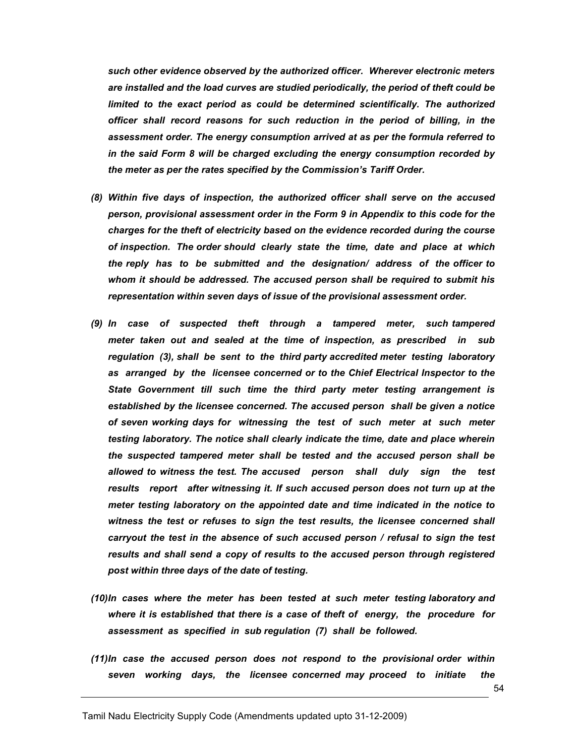*such other evidence observed by the authorized officer. Wherever electronic meters are installed and the load curves are studied periodically, the period of theft could be limited to the exact period as could be determined scientifically. The authorized officer shall record reasons for such reduction in the period of billing, in the assessment order. The energy consumption arrived at as per the formula referred to in the said Form 8 will be charged excluding the energy consumption recorded by the meter as per the rates specified by the Commission's Tariff Order.*

*(8) Within five days of inspection, the authorized officer shall serve on the accused person, provisional assessment order in the Form 9 in Appendix to this code for the charges for the theft of electricity based on the evidence recorded during the course of inspection. The order should clearly state the time, date and place at which the reply has to be submitted and the designation/ address of the officer to whom it should be addressed. The accused person shall be required to submit his representation within seven days of issue of the provisional assessment order.*

*(9) In case of suspected theft through a tampered meter, such tampered meter taken out and sealed at the time of inspection, as prescribed in sub regulation (3), shall be sent to the third party accredited meter testing laboratory as arranged by the licensee concerned or to the Chief Electrical Inspector to the State Government till such time the third party meter testing arrangement is established by the licensee concerned. The accused person shall be given a notice of seven working days for witnessing the test of such meter at such meter testing laboratory. The notice shall clearly indicate the time, date and place wherein the suspected tampered meter shall be tested and the accused person shall be allowed to witness the test. The accused person shall duly sign the test results report after witnessing it. If such accused person does not turn up at the meter testing laboratory on the appointed date and time indicated in the notice to witness the test or refuses to sign the test results, the licensee concerned shall carryout the test in the absence of such accused person / refusal to sign the test results and shall send a copy of results to the accused person through registered post within three days of the date of testing.*

*(10)In cases where the meter has been tested at such meter testing laboratory and where it is established that there is a case of theft of energy, the procedure for assessment as specified in sub regulation (7) shall be followed.*

*(11)In case the accused person does not respond to the provisional order within seven working days, the licensee concerned may proceed to initiate the*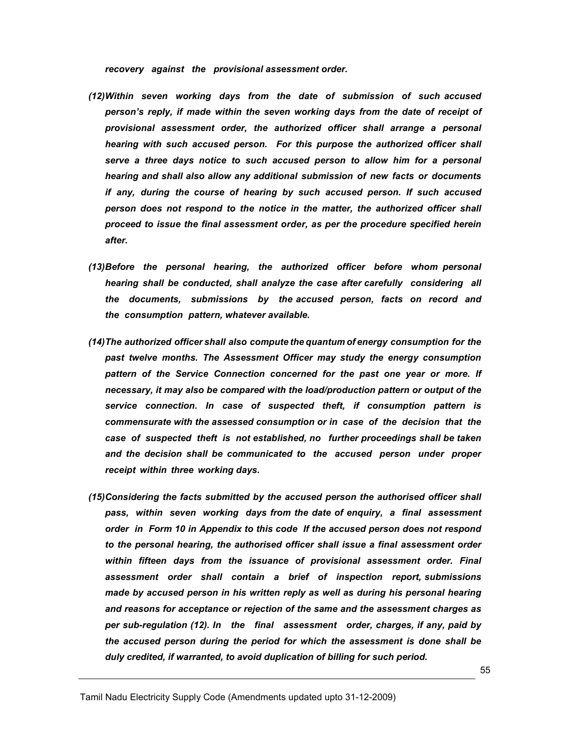*recovery against the provisional assessment order.*

*(12)Within seven working days from the date of submission of such accused person's reply, if made within the seven working days from the date of receipt of provisional assessment order, the authorized officer shall arrange a personal hearing with such accused person. For this purpose the authorized officer shall serve a three days notice to such accused person to allow him for a personal hearing and shall also allow any additional submission of new facts or documents if any, during the course of hearing by such accused person. If such accused person does not respond to the notice in the matter, the authorized officer shall proceed to issue the final assessment order, as per the procedure specified herein after.*

*(13)Before the personal hearing, the authorized officer before whom personal hearing shall be conducted, shall analyze the case after carefully considering all the documents, submissions by the accused person, facts on record and the consumption pattern, whatever available.*

*(14)The authorized officer shall also compute the quantum of energy consumption for the past twelve months. The Assessment Officer may study the energy consumption pattern of the Service Connection concerned for the past one year or more. If necessary, it may also be compared with the load/production pattern or output of the service connection. In case of suspected theft, if consumption pattern is commensurate with the assessed consumption or in case of the decision that the case of suspected theft is not established, no further proceedings shall be taken and the decision shall be communicated to the accused person under proper receipt within three working days.*

*(15)Considering the facts submitted by the accused person the authorised officer shall pass, within seven working days from the date of enquiry, a final assessment order in Form 10 in Appendix to this code If the accused person does not respond to the personal hearing, the authorised officer shall issue a final assessment order within fifteen days from the issuance of provisional assessment order. Final assessment order shall contain a brief of inspection report, submissions made by accused person in his written reply as well as during his personal hearing and reasons for acceptance or rejection of the same and the assessment charges as per sub-regulation (12). In the final assessment order, charges, if any, paid by the accused person during the period for which the assessment is done shall be duly credited, if warranted, to avoid duplication of billing for such period.*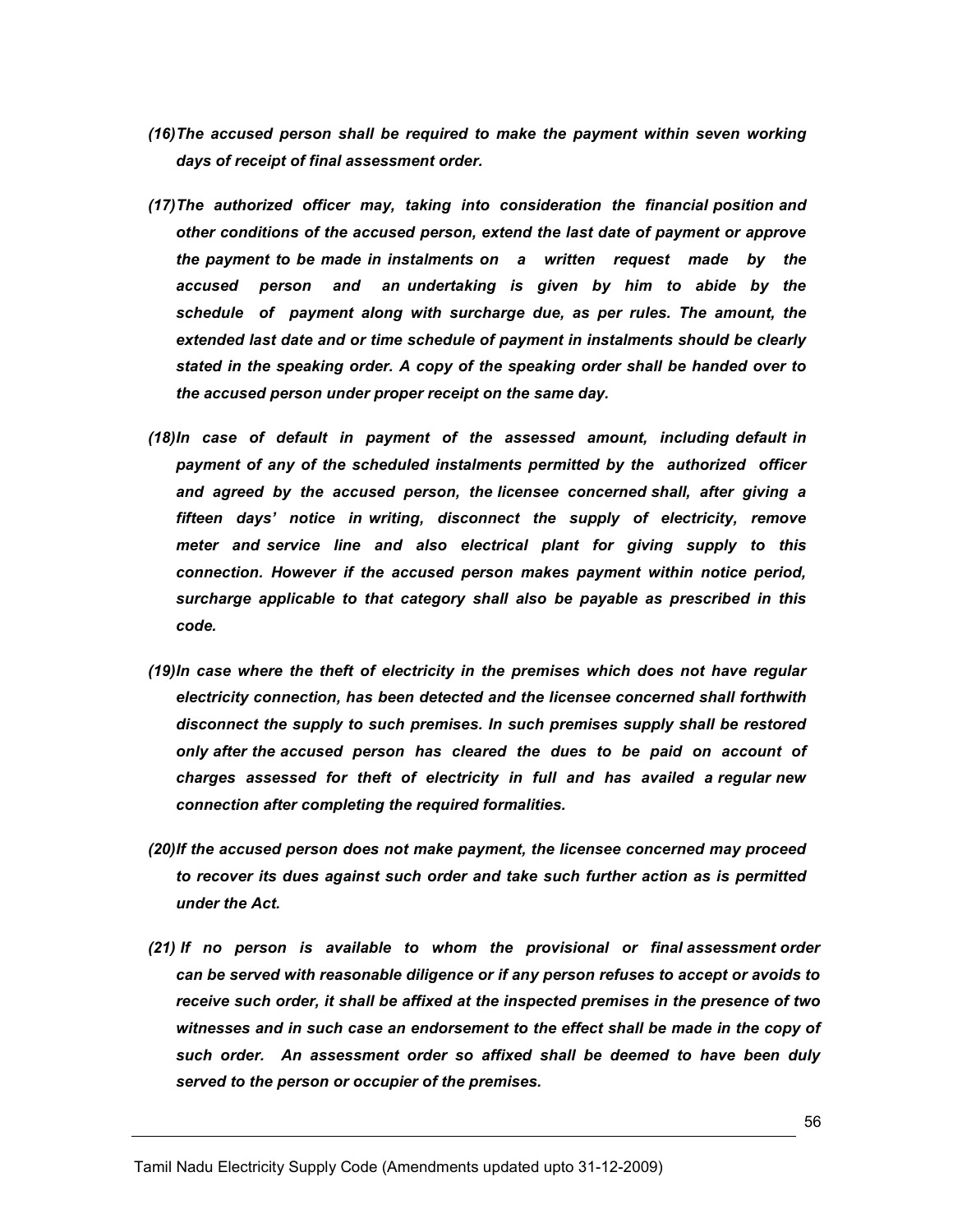*(16)The accused person shall be required to make the payment within seven working days of receipt of final assessment order.*

*(17)The authorized officer may, taking into consideration the financial position and other conditions of the accused person, extend the last date of payment or approve the payment to be made in instalments on a written request made by the accused person and an undertaking is given by him to abide by the schedule of payment along with surcharge due, as per rules. The amount, the extended last date and or time schedule of payment in instalments should be clearly stated in the speaking order. A copy of the speaking order shall be handed over to the accused person under proper receipt on the same day.*

*(18)In case of default in payment of the assessed amount, including default in payment of any of the scheduled instalments permitted by the authorized officer and agreed by the accused person, the licensee concerned shall, after giving a fifteen days' notice in writing, disconnect the supply of electricity, remove meter and service line and also electrical plant for giving supply to this connection. However if the accused person makes payment within notice period, surcharge applicable to that category shall also be payable as prescribed in this code.*

*(19)In case where the theft of electricity in the premises which does not have regular electricity connection, has been detected and the licensee concerned shall forthwith disconnect the supply to such premises. In such premises supply shall be restored only after the accused person has cleared the dues to be paid on account of charges assessed for theft of electricity in full and has availed a regular new connection after completing the required formalities.*

*(20)If the accused person does not make payment, the licensee concerned may proceed to recover its dues against such order and take such further action as is permitted under the Act.*

*(21) If no person is available to whom the provisional or final assessment order can be served with reasonable diligence or if any person refuses to accept or avoids to receive such order, it shall be affixed at the inspected premises in the presence of two witnesses and in such case an endorsement to the effect shall be made in the copy of such order. An assessment order so affixed shall be deemed to have been duly served to the person or occupier of the premises.*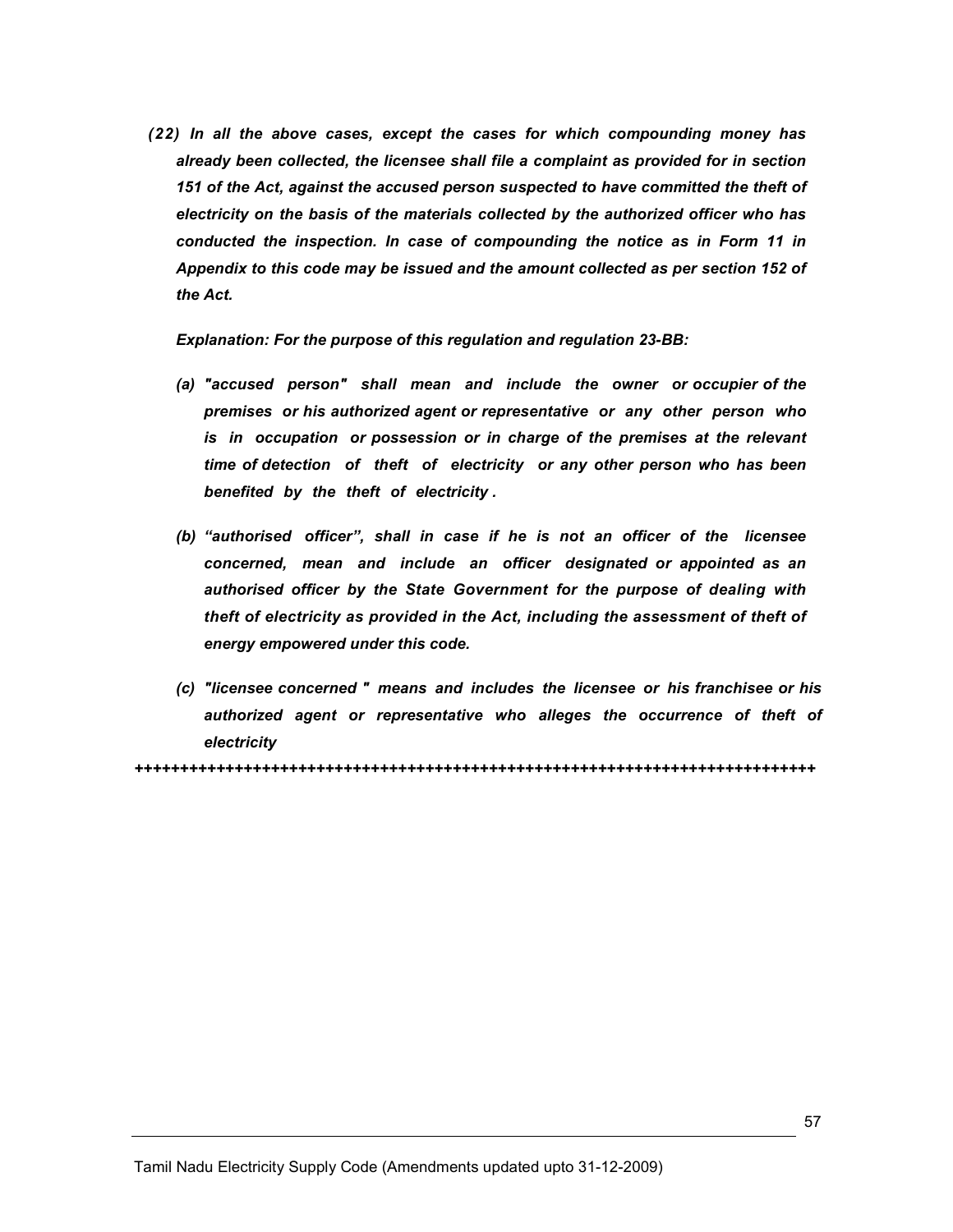***(22) In all the above cases, except the cases for which compounding money has already been collected, the licensee shall file a complaint as provided for in section 151 of the Act, against the accused person suspected to have committed the theft of electricity on the basis of the materials collected by the authorized officer who has conducted the inspection. In case of compounding the notice as in Form 11 in Appendix to this code may be issued and the amount collected as per section 152 of the Act.***

***Explanation: For the purpose of this regulation and regulation 23-BB:***

***(a) "accused person" shall mean and include the owner or occupier of the premises or his authorized agent or representative or any other person who is in occupation or possession or in charge of the premises at the relevant time of detection of theft of electricity or any other person who has been benefited by the theft of electricity .***

***(b) "authorised officer", shall in case if he is not an officer of the licensee concerned, mean and include an officer designated or appointed as an authorised officer by the State Government for the purpose of dealing with theft of electricity as provided in the Act, including the assessment of theft of energy empowered under this code.***

***(c) "licensee concerned " means and includes the licensee or his franchisee or his authorized agent or representative who alleges the occurrence of theft of electricity***

++++++++++++++++++++++++++++++++++++++++++++++++++++++++++++++++++++++++++++++++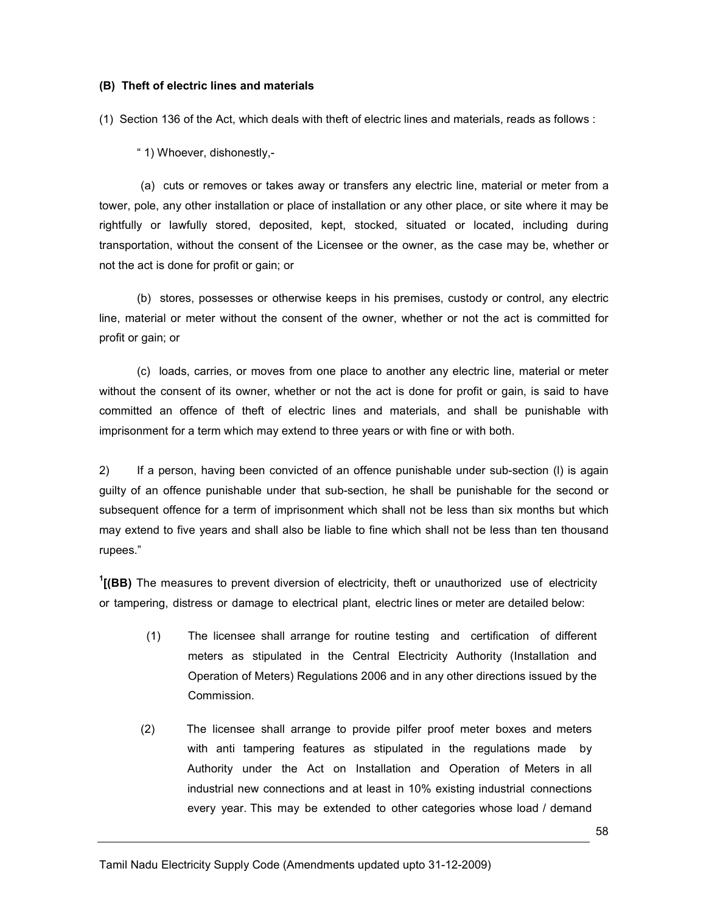**(B) Theft of electric lines and materials**

(1) Section 136 of the Act, which deals with theft of electric lines and materials, reads as follows :

" 1) Whoever, dishonestly,-

(a) cuts or removes or takes away or transfers any electric line, material or meter from a tower, pole, any other installation or place of installation or any other place, or site where it may be rightfully or lawfully stored, deposited, kept, stocked, situated or located, including during transportation, without the consent of the Licensee or the owner, as the case may be, whether or not the act is done for profit or gain; or

(b) stores, possesses or otherwise keeps in his premises, custody or control, any electric line, material or meter without the consent of the owner, whether or not the act is committed for profit or gain; or

(c) loads, carries, or moves from one place to another any electric line, material or meter without the consent of its owner, whether or not the act is done for profit or gain, is said to have committed an offence of theft of electric lines and materials, and shall be punishable with imprisonment for a term which may extend to three years or with fine or with both.

2) If a person, having been convicted of an offence punishable under sub-section (l) is again guilty of an offence punishable under that sub-section, he shall be punishable for the second or subsequent offence for a term of imprisonment which shall not be less than six months but which may extend to five years and shall also be liable to fine which shall not be less than ten thousand rupees."

[1][**(BB)** The measures to prevent diversion of electricity, theft or unauthorized use of electricity or tampering, distress or damage to electrical plant, electric lines or meter are detailed below:

(1) The licensee shall arrange for routine testing and certification of different meters as stipulated in the Central Electricity Authority (Installation and Operation of Meters) Regulations 2006 and in any other directions issued by the Commission.

(2) The licensee shall arrange to provide pilfer proof meter boxes and meters with anti tampering features as stipulated in the regulations made by Authority under the Act on Installation and Operation of Meters in all industrial new connections and at least in 10% existing industrial connections every year. This may be extended to other categories whose load / demand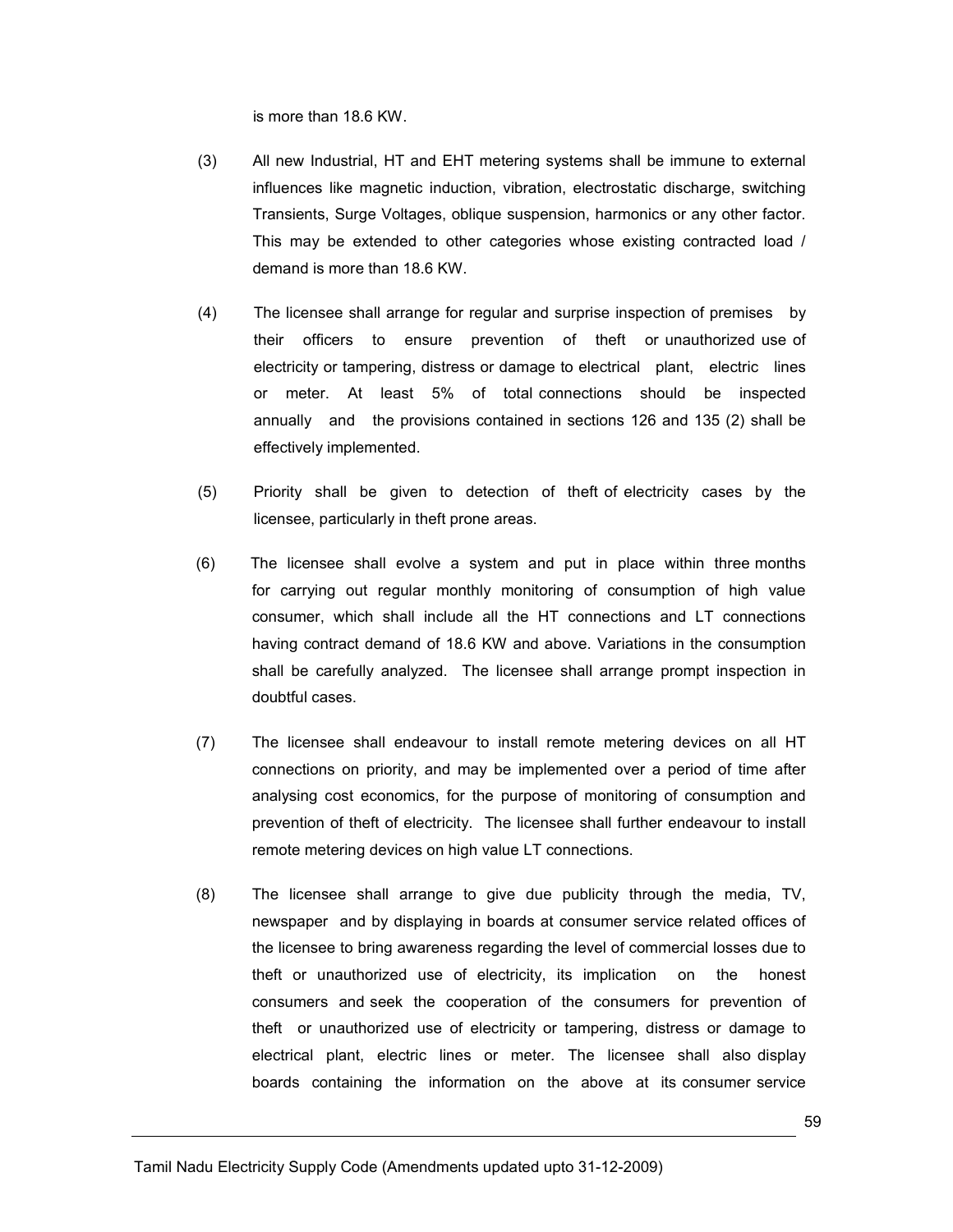is more than 18.6 KW.

(3) All new Industrial, HT and EHT metering systems shall be immune to external influences like magnetic induction, vibration, electrostatic discharge, switching Transients, Surge Voltages, oblique suspension, harmonics or any other factor. This may be extended to other categories whose existing contracted load / demand is more than 18.6 KW.

(4) The licensee shall arrange for regular and surprise inspection of premises by their officers to ensure prevention of theft or unauthorized use of electricity or tampering, distress or damage to electrical plant, electric lines or meter. At least 5% of total connections should be inspected annually and the provisions contained in sections 126 and 135 (2) shall be effectively implemented.

(5) Priority shall be given to detection of theft of electricity cases by the licensee, particularly in theft prone areas.

(6) The licensee shall evolve a system and put in place within three months for carrying out regular monthly monitoring of consumption of high value consumer, which shall include all the HT connections and LT connections having contract demand of 18.6 KW and above. Variations in the consumption shall be carefully analyzed. The licensee shall arrange prompt inspection in doubtful cases.

(7) The licensee shall endeavour to install remote metering devices on all HT connections on priority, and may be implemented over a period of time after analysing cost economics, for the purpose of monitoring of consumption and prevention of theft of electricity. The licensee shall further endeavour to install remote metering devices on high value LT connections.

(8) The licensee shall arrange to give due publicity through the media, TV, newspaper and by displaying in boards at consumer service related offices of the licensee to bring awareness regarding the level of commercial losses due to theft or unauthorized use of electricity, its implication on the honest consumers and seek the cooperation of the consumers for prevention of theft or unauthorized use of electricity or tampering, distress or damage to electrical plant, electric lines or meter. The licensee shall also display boards containing the information on the above at its consumer service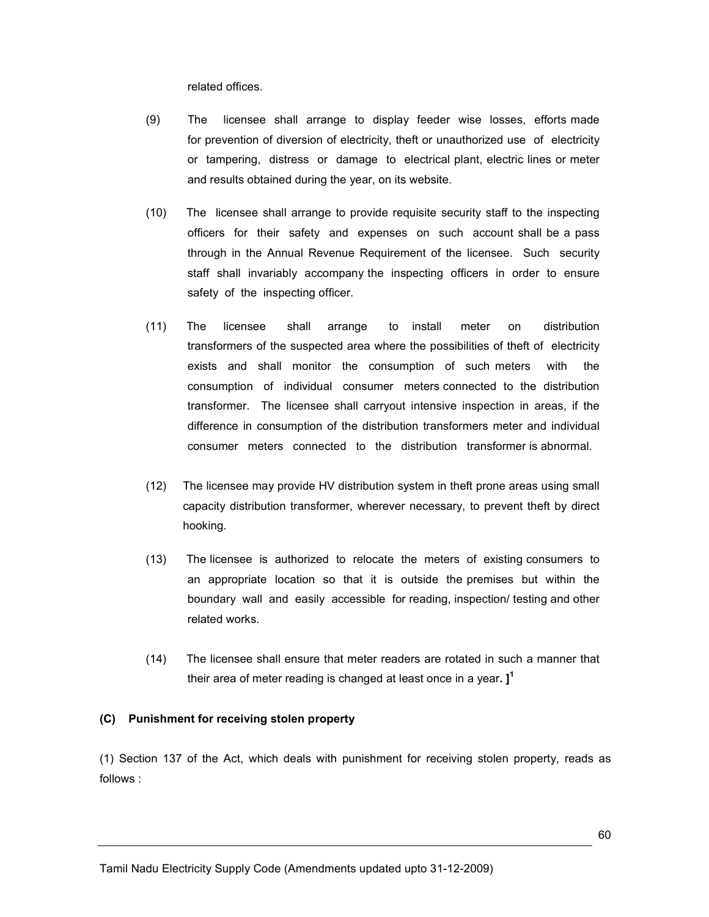related offices.

(9) The licensee shall arrange to display feeder wise losses, efforts made for prevention of diversion of electricity, theft or unauthorized use of electricity or tampering, distress or damage to electrical plant, electric lines or meter and results obtained during the year, on its website.

(10) The licensee shall arrange to provide requisite security staff to the inspecting officers for their safety and expenses on such account shall be a pass through in the Annual Revenue Requirement of the licensee. Such security staff shall invariably accompany the inspecting officers in order to ensure safety of the inspecting officer.

(11) The licensee shall arrange to install meter on distribution transformers of the suspected area where the possibilities of theft of electricity exists and shall monitor the consumption of such meters with the consumption of individual consumer meters connected to the distribution transformer. The licensee shall carryout intensive inspection in areas, if the difference in consumption of the distribution transformers meter and individual consumer meters connected to the distribution transformer is abnormal.

(12) The licensee may provide HV distribution system in theft prone areas using small capacity distribution transformer, wherever necessary, to prevent theft by direct hooking.

(13) The licensee is authorized to relocate the meters of existing consumers to an appropriate location so that it is outside the premises but within the boundary wall and easily accessible for reading, inspection/ testing and other related works.

(14) The licensee shall ensure that meter readers are rotated in such a manner that their area of meter reading is changed at least once in a year. ][1]

**(C) Punishment for receiving stolen property**

(1) Section 137 of the Act, which deals with punishment for receiving stolen property, reads as follows :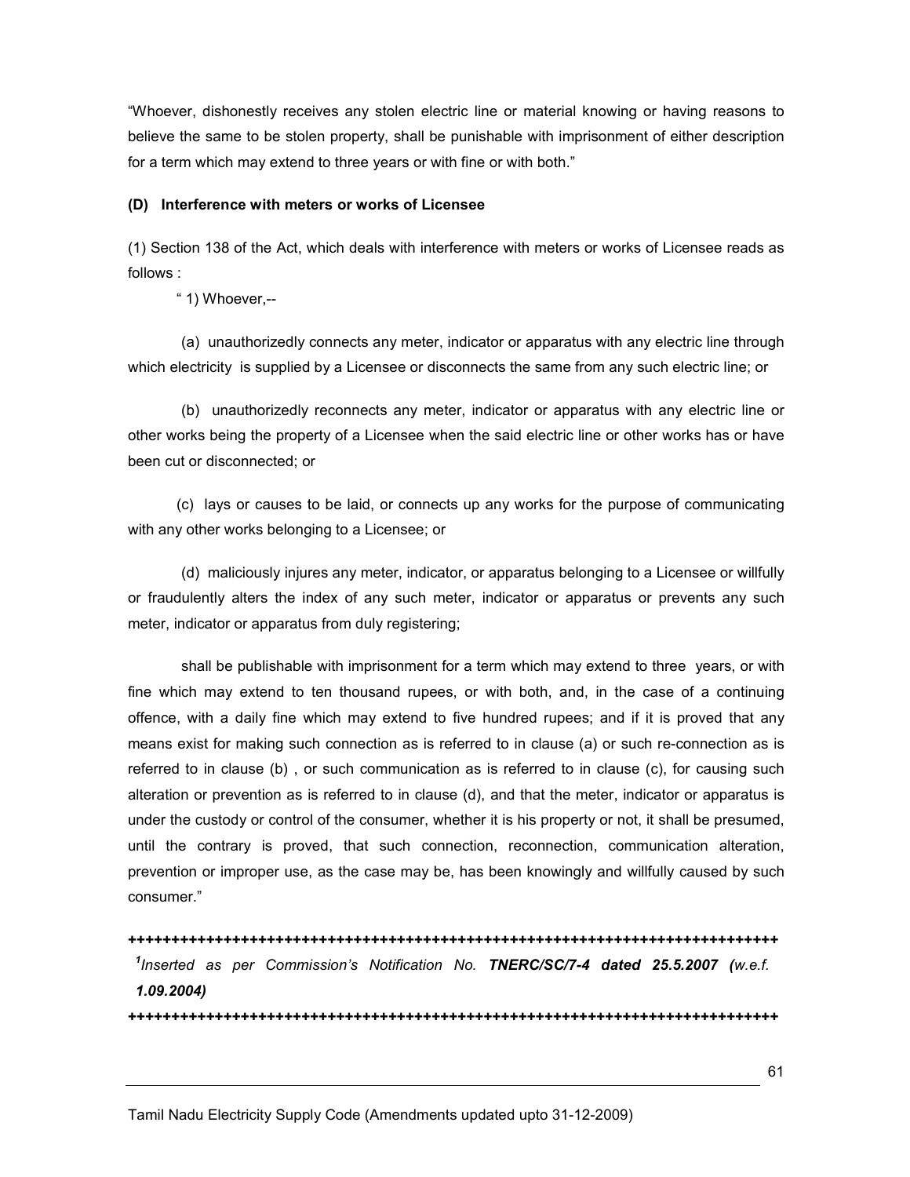"Whoever, dishonestly receives any stolen electric line or material knowing or having reasons to believe the same to be stolen property, shall be punishable with imprisonment of either description for a term which may extend to three years or with fine or with both."

**(D) Interference with meters or works of Licensee**

(1) Section 138 of the Act, which deals with interference with meters or works of Licensee reads as follows :

" 1) Whoever,--

(a) unauthorizedly connects any meter, indicator or apparatus with any electric line through which electricity is supplied by a Licensee or disconnects the same from any such electric line; or

(b) unauthorizedly reconnects any meter, indicator or apparatus with any electric line or other works being the property of a Licensee when the said electric line or other works has or have been cut or disconnected; or

(c) lays or causes to be laid, or connects up any works for the purpose of communicating with any other works belonging to a Licensee; or

(d) maliciously injures any meter, indicator, or apparatus belonging to a Licensee or willfully or fraudulently alters the index of any such meter, indicator or apparatus or prevents any such meter, indicator or apparatus from duly registering;

shall be publishable with imprisonment for a term which may extend to three years, or with fine which may extend to ten thousand rupees, or with both, and, in the case of a continuing offence, with a daily fine which may extend to five hundred rupees; and if it is proved that any means exist for making such connection as is referred to in clause (a) or such re-connection as is referred to in clause (b) , or such communication as is referred to in clause (c), for causing such alteration or prevention as is referred to in clause (d), and that the meter, indicator or apparatus is under the custody or control of the consumer, whether it is his property or not, it shall be presumed, until the contrary is proved, that such connection, reconnection, communication alteration, prevention or improper use, as the case may be, has been knowingly and willfully caused by such consumer."

++++++++++++++++++++++++++++++++++++++++++++++++++++++++++++++++++++++++++++++

[1]*Inserted as per Commission's Notification No.* ***TNERC/SC/7-4 dated 25.5.2007*** ***(****w.e.f.* ***1.09.2004)***

++++++++++++++++++++++++++++++++++++++++++++++++++++++++++++++++++++++++++++++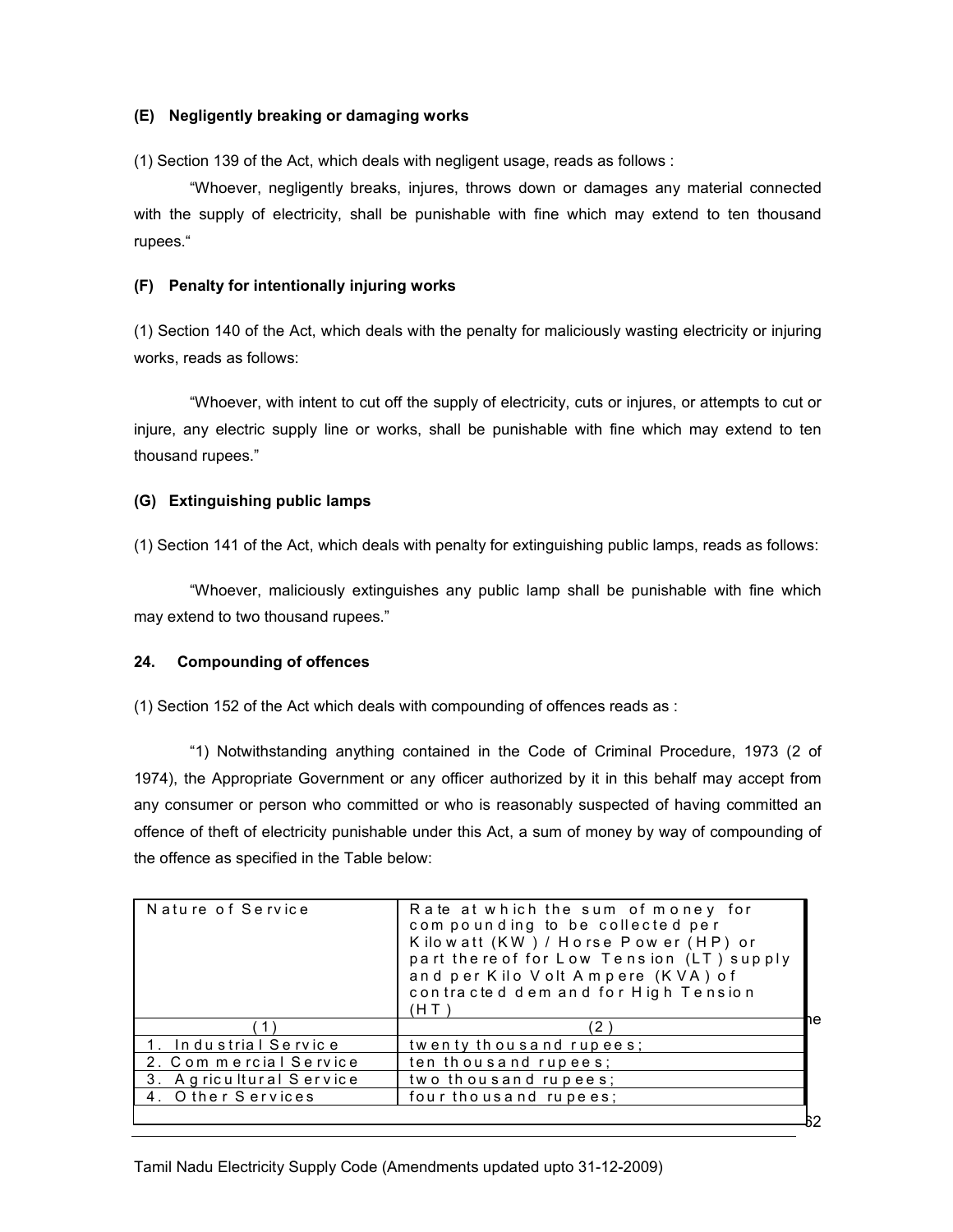### (E) Negligently breaking or damaging works

(1) Section 139 of the Act, which deals with negligent usage, reads as follows :

"Whoever, negligently breaks, injures, throws down or damages any material connected with the supply of electricity, shall be punishable with fine which may extend to ten thousand rupees."

### (F) Penalty for intentionally injuring works

(1) Section 140 of the Act, which deals with the penalty for maliciously wasting electricity or injuring works, reads as follows:

"Whoever, with intent to cut off the supply of electricity, cuts or injures, or attempts to cut or injure, any electric supply line or works, shall be punishable with fine which may extend to ten thousand rupees."

### (G) Extinguishing public lamps

(1) Section 141 of the Act, which deals with penalty for extinguishing public lamps, reads as follows:

"Whoever, maliciously extinguishes any public lamp shall be punishable with fine which may extend to two thousand rupees."

### 24. Compounding of offences

(1) Section 152 of the Act which deals with compounding of offences reads as :

"1) Notwithstanding anything contained in the Code of Criminal Procedure, 1973 (2 of 1974), the Appropriate Government or any officer authorized by it in this behalf may accept from any consumer or person who committed or who is reasonably suspected of having committed an offence of theft of electricity punishable under this Act, a sum of money by way of compounding of the offence as specified in the Table below:

| Nature of Service | Rate at which the sum of money for compounding to be collected per Kilowatt (KW) / Horse Power (HP) or part thereof for Low Tension (LT) supply and per Kilo Volt Ampere (KVA) of contracted demand for High Tension (HT) |
|---|---|
| (1) | (2) |
| 1. Industrial Service | twenty thousand rupees; |
| 2. Commercial Service | ten thousand rupees; |
| 3. Agricultural Service | two thousand rupees; |
| 4. Other Services | four thousand rupees; |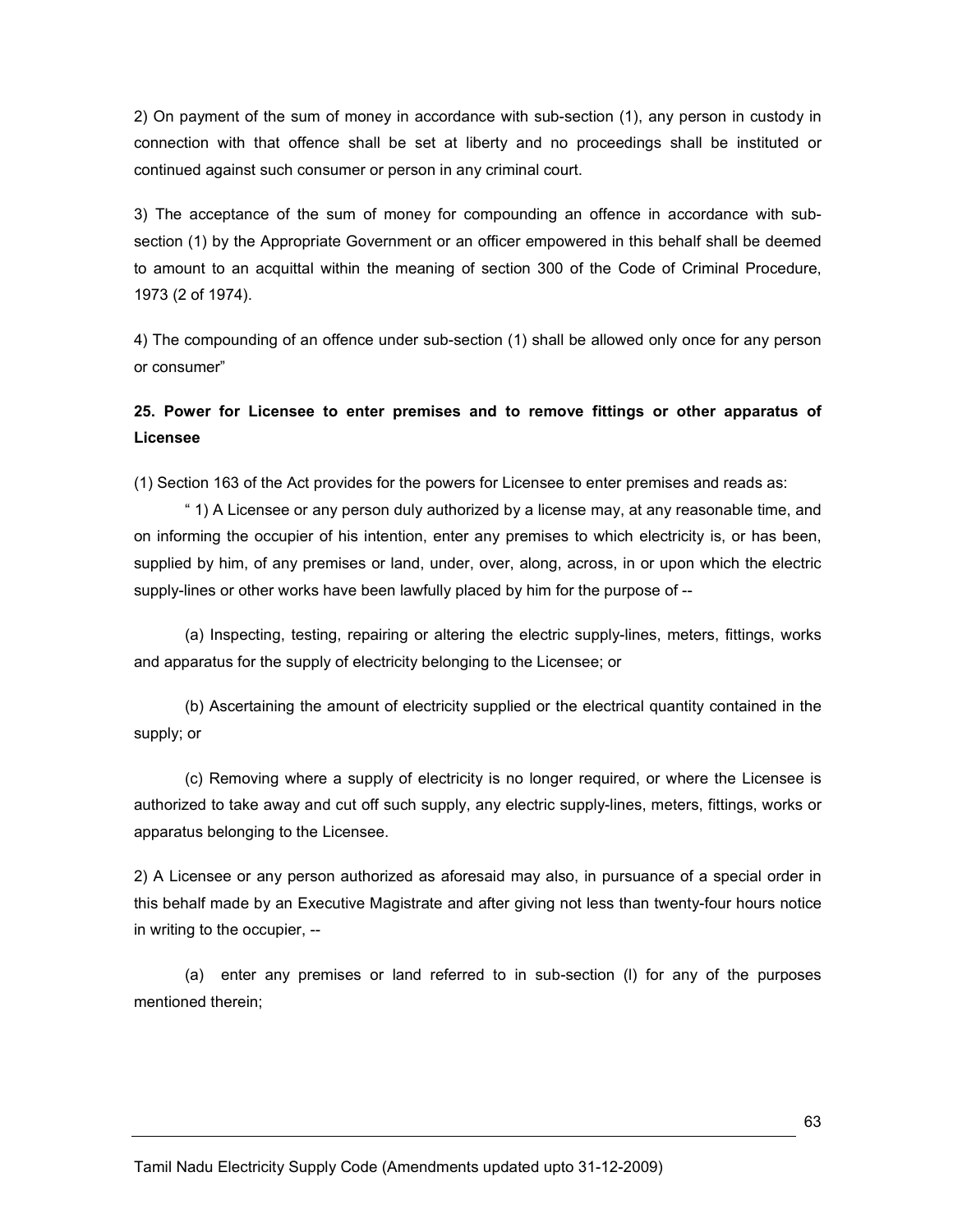2) On payment of the sum of money in accordance with sub-section (1), any person in custody in connection with that offence shall be set at liberty and no proceedings shall be instituted or continued against such consumer or person in any criminal court.

3) The acceptance of the sum of money for compounding an offence in accordance with sub-section (1) by the Appropriate Government or an officer empowered in this behalf shall be deemed to amount to an acquittal within the meaning of section 300 of the Code of Criminal Procedure, 1973 (2 of 1974).

4) The compounding of an offence under sub-section (1) shall be allowed only once for any person or consumer"

**25. Power for Licensee to enter premises and to remove fittings or other apparatus of Licensee**

(1) Section 163 of the Act provides for the powers for Licensee to enter premises and reads as:

" 1) A Licensee or any person duly authorized by a license may, at any reasonable time, and on informing the occupier of his intention, enter any premises to which electricity is, or has been, supplied by him, of any premises or land, under, over, along, across, in or upon which the electric supply-lines or other works have been lawfully placed by him for the purpose of --

(a) Inspecting, testing, repairing or altering the electric supply-lines, meters, fittings, works and apparatus for the supply of electricity belonging to the Licensee; or

(b) Ascertaining the amount of electricity supplied or the electrical quantity contained in the supply; or

(c) Removing where a supply of electricity is no longer required, or where the Licensee is authorized to take away and cut off such supply, any electric supply-lines, meters, fittings, works or apparatus belonging to the Licensee.

2) A Licensee or any person authorized as aforesaid may also, in pursuance of a special order in this behalf made by an Executive Magistrate and after giving not less than twenty-four hours notice in writing to the occupier, --

(a) enter any premises or land referred to in sub-section (l) for any of the purposes mentioned therein;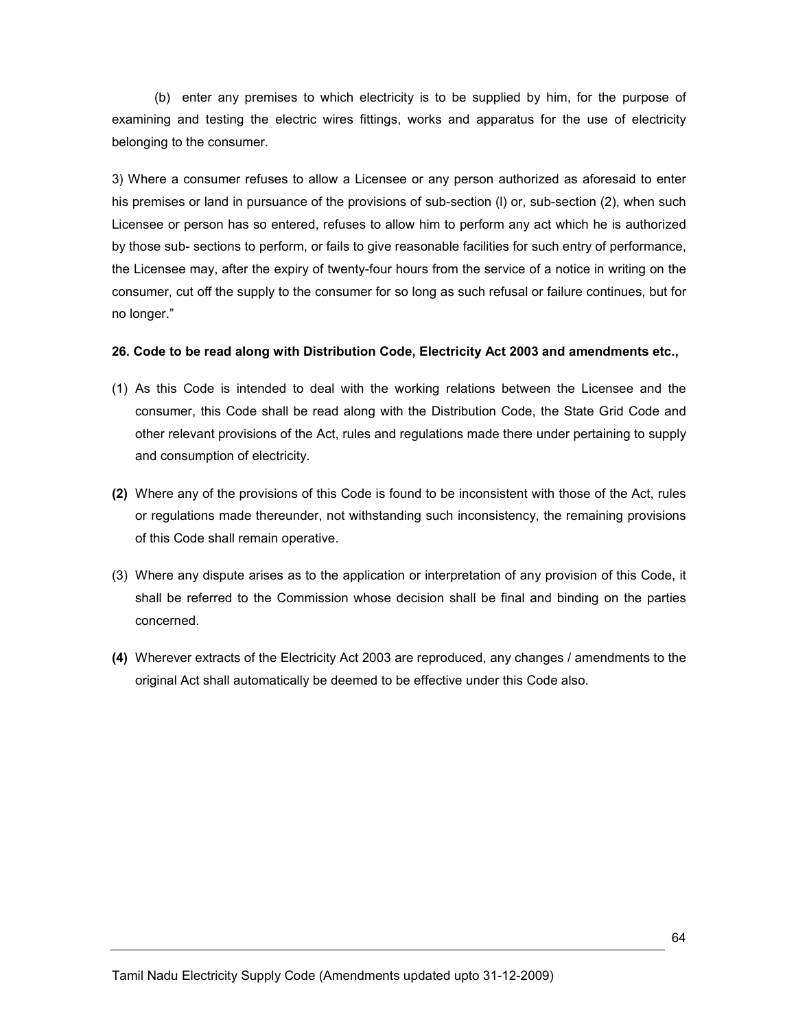(b) enter any premises to which electricity is to be supplied by him, for the purpose of examining and testing the electric wires fittings, works and apparatus for the use of electricity belonging to the consumer.

3) Where a consumer refuses to allow a Licensee or any person authorized as aforesaid to enter his premises or land in pursuance of the provisions of sub-section (l) or, sub-section (2), when such Licensee or person has so entered, refuses to allow him to perform any act which he is authorized by those sub- sections to perform, or fails to give reasonable facilities for such entry of performance, the Licensee may, after the expiry of twenty-four hours from the service of a notice in writing on the consumer, cut off the supply to the consumer for so long as such refusal or failure continues, but for no longer."

**26. Code to be read along with Distribution Code, Electricity Act 2003 and amendments etc.,**

(1) As this Code is intended to deal with the working relations between the Licensee and the consumer, this Code shall be read along with the Distribution Code, the State Grid Code and other relevant provisions of the Act, rules and regulations made there under pertaining to supply and consumption of electricity.

**(2)** Where any of the provisions of this Code is found to be inconsistent with those of the Act, rules or regulations made thereunder, not withstanding such inconsistency, the remaining provisions of this Code shall remain operative.

(3) Where any dispute arises as to the application or interpretation of any provision of this Code, it shall be referred to the Commission whose decision shall be final and binding on the parties concerned.

**(4)** Wherever extracts of the Electricity Act 2003 are reproduced, any changes / amendments to the original Act shall automatically be deemed to be effective under this Code also.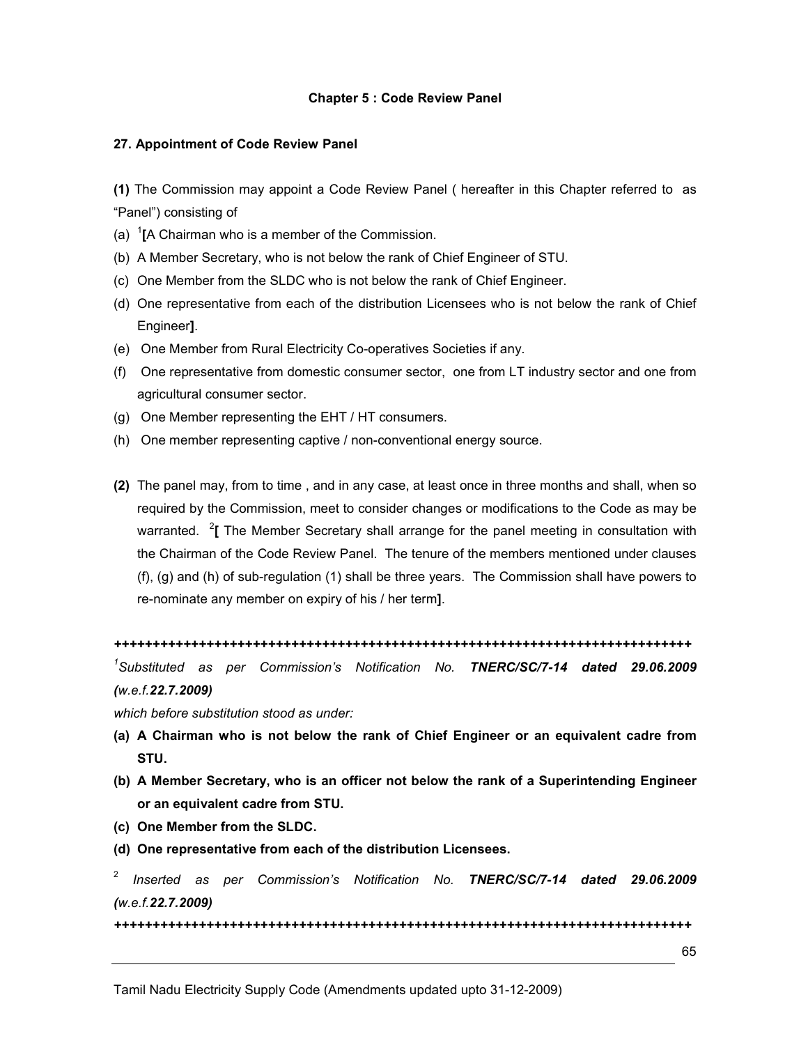## Chapter 5 : Code Review Panel

### 27. Appointment of Code Review Panel

**(1)** The Commission may appoint a Code Review Panel ( hereafter in this Chapter referred to as "Panel") consisting of

(a) [1]**[**A Chairman who is a member of the Commission.

(b) A Member Secretary, who is not below the rank of Chief Engineer of STU.

(c) One Member from the SLDC who is not below the rank of Chief Engineer.

(d) One representative from each of the distribution Licensees who is not below the rank of Chief Engineer**]**.

(e) One Member from Rural Electricity Co-operatives Societies if any.

(f) One representative from domestic consumer sector, one from LT industry sector and one from agricultural consumer sector.

(g) One Member representing the EHT / HT consumers.

(h) One member representing captive / non-conventional energy source.

**(2)** The panel may, from to time , and in any case, at least once in three months and shall, when so required by the Commission, meet to consider changes or modifications to the Code as may be warranted. [2]**[** The Member Secretary shall arrange for the panel meeting in consultation with the Chairman of the Code Review Panel. The tenure of the members mentioned under clauses (f), (g) and (h) of sub-regulation (1) shall be three years. The Commission shall have powers to re-nominate any member on expiry of his / her term**]**.

**++++++++++++++++++++++++++++++++++++++++++++++++++++++++++++++++++++++++++**

[1]*Substituted as per Commission's Notification No.* ***TNERC/SC/7-14 dated 29.06.2009*** ***(w.e.f.22.7.2009)***

*which before substitution stood as under:*

**(a) A Chairman who is not below the rank of Chief Engineer or an equivalent cadre from STU.**

**(b) A Member Secretary, who is an officer not below the rank of a Superintending Engineer or an equivalent cadre from STU.**

**(c) One Member from the SLDC.**

**(d) One representative from each of the distribution Licensees.**

[2] *Inserted as per Commission's Notification No.* ***TNERC/SC/7-14 dated 29.06.2009*** ***(w.e.f.22.7.2009)***

**++++++++++++++++++++++++++++++++++++++++++++++++++++++++++++++++++++++++++**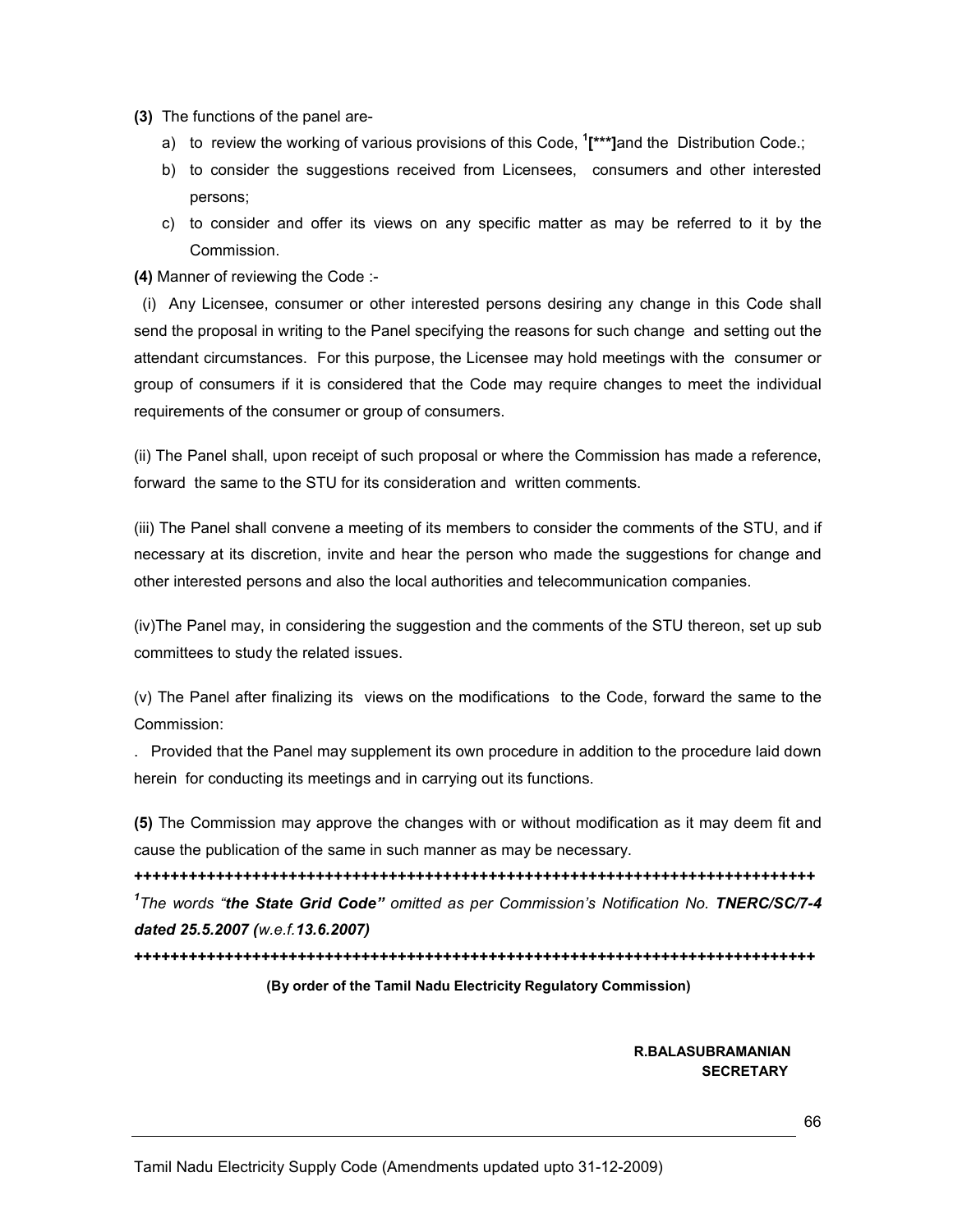**(3)** The functions of the panel are-

a) to review the working of various provisions of this Code, [1]**[***]**and the Distribution Code.;
b) to consider the suggestions received from Licensees, consumers and other interested persons;
c) to consider and offer its views on any specific matter as may be referred to it by the Commission.

**(4)** Manner of reviewing the Code :-

(i) Any Licensee, consumer or other interested persons desiring any change in this Code shall send the proposal in writing to the Panel specifying the reasons for such change and setting out the attendant circumstances. For this purpose, the Licensee may hold meetings with the consumer or group of consumers if it is considered that the Code may require changes to meet the individual requirements of the consumer or group of consumers.

(ii) The Panel shall, upon receipt of such proposal or where the Commission has made a reference, forward the same to the STU for its consideration and written comments.

(iii) The Panel shall convene a meeting of its members to consider the comments of the STU, and if necessary at its discretion, invite and hear the person who made the suggestions for change and other interested persons and also the local authorities and telecommunication companies.

(iv)The Panel may, in considering the suggestion and the comments of the STU thereon, set up sub committees to study the related issues.

(v) The Panel after finalizing its views on the modifications to the Code, forward the same to the Commission:

. Provided that the Panel may supplement its own procedure in addition to the procedure laid down herein for conducting its meetings and in carrying out its functions.

**(5)** The Commission may approve the changes with or without modification as it may deem fit and cause the publication of the same in such manner as may be necessary.

**++++++++++++++++++++++++++++++++++++++++++++++++++++++++++++++++++++++++++++++**

[1]*The words "**the State Grid Code"** omitted as per Commission's Notification No.* ***TNERC/SC/7-4 dated 25.5.2007*** ***(****w.e.f.****13.6.2007)***

**++++++++++++++++++++++++++++++++++++++++++++++++++++++++++++++++++++++++++++++**

**(By order of the Tamil Nadu Electricity Regulatory Commission)**

**R.BALASUBRAMANIAN**
**SECRETARY**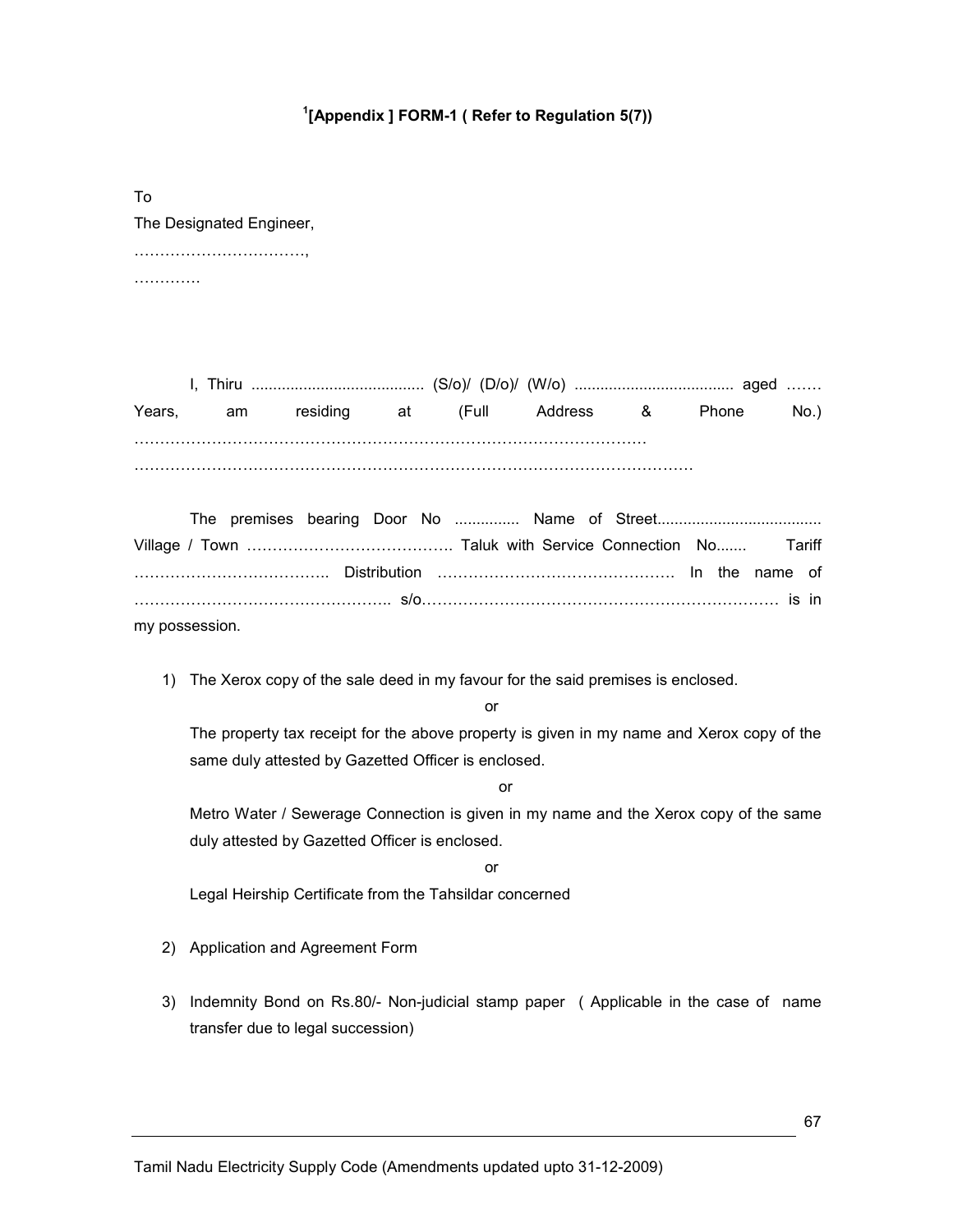### [1][Appendix ] FORM-1 ( Refer to Regulation 5(7))

To

The Designated Engineer,

……………………………,

…………

I, Thiru ........................................ (S/o)/ (D/o)/ (W/o) ..................................... aged ……. Years, am residing at (Full Address & Phone No.) ………………………………………………………………………………………

……………………………………………………………………………………………

The premises bearing Door No ............... Name of Street...................................... Village / Town …………………………………. Taluk with Service Connection No....... Tariff ……………………………….. Distribution ………………………………………. In the name of ………………………………………….. s/o……………………………………………………………… is in my possession.

1) The Xerox copy of the sale deed in my favour for the said premises is enclosed.

   or

   The property tax receipt for the above property is given in my name and Xerox copy of the same duly attested by Gazetted Officer is enclosed.

   or

   Metro Water / Sewerage Connection is given in my name and the Xerox copy of the same duly attested by Gazetted Officer is enclosed.

   or

   Legal Heirship Certificate from the Tahsildar concerned

2) Application and Agreement Form

3) Indemnity Bond on Rs.80/- Non-judicial stamp paper ( Applicable in the case of name transfer due to legal succession)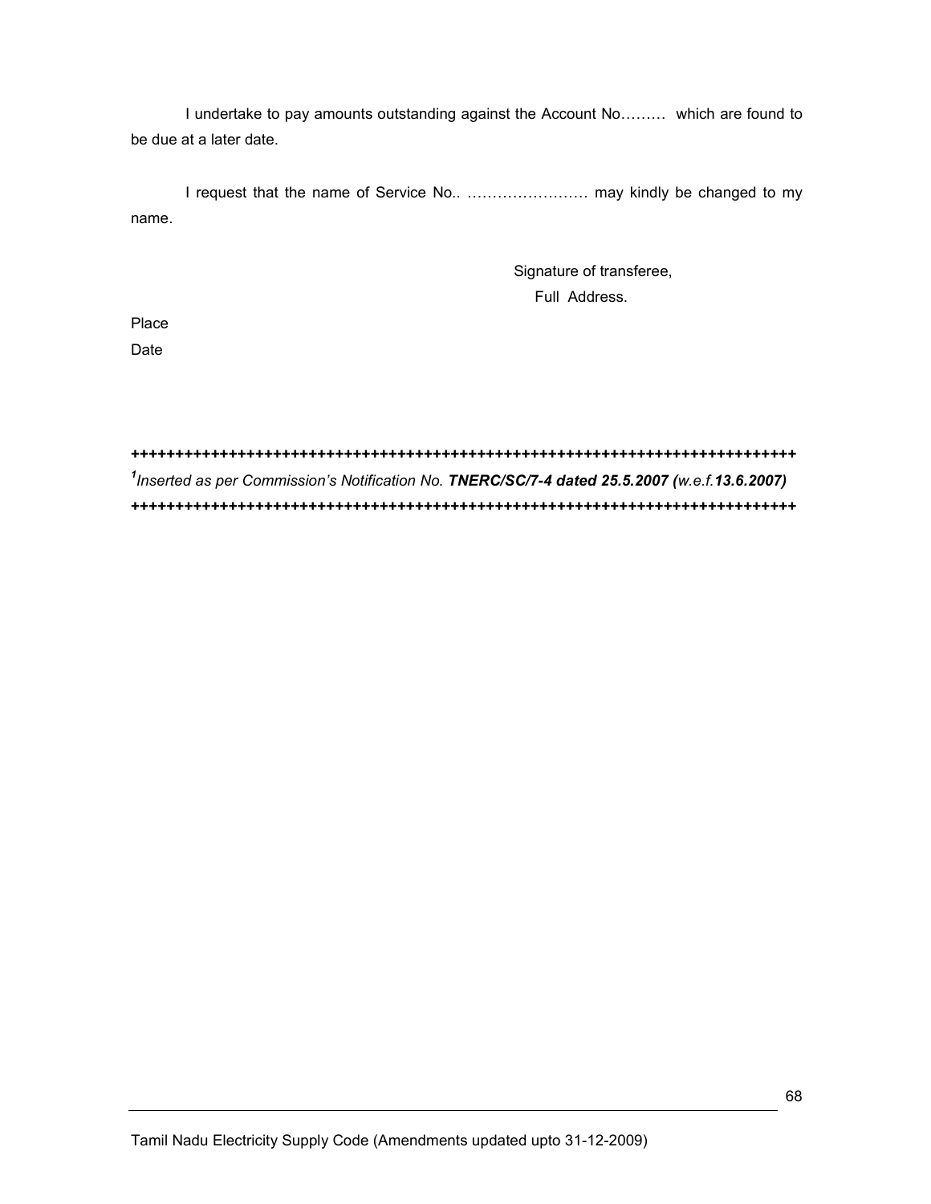I undertake to pay amounts outstanding against the Account No……… which are found to be due at a later date.

I request that the name of Service No.. …………………… may kindly be changed to my name.

Signature of transferee,
Full Address.

Place
Date

++++++++++++++++++++++++++++++++++++++++++++++++++++++++++++++++++++++++++++++++

[1]*Inserted as per Commission's Notification No.* ***TNERC/SC/7-4 dated 25.5.2007*** ***(****w.e.f.****13.6.2007)***

++++++++++++++++++++++++++++++++++++++++++++++++++++++++++++++++++++++++++++++++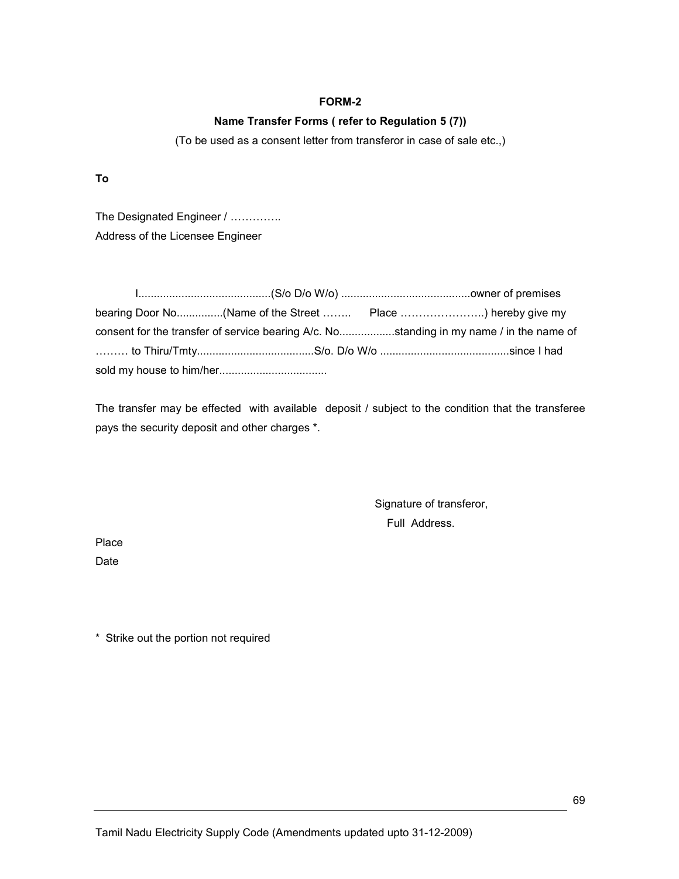**FORM-2**

**Name Transfer Forms ( refer to Regulation 5 (7))**

(To be used as a consent letter from transferor in case of sale etc.,)

**To**

The Designated Engineer / ………….
Address of the Licensee Engineer

I..........................................(S/o D/o W/o) .........................................owner of premises bearing Door No...............(Name of the Street …….. Place …………………..) hereby give my consent for the transfer of service bearing A/c. No..................standing in my name / in the name of ……… to Thiru/Tmty.....................................S/o. D/o W/o .........................................since I had sold my house to him/her..................................

The transfer may be effected with available deposit / subject to the condition that the transferee pays the security deposit and other charges *.

Signature of transferor,
Full Address.

Place
Date

* Strike out the portion not required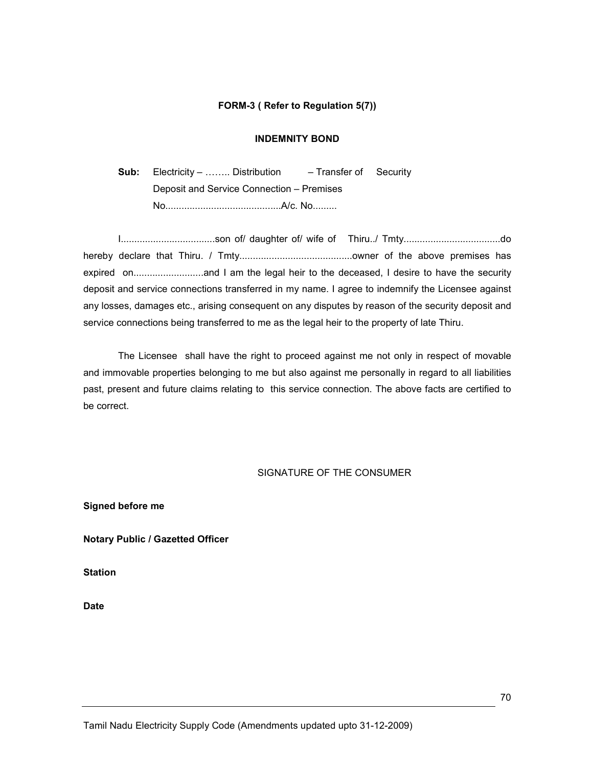**FORM-3 ( Refer to Regulation 5(7))**

**INDEMNITY BOND**

**Sub:** Electricity – …….. Distribution – Transfer of Security Deposit and Service Connection – Premises No..........................................A/c. No.........

I...................................son of/ daughter of/ wife of Thiru../ Tmty....................................do hereby declare that Thiru. / Tmty..........................................owner of the above premises has expired on..........................and I am the legal heir to the deceased, I desire to have the security deposit and service connections transferred in my name. I agree to indemnify the Licensee against any losses, damages etc., arising consequent on any disputes by reason of the security deposit and service connections being transferred to me as the legal heir to the property of late Thiru.

The Licensee shall have the right to proceed against me not only in respect of movable and immovable properties belonging to me but also against me personally in regard to all liabilities past, present and future claims relating to this service connection. The above facts are certified to be correct.

SIGNATURE OF THE CONSUMER

**Signed before me**

**Notary Public / Gazetted Officer**

**Station**

**Date**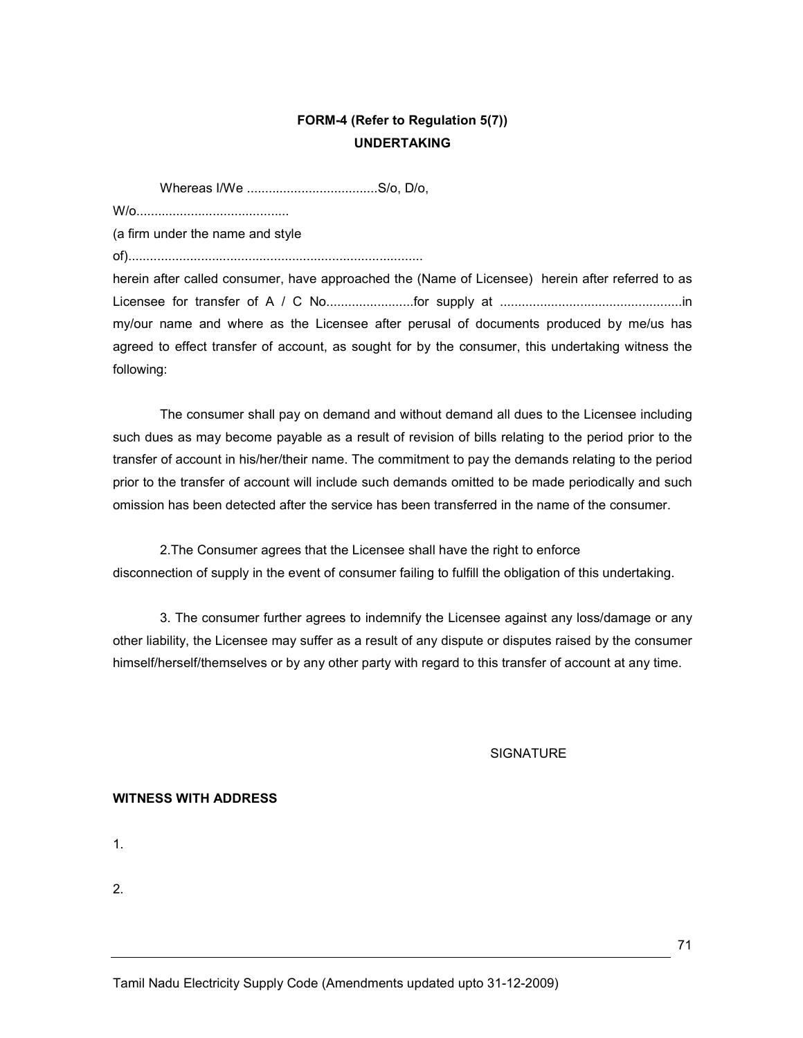**FORM-4 (Refer to Regulation 5(7))**

**UNDERTAKING**

Whereas I/We ....................................S/o, D/o, W/o..........................................
(a firm under the name and style of).................................................................................
herein after called consumer, have approached the (Name of Licensee) herein after referred to as Licensee for transfer of A / C No........................for supply at .................................................in my/our name and where as the Licensee after perusal of documents produced by me/us has agreed to effect transfer of account, as sought for by the consumer, this undertaking witness the following:

The consumer shall pay on demand and without demand all dues to the Licensee including such dues as may become payable as a result of revision of bills relating to the period prior to the transfer of account in his/her/their name. The commitment to pay the demands relating to the period prior to the transfer of account will include such demands omitted to be made periodically and such omission has been detected after the service has been transferred in the name of the consumer.

2.The Consumer agrees that the Licensee shall have the right to enforce disconnection of supply in the event of consumer failing to fulfill the obligation of this undertaking.

3. The consumer further agrees to indemnify the Licensee against any loss/damage or any other liability, the Licensee may suffer as a result of any dispute or disputes raised by the consumer himself/herself/themselves or by any other party with regard to this transfer of account at any time.

SIGNATURE

**WITNESS WITH ADDRESS**

1.

2.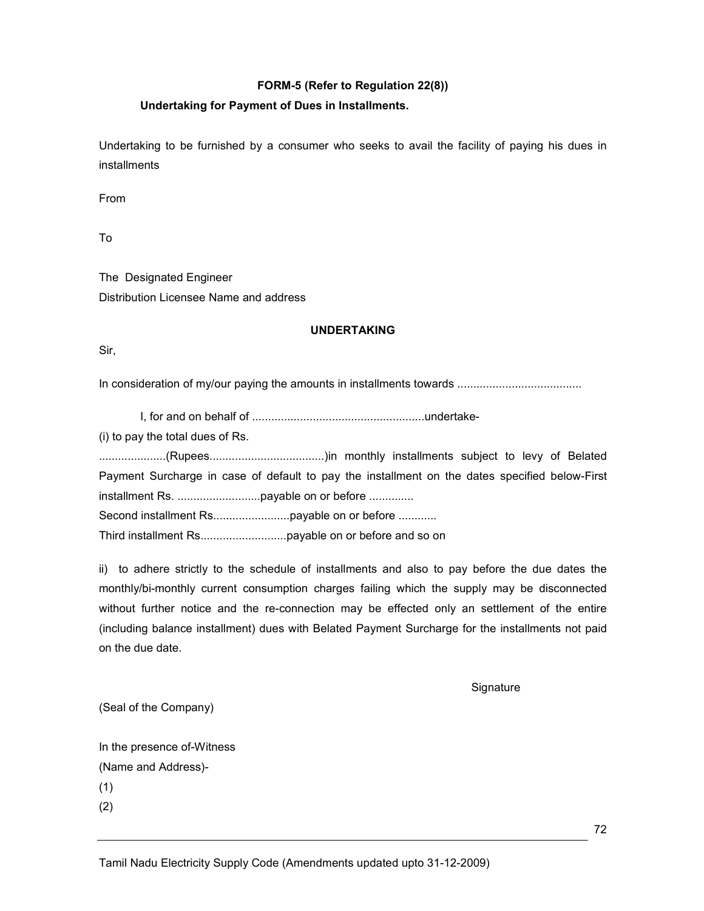**FORM-5 (Refer to Regulation 22(8))**

**Undertaking for Payment of Dues in Installments.**

Undertaking to be furnished by a consumer who seeks to avail the facility of paying his dues in installments

From

To

The Designated Engineer
Distribution Licensee Name and address

**UNDERTAKING**

Sir,

In consideration of my/our paying the amounts in installments towards .......................................

I, for and on behalf of ......................................................undertake-

(i) to pay the total dues of Rs. .....................(Rupees....................................)in monthly installments subject to levy of Belated Payment Surcharge in case of default to pay the installment on the dates specified below-First installment Rs. ..........................payable on or before ..............
Second installment Rs........................payable on or before ............
Third installment Rs...........................payable on or before and so on

ii) to adhere strictly to the schedule of installments and also to pay before the due dates the monthly/bi-monthly current consumption charges failing which the supply may be disconnected without further notice and the re-connection may be effected only an settlement of the entire (including balance installment) dues with Belated Payment Surcharge for the installments not paid on the due date.

Signature

(Seal of the Company)

In the presence of-Witness
(Name and Address)-
(1)
(2)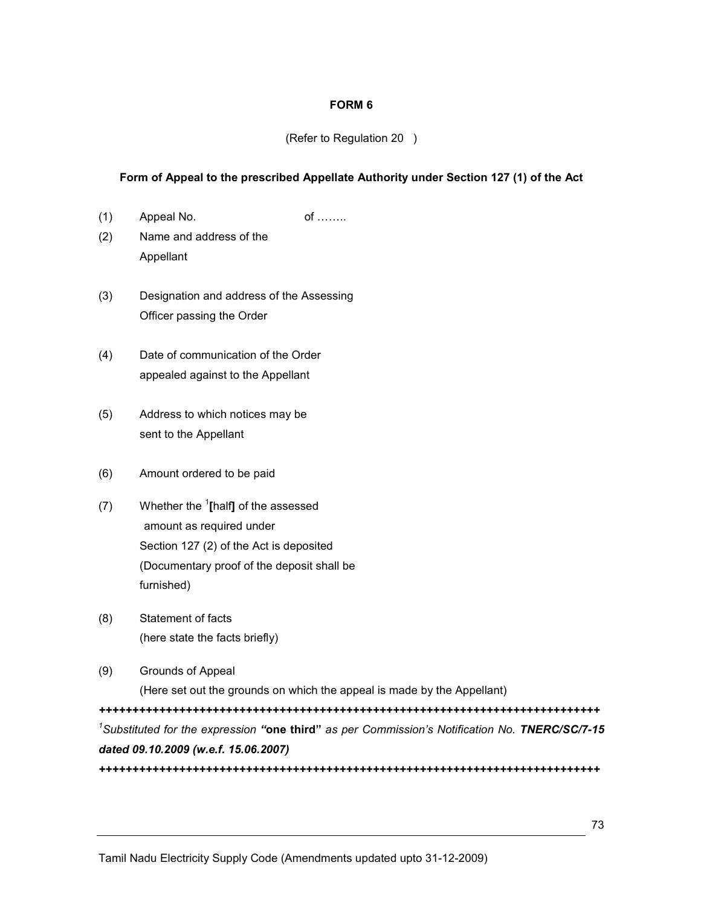**FORM 6**

(Refer to Regulation 20 )

**Form of Appeal to the prescribed Appellate Authority under Section 127 (1) of the Act**

(1) Appeal No. of ……..

(2) Name and address of the Appellant

(3) Designation and address of the Assessing Officer passing the Order

(4) Date of communication of the Order appealed against to the Appellant

(5) Address to which notices may be sent to the Appellant

(6) Amount ordered to be paid

(7) Whether the [1]**[**half**]** of the assessed amount as required under Section 127 (2) of the Act is deposited (Documentary proof of the deposit shall be furnished)

(8) Statement of facts (here state the facts briefly)

(9) Grounds of Appeal (Here set out the grounds on which the appeal is made by the Appellant)

+++++++++++++++++++++++++++++++++++++++++++++++++++++++++++++++++++++++++++++++

*[1]Substituted for the expression* **"one third"** *as per Commission's Notification No.* ***TNERC/SC/7-15 dated 09.10.2009 (w.e.f. 15.06.2007)***

+++++++++++++++++++++++++++++++++++++++++++++++++++++++++++++++++++++++++++++++

Tamil Nadu Electricity Supply Code (Amendments updated upto 31-12-2009)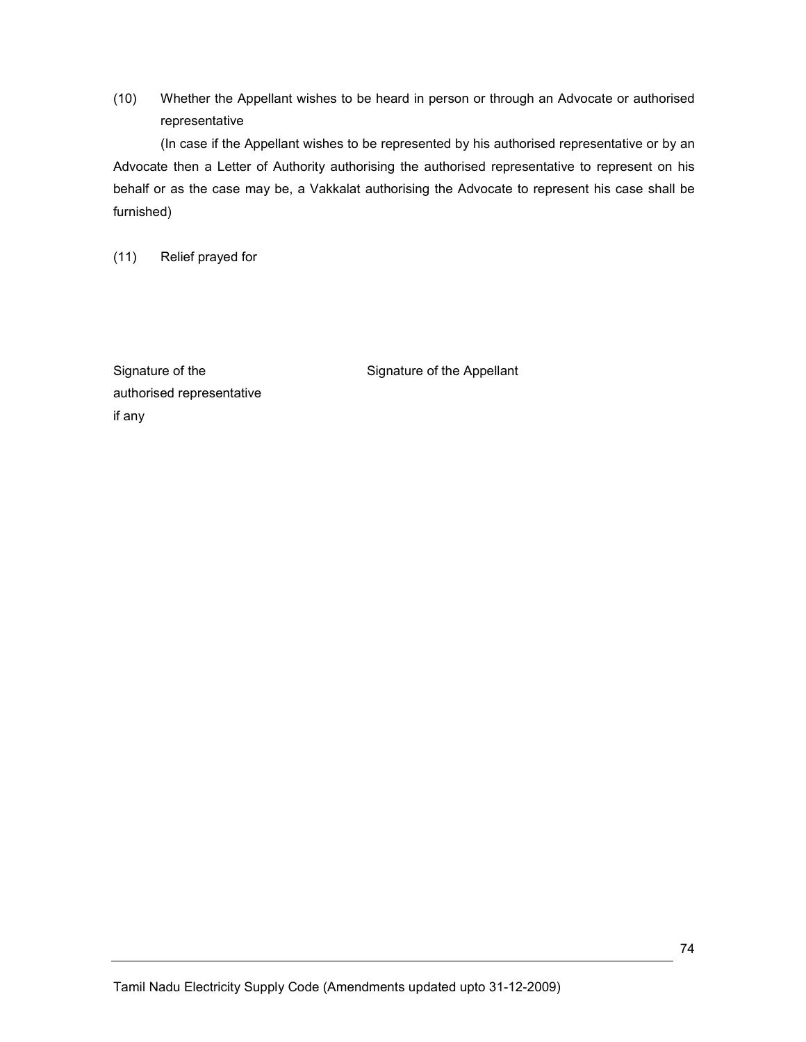(10) Whether the Appellant wishes to be heard in person or through an Advocate or authorised representative

(In case if the Appellant wishes to be represented by his authorised representative or by an Advocate then a Letter of Authority authorising the authorised representative to represent on his behalf or as the case may be, a Vakkalat authorising the Advocate to represent his case shall be furnished)

(11) Relief prayed for

| Signature of the authorised representative if any | Signature of the Appellant |
|---|---|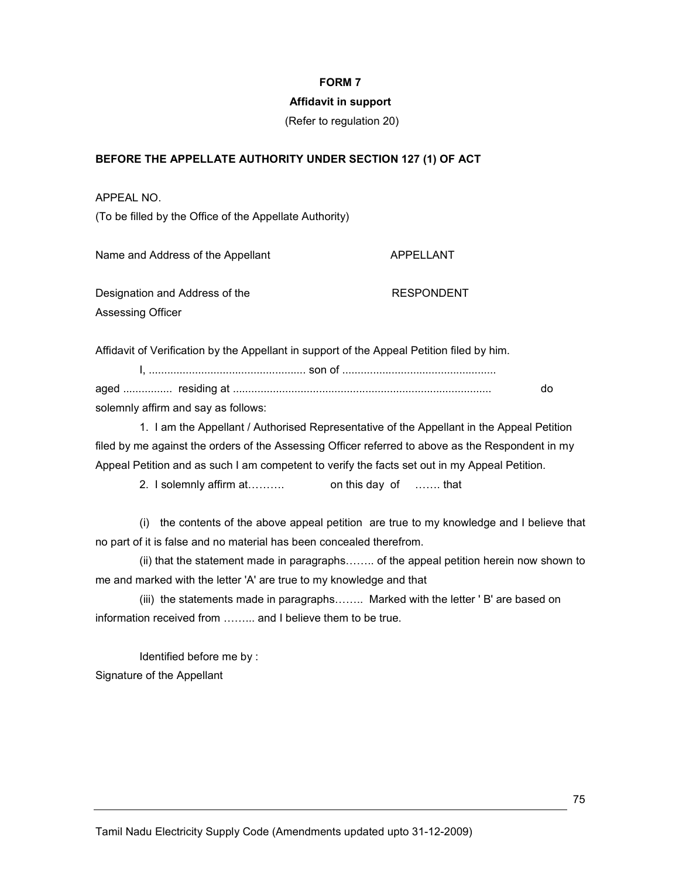**FORM 7**

**Affidavit in support**

(Refer to regulation 20)

**BEFORE THE APPELLATE AUTHORITY UNDER SECTION 127 (1) OF ACT**

APPEAL NO.
(To be filled by the Office of the Appellate Authority)

Name and Address of the Appellant APPELLANT

Designation and Address of the Assessing Officer RESPONDENT

Affidavit of Verification by the Appellant in support of the Appeal Petition filed by him.

I, .................................................. son of ................................................. aged ................ residing at ................................................................................... do solemnly affirm and say as follows:

1. I am the Appellant / Authorised Representative of the Appellant in the Appeal Petition filed by me against the orders of the Assessing Officer referred to above as the Respondent in my Appeal Petition and as such I am competent to verify the facts set out in my Appeal Petition.

2. I solemnly affirm at………. on this day of ……. that

(i) the contents of the above appeal petition are true to my knowledge and I believe that no part of it is false and no material has been concealed therefrom.

(ii) that the statement made in paragraphs…….. of the appeal petition herein now shown to me and marked with the letter 'A' are true to my knowledge and that

(iii) the statements made in paragraphs…….. Marked with the letter ' B' are based on information received from ……... and I believe them to be true.

Identified before me by :
Signature of the Appellant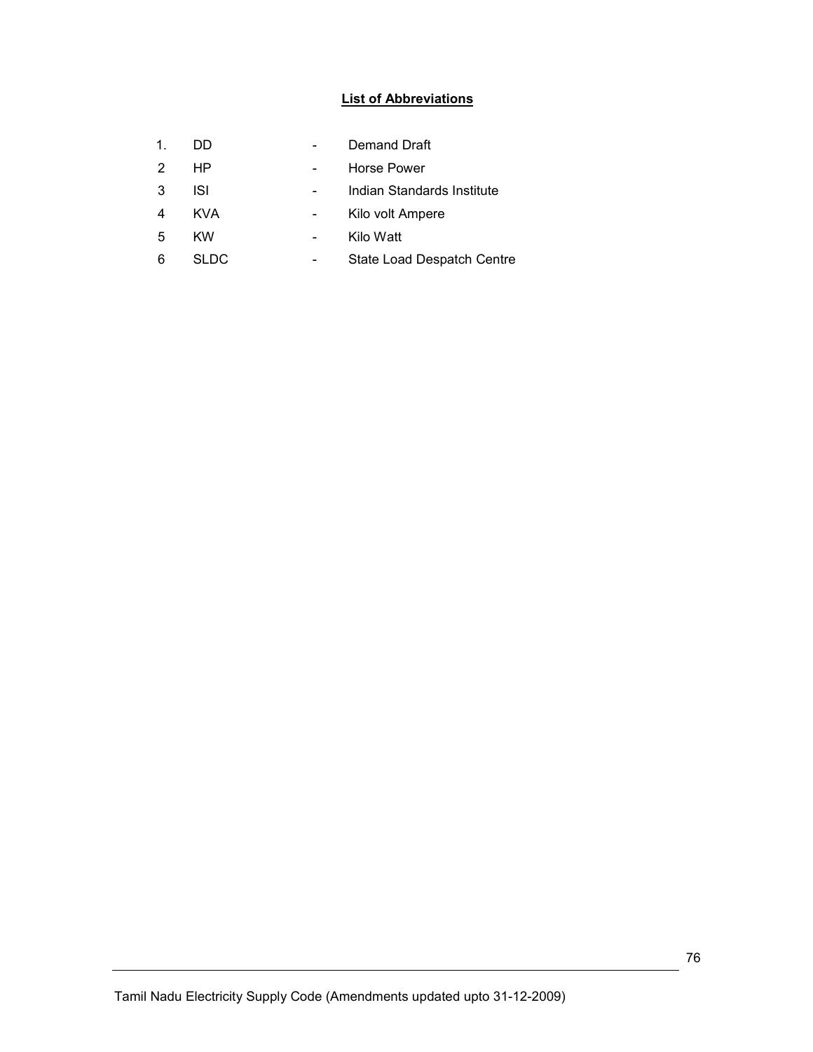## List of Abbreviations

| | | | |
|---|---|---|---|
| 1. | DD | - | Demand Draft |
| 2 | HP | - | Horse Power |
| 3 | ISI | - | Indian Standards Institute |
| 4 | KVA | - | Kilo volt Ampere |
| 5 | KW | - | Kilo Watt |
| 6 | SLDC | - | State Load Despatch Centre |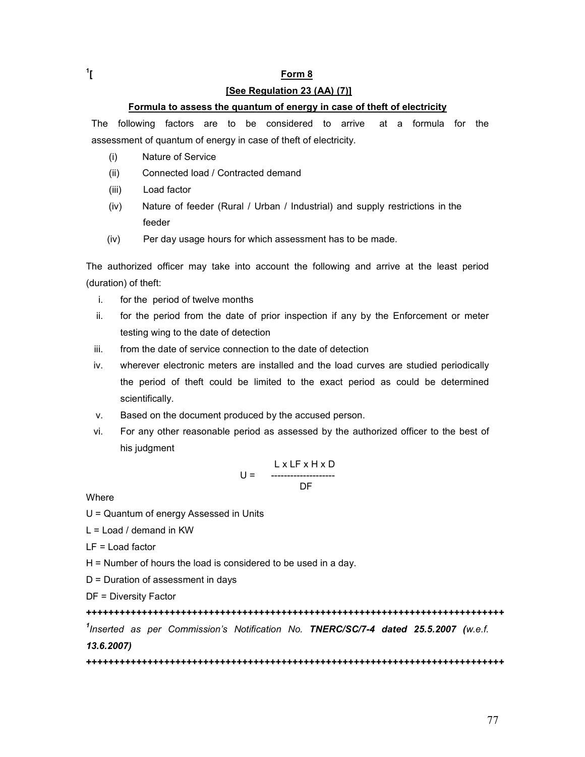[1][

## Form 8

**[See Regulation 23 (AA) (7)]**

**Formula to assess the quantum of energy in case of theft of electricity**

The following factors are to be considered to arrive at a formula for the assessment of quantum of energy in case of theft of electricity.

- (i) Nature of Service
- (ii) Connected load / Contracted demand
- (iii) Load factor
- (iv) Nature of feeder (Rural / Urban / Industrial) and supply restrictions in the feeder
- (iv) Per day usage hours for which assessment has to be made.

The authorized officer may take into account the following and arrive at the least period (duration) of theft:

- i. for the period of twelve months
- ii. for the period from the date of prior inspection if any by the Enforcement or meter testing wing to the date of detection
- iii. from the date of service connection to the date of detection
- iv. wherever electronic meters are installed and the load curves are studied periodically the period of theft could be limited to the exact period as could be determined scientifically.
- v. Based on the document produced by the accused person.
- vi. For any other reasonable period as assessed by the authorized officer to the best of his judgment

$$U = \frac{L \times LF \times H \times D}{DF}$$

Where

U = Quantum of energy Assessed in Units

L = Load / demand in KW

LF = Load factor

H = Number of hours the load is considered to be used in a day.

D = Duration of assessment in days

DF = Diversity Factor

++++++++++++++++++++++++++++++++++++++++++++++++++++++++++++++++++++++++++++

[1]*Inserted as per Commission's Notification No.* ***TNERC/SC/7-4 dated 25.5.2007*** ***(****w.e.f.* ***13.6.2007)***

++++++++++++++++++++++++++++++++++++++++++++++++++++++++++++++++++++++++++++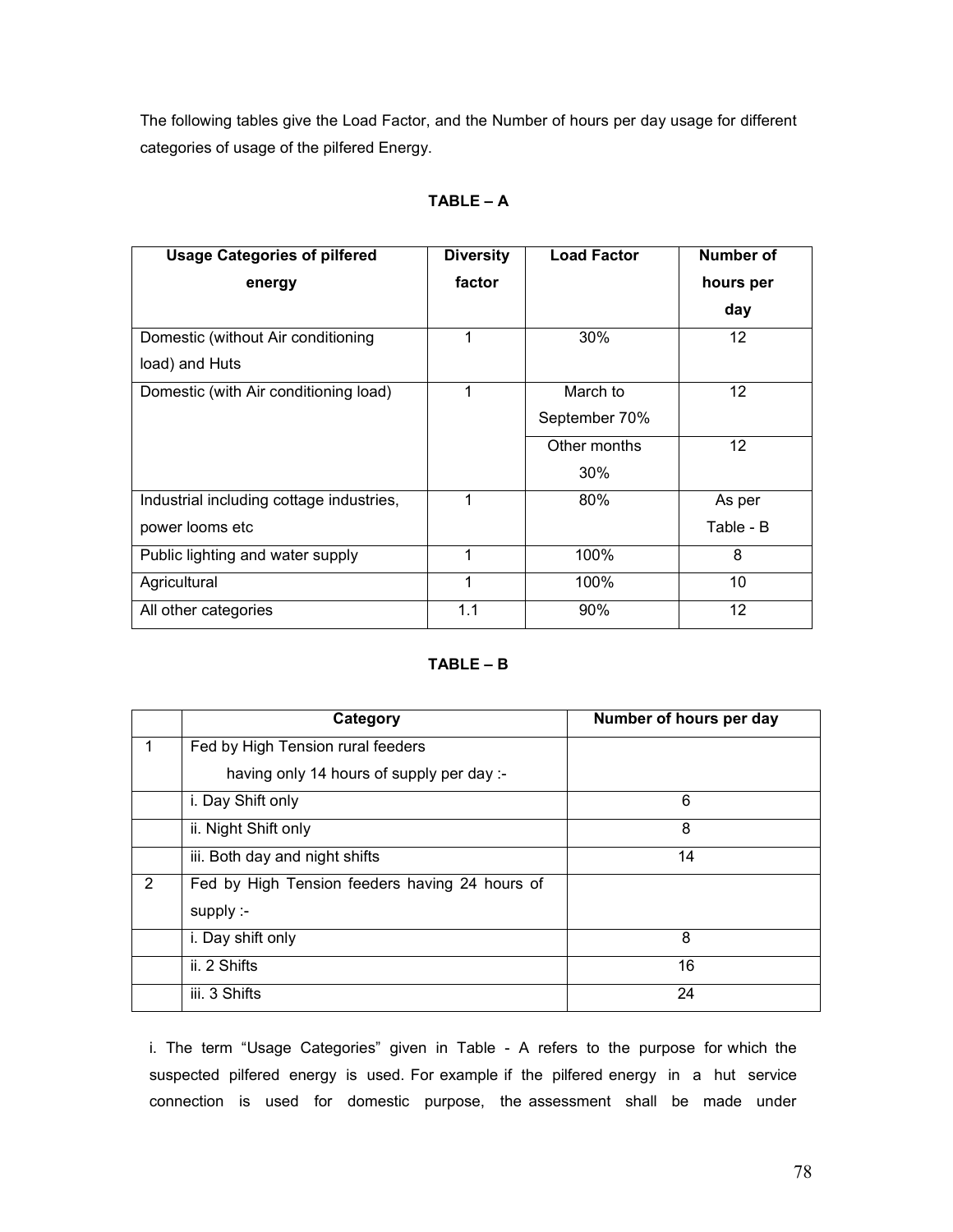The following tables give the Load Factor, and the Number of hours per day usage for different categories of usage of the pilfered Energy.

**TABLE – A**

| Usage Categories of pilfered energy | Diversity factor | Load Factor | Number of hours per day |
|---|---|---|---|
| Domestic (without Air conditioning load) and Huts | 1 | 30% | 12 |
| Domestic (with Air conditioning load) | 1 | March to September 70% | 12 |
| | | Other months 30% | 12 |
| Industrial including cottage industries, power looms etc | 1 | 80% | As per Table - B |
| Public lighting and water supply | 1 | 100% | 8 |
| Agricultural | 1 | 100% | 10 |
| All other categories | 1.1 | 90% | 12 |

**TABLE – B**

| | Category | Number of hours per day |
|---|---|---|
| 1 | Fed by High Tension rural feeders having only 14 hours of supply per day :- | |
| | i. Day Shift only | 6 |
| | ii. Night Shift only | 8 |
| | iii. Both day and night shifts | 14 |
| 2 | Fed by High Tension feeders having 24 hours of supply :- | |
| | i. Day shift only | 8 |
| | ii. 2 Shifts | 16 |
| | iii. 3 Shifts | 24 |

i. The term "Usage Categories" given in Table - A refers to the purpose for which the suspected pilfered energy is used. For example if the pilfered energy in a hut service connection is used for domestic purpose, the assessment shall be made under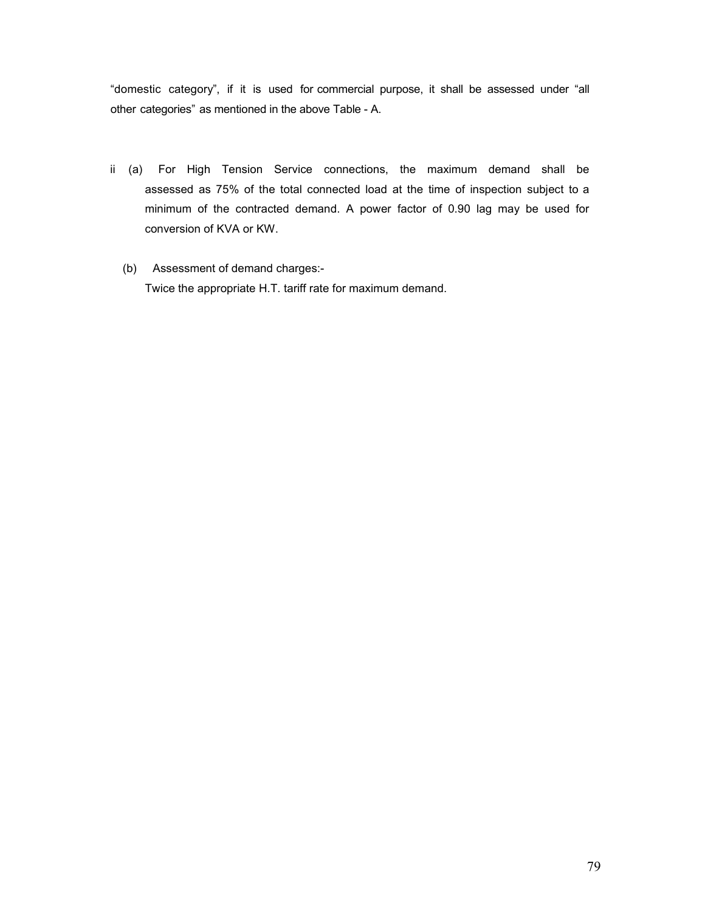"domestic category", if it is used for commercial purpose, it shall be assessed under "all other categories" as mentioned in the above Table - A.

ii (a) For High Tension Service connections, the maximum demand shall be assessed as 75% of the total connected load at the time of inspection subject to a minimum of the contracted demand. A power factor of 0.90 lag may be used for conversion of KVA or KW.

(b) Assessment of demand charges:-
Twice the appropriate H.T. tariff rate for maximum demand.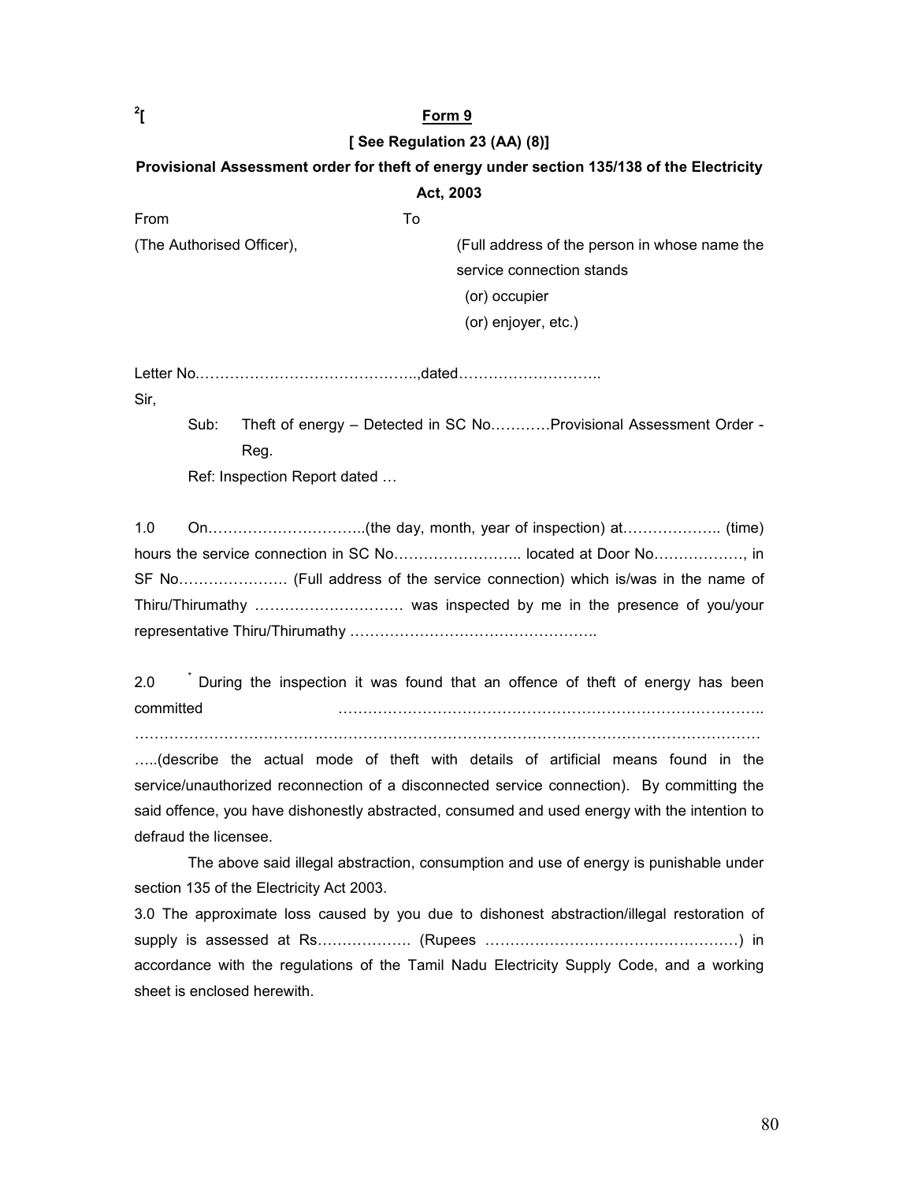[2][

## Form 9

**[ See Regulation 23 (AA) (8)]**

**Provisional Assessment order for theft of energy under section 135/138 of the Electricity Act, 2003**

From

(The Authorised Officer),

To

(Full address of the person in whose name the service connection stands
(or) occupier
(or) enjoyer, etc.)

Letter No.……………………………………..,dated………………………..

Sir,

Sub: Theft of energy – Detected in SC No…………Provisional Assessment Order - Reg.

Ref: Inspection Report dated …

1.0 On…………………………..(the day, month, year of inspection) at……………….. (time) hours the service connection in SC No…………………….. located at Door No………………, in SF No…………………. (Full address of the service connection) which is/was in the name of Thiru/Thirumathy ………………………… was inspected by me in the presence of you/your representative Thiru/Thirumathy …………………………………………..

2.0 * During the inspection it was found that an offence of theft of energy has been committed ……………………………………………………………………………..
…………………………………………………………………………………………………………
…..(describe the actual mode of theft with details of artificial means found in the service/unauthorized reconnection of a disconnected service connection). By committing the said offence, you have dishonestly abstracted, consumed and used energy with the intention to defraud the licensee.

The above said illegal abstraction, consumption and use of energy is punishable under section 135 of the Electricity Act 2003.

3.0 The approximate loss caused by you due to dishonest abstraction/illegal restoration of supply is assessed at Rs………………. (Rupees ……………………………………………) in accordance with the regulations of the Tamil Nadu Electricity Supply Code, and a working sheet is enclosed herewith.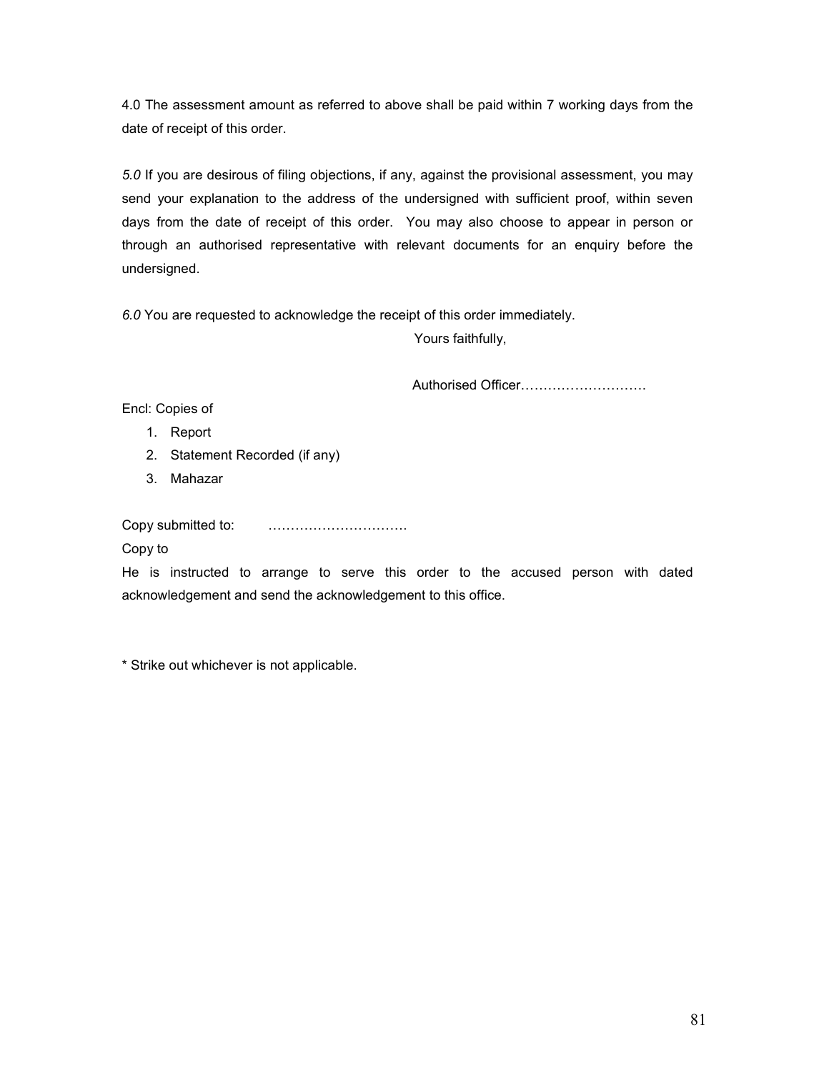4.0 The assessment amount as referred to above shall be paid within 7 working days from the date of receipt of this order.

*5.0* If you are desirous of filing objections, if any, against the provisional assessment, you may send your explanation to the address of the undersigned with sufficient proof, within seven days from the date of receipt of this order. You may also choose to appear in person or through an authorised representative with relevant documents for an enquiry before the undersigned.

*6.0* You are requested to acknowledge the receipt of this order immediately.

Yours faithfully,

Authorised Officer……………………….

Encl: Copies of

1. Report
2. Statement Recorded (if any)
3. Mahazar

Copy submitted to: ………………………….

Copy to

He is instructed to arrange to serve this order to the accused person with dated acknowledgement and send the acknowledgement to this office.

* Strike out whichever is not applicable.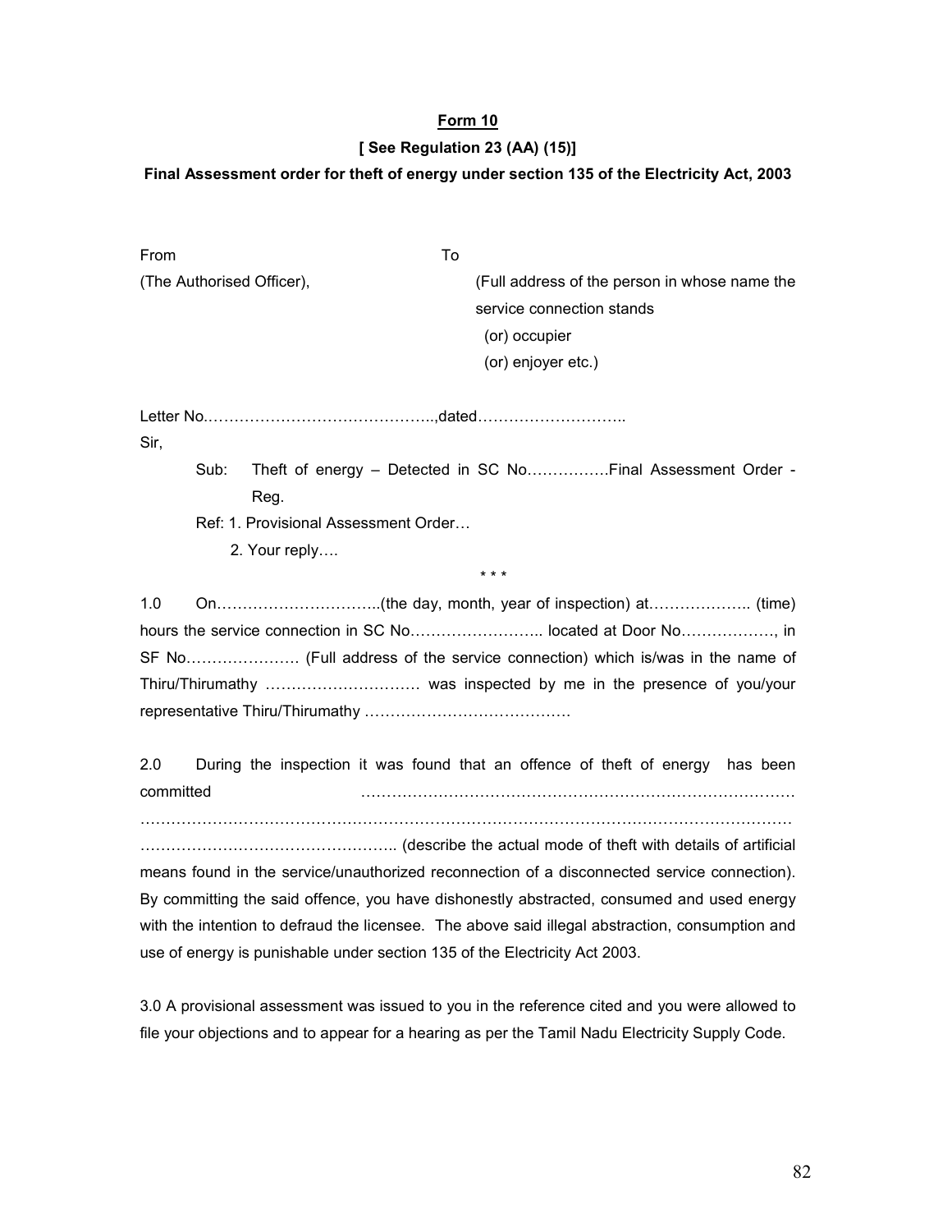**Form 10**

**[ See Regulation 23 (AA) (15)]**

**Final Assessment order for theft of energy under section 135 of the Electricity Act, 2003**

From
(The Authorised Officer),

To
(Full address of the person in whose name the service connection stands
(or) occupier
(or) enjoyer etc.)

Letter No.……………………………………..,dated………………………..

Sir,

Sub: Theft of energy – Detected in SC No…………….Final Assessment Order - Reg.

Ref: 1. Provisional Assessment Order…

2. Your reply….

\* \* \*

1.0 On…………………………..(the day, month, year of inspection) at……………….. (time) hours the service connection in SC No…………………….. located at Door No………………, in SF No…………………. (Full address of the service connection) which is/was in the name of Thiru/Thirumathy ………………………… was inspected by me in the presence of you/your representative Thiru/Thirumathy ………………………………….

2.0 During the inspection it was found that an offence of theft of energy has been committed ……………………………………………………………………… ……………………………………………………………………………………………………… ………………………………………….. (describe the actual mode of theft with details of artificial means found in the service/unauthorized reconnection of a disconnected service connection). By committing the said offence, you have dishonestly abstracted, consumed and used energy with the intention to defraud the licensee. The above said illegal abstraction, consumption and use of energy is punishable under section 135 of the Electricity Act 2003.

3.0 A provisional assessment was issued to you in the reference cited and you were allowed to file your objections and to appear for a hearing as per the Tamil Nadu Electricity Supply Code.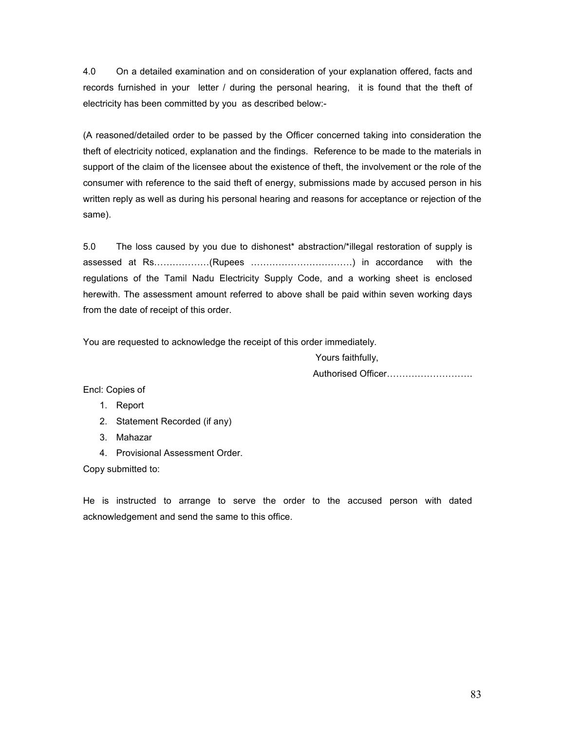4.0 On a detailed examination and on consideration of your explanation offered, facts and records furnished in your letter / during the personal hearing, it is found that the theft of electricity has been committed by you as described below:-

(A reasoned/detailed order to be passed by the Officer concerned taking into consideration the theft of electricity noticed, explanation and the findings. Reference to be made to the materials in support of the claim of the licensee about the existence of theft, the involvement or the role of the consumer with reference to the said theft of energy, submissions made by accused person in his written reply as well as during his personal hearing and reasons for acceptance or rejection of the same).

5.0 The loss caused by you due to dishonest* abstraction/*illegal restoration of supply is assessed at Rs………………(Rupees ……………………………) in accordance with the regulations of the Tamil Nadu Electricity Supply Code, and a working sheet is enclosed herewith. The assessment amount referred to above shall be paid within seven working days from the date of receipt of this order.

You are requested to acknowledge the receipt of this order immediately.

Yours faithfully,

Authorised Officer……………………….

Encl: Copies of

1. Report
2. Statement Recorded (if any)
3. Mahazar
4. Provisional Assessment Order.

Copy submitted to:

He is instructed to arrange to serve the order to the accused person with dated acknowledgement and send the same to this office.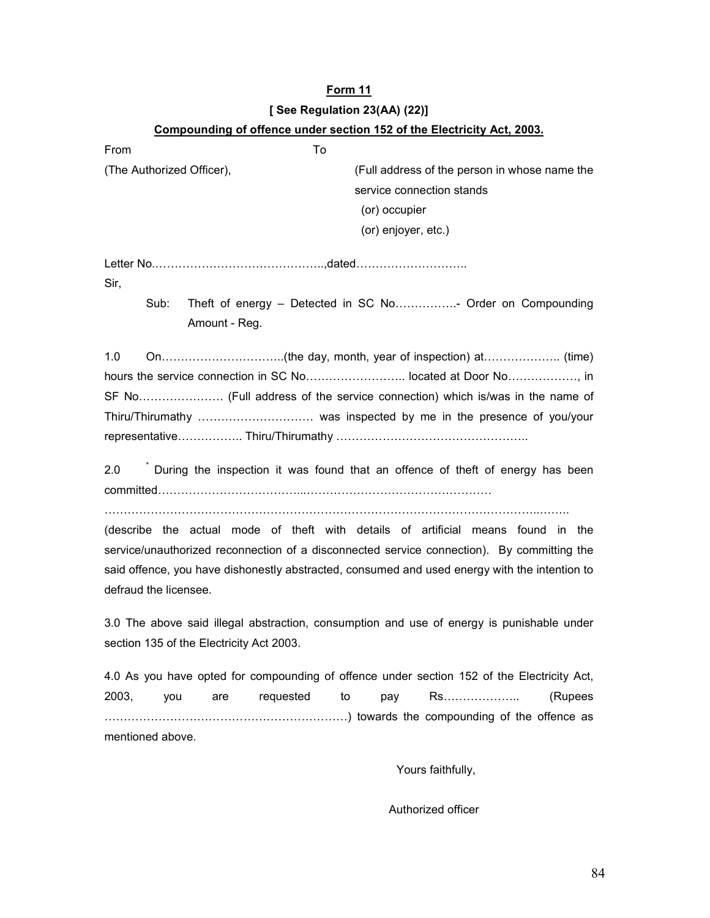**Form 11**

**[ See Regulation 23(AA) (22)]**

**Compounding of offence under section 152 of the Electricity Act, 2003.**

From (The Authorized Officer),

To (Full address of the person in whose name the service connection stands (or) occupier (or) enjoyer, etc.)

Letter No.……………………………………..,dated………………………..

Sir,

Sub: Theft of energy – Detected in SC No…………….- Order on Compounding Amount - Reg.

1.0 On…………………………..(the day, month, year of inspection) at……………….. (time) hours the service connection in SC No…………………….. located at Door No………………, in SF No…….…………… (Full address of the service connection) which is/was in the name of Thiru/Thirumathy …………………………. was inspected by me in the presence of you/your representative…………….. Thiru/Thirumathy …………………………………………..

2.0 * During the inspection it was found that an offence of theft of energy has been committed……………………………...…………………………………………

…………………………………………………………………………………………...……..

(describe the actual mode of theft with details of artificial means found in the service/unauthorized reconnection of a disconnected service connection). By committing the said offence, you have dishonestly abstracted, consumed and used energy with the intention to defraud the licensee.

3.0 The above said illegal abstraction, consumption and use of energy is punishable under section 135 of the Electricity Act 2003.

4.0 As you have opted for compounding of offence under section 152 of the Electricity Act, 2003, you are requested to pay Rs……………….. (Rupees ……………………………………………………) towards the compounding of the offence as mentioned above.

Yours faithfully,

Authorized officer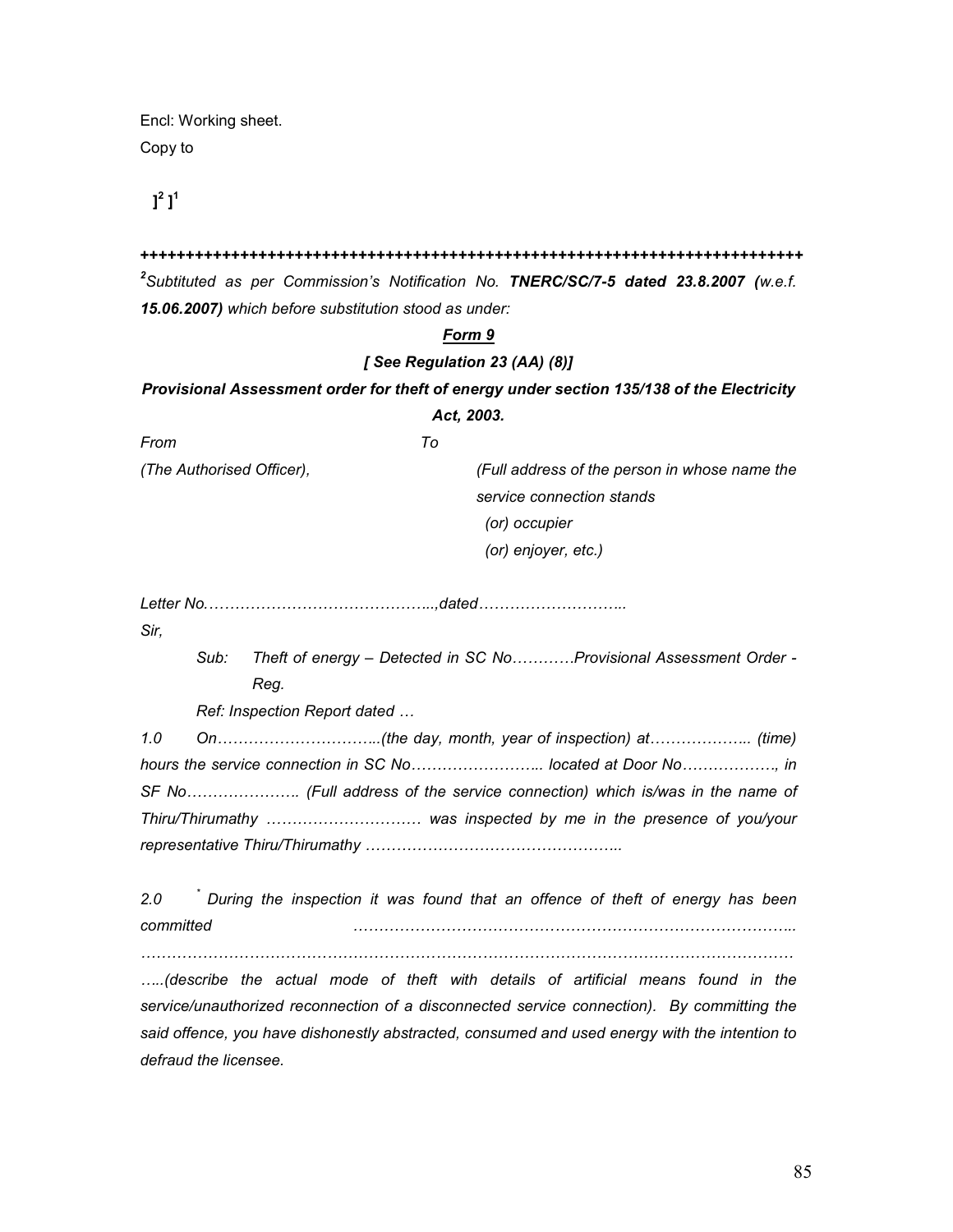Encl: Working sheet.

Copy to

]² ]¹

++++++++++++++++++++++++++++++++++++++++++++++++++++++++++++++++++++++++++++

[2]*Subtituted as per Commission's Notification No.* ***TNERC/SC/7-5 dated 23.8.2007 (****w.e.f.* ***15.06.2007)*** *which before substitution stood as under:*

***Form 9***

***[ See Regulation 23 (AA) (8)]***

***Provisional Assessment order for theft of energy under section 135/138 of the Electricity Act, 2003.***

*From* *To*

*(The Authorised Officer),* *(Full address of the person in whose name the service connection stands (or) occupier (or) enjoyer, etc.)*

*Letter No……………………………………..,dated………………………..*

*Sir,*

*Sub: Theft of energy – Detected in SC No…………Provisional Assessment Order - Reg.*

*Ref: Inspection Report dated …*

*1.0 On…………………………..(the day, month, year of inspection) at……………….. (time) hours the service connection in SC No…………………….. located at Door No………………, in SF No…………………. (Full address of the service connection) which is/was in the name of Thiru/Thirumathy ………………………… was inspected by me in the presence of you/your representative Thiru/Thirumathy …………………………………………..*

*2.0* * *During the inspection it was found that an offence of theft of energy has been committed ……………………………………………………………………….. …………………………………………………………………………………………………………. …..(describe the actual mode of theft with details of artificial means found in the service/unauthorized reconnection of a disconnected service connection). By committing the said offence, you have dishonestly abstracted, consumed and used energy with the intention to defraud the licensee.*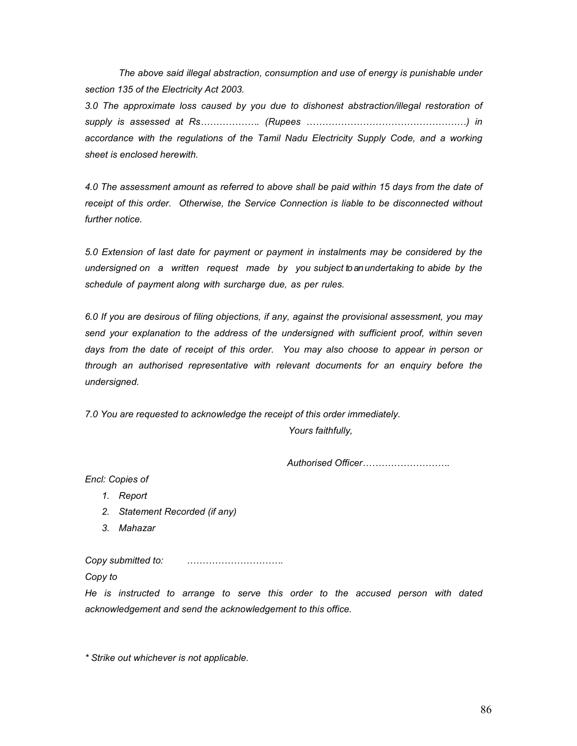*The above said illegal abstraction, consumption and use of energy is punishable under section 135 of the Electricity Act 2003.*

*3.0 The approximate loss caused by you due to dishonest abstraction/illegal restoration of supply is assessed at Rs………………. (Rupees ……………………………………………) in accordance with the regulations of the Tamil Nadu Electricity Supply Code, and a working sheet is enclosed herewith.*

*4.0 The assessment amount as referred to above shall be paid within 15 days from the date of receipt of this order. Otherwise, the Service Connection is liable to be disconnected without further notice.*

*5.0 Extension of last date for payment or payment in instalments may be considered by the undersigned on a written request made by you subject to an undertaking to abide by the schedule of payment along with surcharge due, as per rules.*

*6.0 If you are desirous of filing objections, if any, against the provisional assessment, you may send your explanation to the address of the undersigned with sufficient proof, within seven days from the date of receipt of this order. You may also choose to appear in person or through an authorised representative with relevant documents for an enquiry before the undersigned.*

*7.0 You are requested to acknowledge the receipt of this order immediately.*

*Yours faithfully,*

*Authorised Officer……………………….*

*Encl: Copies of*

1. *Report*
2. *Statement Recorded (if any)*
3. *Mahazar*

*Copy submitted to:* ………………………….

*Copy to*

*He is instructed to arrange to serve this order to the accused person with dated acknowledgement and send the acknowledgement to this office.*

*\* Strike out whichever is not applicable.*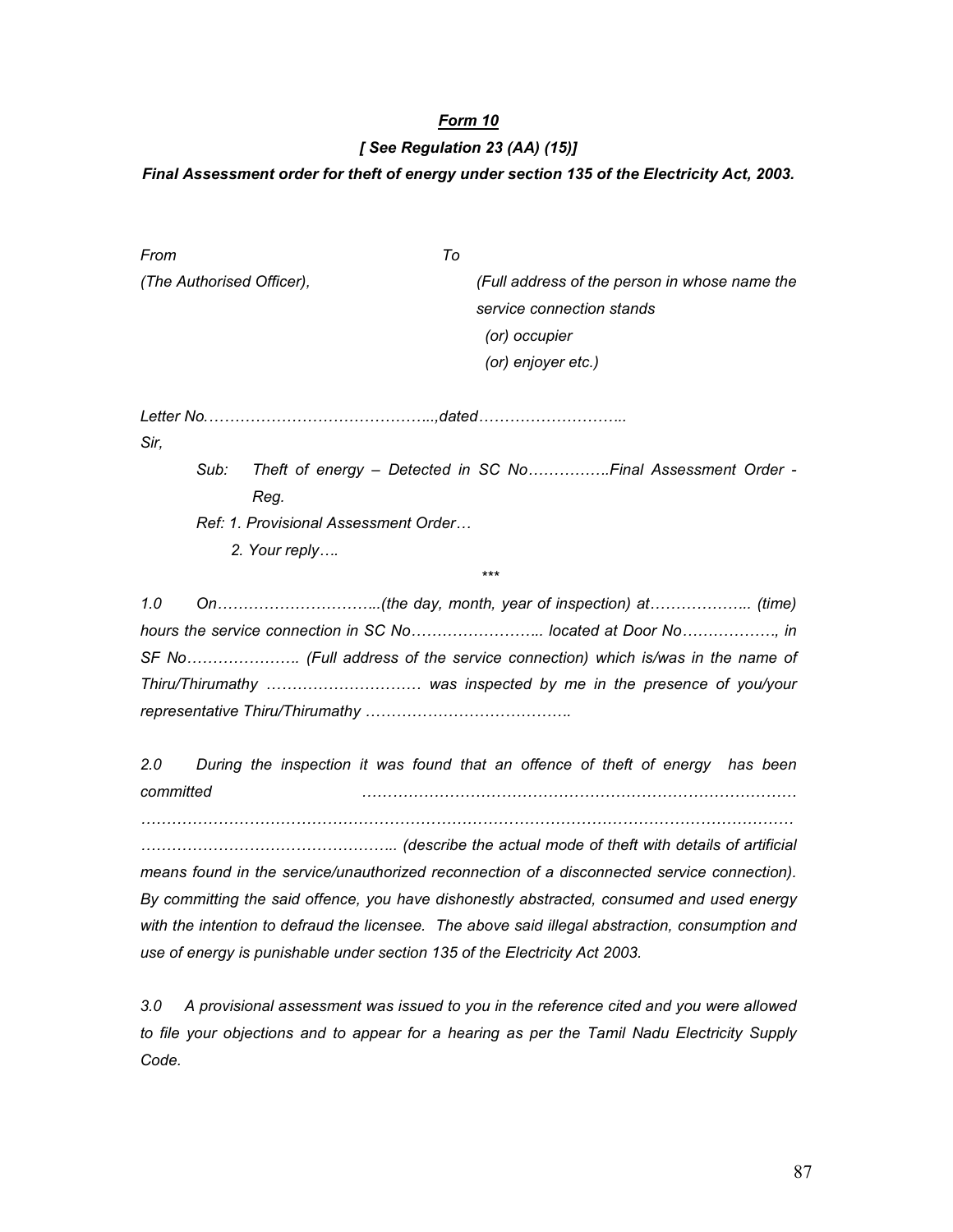***Form 10***

***[ See Regulation 23 (AA) (15)]***

***Final Assessment order for theft of energy under section 135 of the Electricity Act, 2003.***

*From*
*(The Authorised Officer),*

*To*
*(Full address of the person in whose name the service connection stands*
*(or) occupier*
*(or) enjoyer etc.)*

*Letter No.……………………………………..,dated………………………..*

*Sir,*

*Sub: Theft of energy – Detected in SC No…………….Final Assessment Order - Reg.*

*Ref: 1. Provisional Assessment Order…*
*2. Your reply….*

*\*\*\**

*1.0 On…………………………..(the day, month, year of inspection) at……………….. (time) hours the service connection in SC No…………………….. located at Door No……………., in SF No…………………. (Full address of the service connection) which is/was in the name of Thiru/Thirumathy ………………………… was inspected by me in the presence of you/your representative Thiru/Thirumathy ………………………………..*

*2.0 During the inspection it was found that an offence of theft of energy has been committed ………………………………………………………………………………………………………………………………………………………………………………………… …………………………………………….. (describe the actual mode of theft with details of artificial means found in the service/unauthorized reconnection of a disconnected service connection). By committing the said offence, you have dishonestly abstracted, consumed and used energy with the intention to defraud the licensee. The above said illegal abstraction, consumption and use of energy is punishable under section 135 of the Electricity Act 2003.*

*3.0 A provisional assessment was issued to you in the reference cited and you were allowed to file your objections and to appear for a hearing as per the Tamil Nadu Electricity Supply Code.*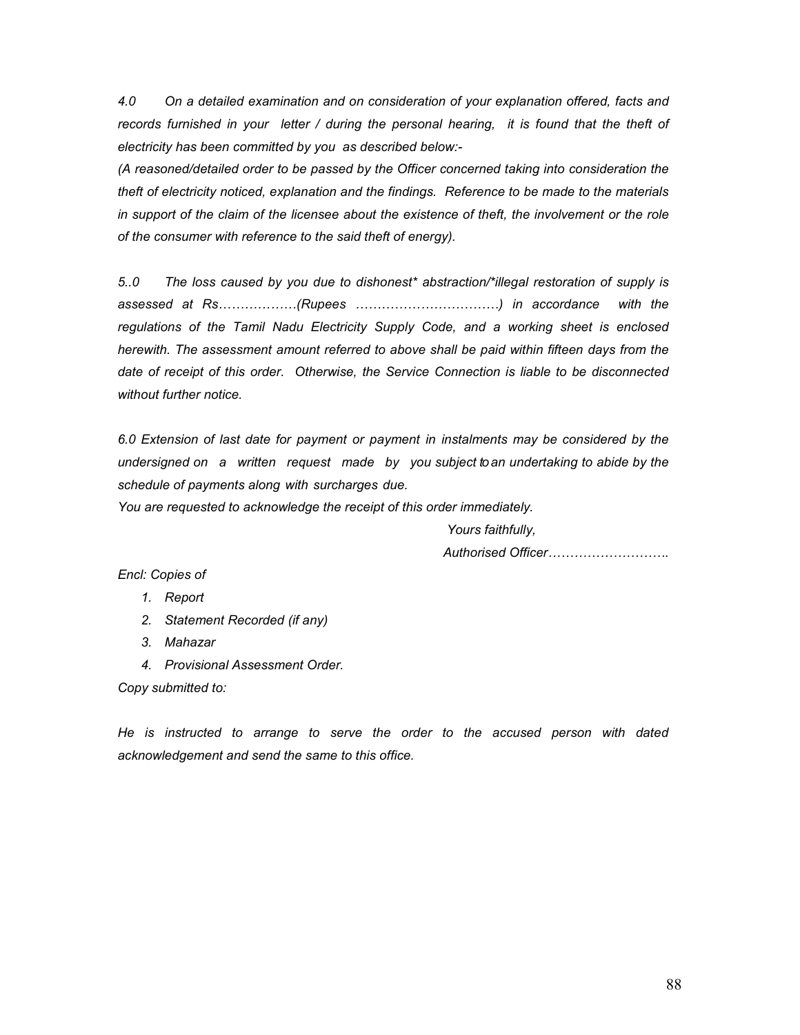*4.0 On a detailed examination and on consideration of your explanation offered, facts and records furnished in your letter / during the personal hearing, it is found that the theft of electricity has been committed by you as described below:-*

*(A reasoned/detailed order to be passed by the Officer concerned taking into consideration the theft of electricity noticed, explanation and the findings. Reference to be made to the materials in support of the claim of the licensee about the existence of theft, the involvement or the role of the consumer with reference to the said theft of energy).*

*5..0 The loss caused by you due to dishonest* abstraction/*illegal restoration of supply is assessed at Rs………………(Rupees …………………………….) in accordance with the regulations of the Tamil Nadu Electricity Supply Code, and a working sheet is enclosed herewith. The assessment amount referred to above shall be paid within fifteen days from the date of receipt of this order. Otherwise, the Service Connection is liable to be disconnected without further notice.*

*6.0 Extension of last date for payment or payment in instalments may be considered by the undersigned on a written request made by you subject to an undertaking to abide by the schedule of payments along with surcharges due.*

*You are requested to acknowledge the receipt of this order immediately.*

*Yours faithfully,*

*Authorised Officer……………………….*

*Encl: Copies of*

1. *Report*
2. *Statement Recorded (if any)*
3. *Mahazar*
4. *Provisional Assessment Order.*

*Copy submitted to:*

*He is instructed to arrange to serve the order to the accused person with dated acknowledgement and send the same to this office.*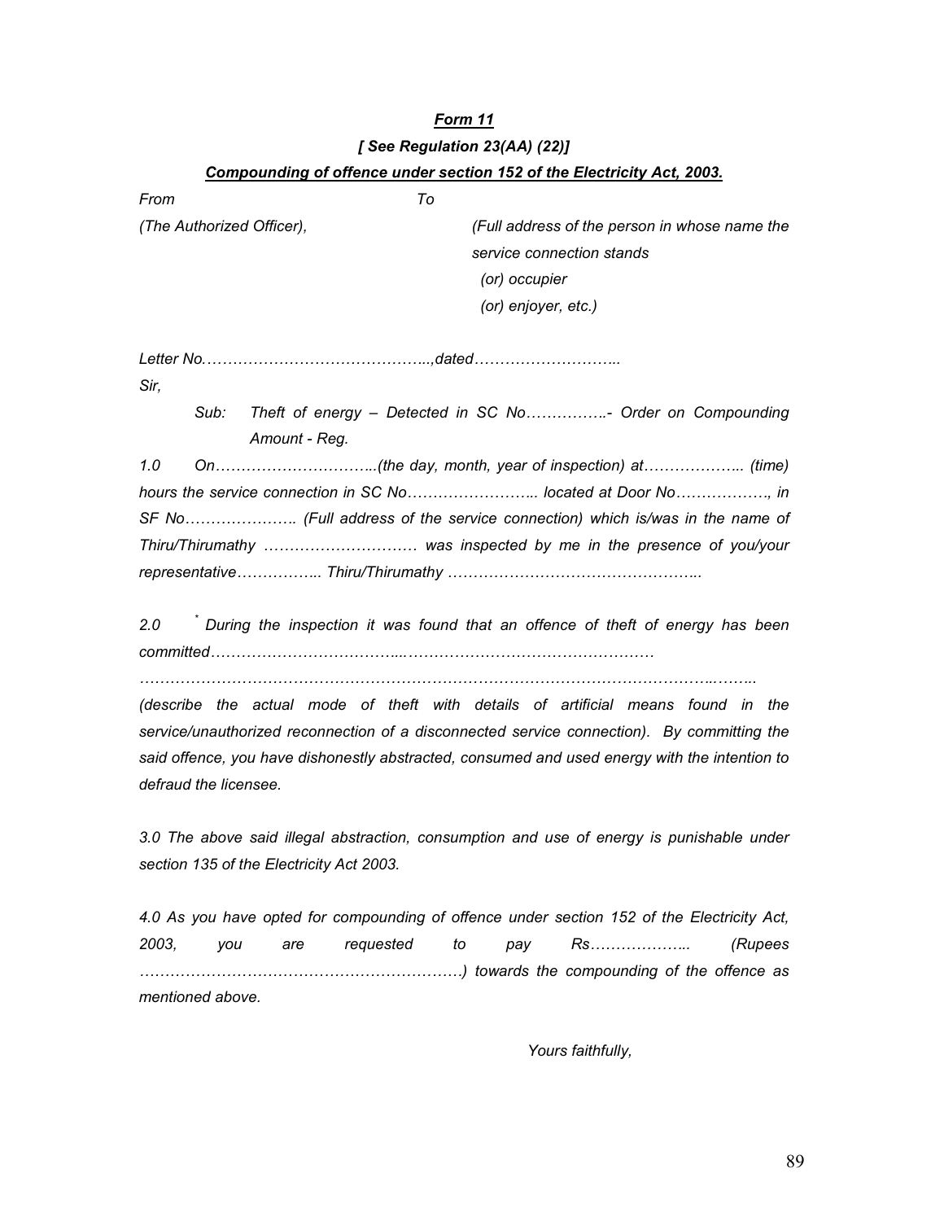*Form 11*

***[ See Regulation 23(AA) (22)]***

***Compounding of offence under section 152 of the Electricity Act, 2003.***

*From* *To*

*(The Authorized Officer),* *(Full address of the person in whose name the service connection stands (or) occupier (or) enjoyer, etc.)*

*Letter No……………………………………..,dated………………………..*

*Sir,*

*Sub: Theft of energy – Detected in SC No…………….- Order on Compounding Amount - Reg.*

*1.0 On…………………………..(the day, month, year of inspection) at……………….. (time) hours the service connection in SC No…………………….. located at Door No……………., in SF No…………………. (Full address of the service connection) which is/was in the name of Thiru/Thirumathy ………………………… was inspected by me in the presence of you/your representative…………….. Thiru/Thirumathy ………………………………………..*

*2.0 * During the inspection it was found that an offence of theft of energy has been committed……………………………...…………………………………………*

*……………………………………………………………………………………………..……..*

*(describe the actual mode of theft with details of artificial means found in the service/unauthorized reconnection of a disconnected service connection). By committing the said offence, you have dishonestly abstracted, consumed and used energy with the intention to defraud the licensee.*

*3.0 The above said illegal abstraction, consumption and use of energy is punishable under section 135 of the Electricity Act 2003.*

*4.0 As you have opted for compounding of offence under section 152 of the Electricity Act, 2003, you are requested to pay Rs……………….. (Rupees …………….……………………………………….) towards the compounding of the offence as mentioned above.*

*Yours faithfully,*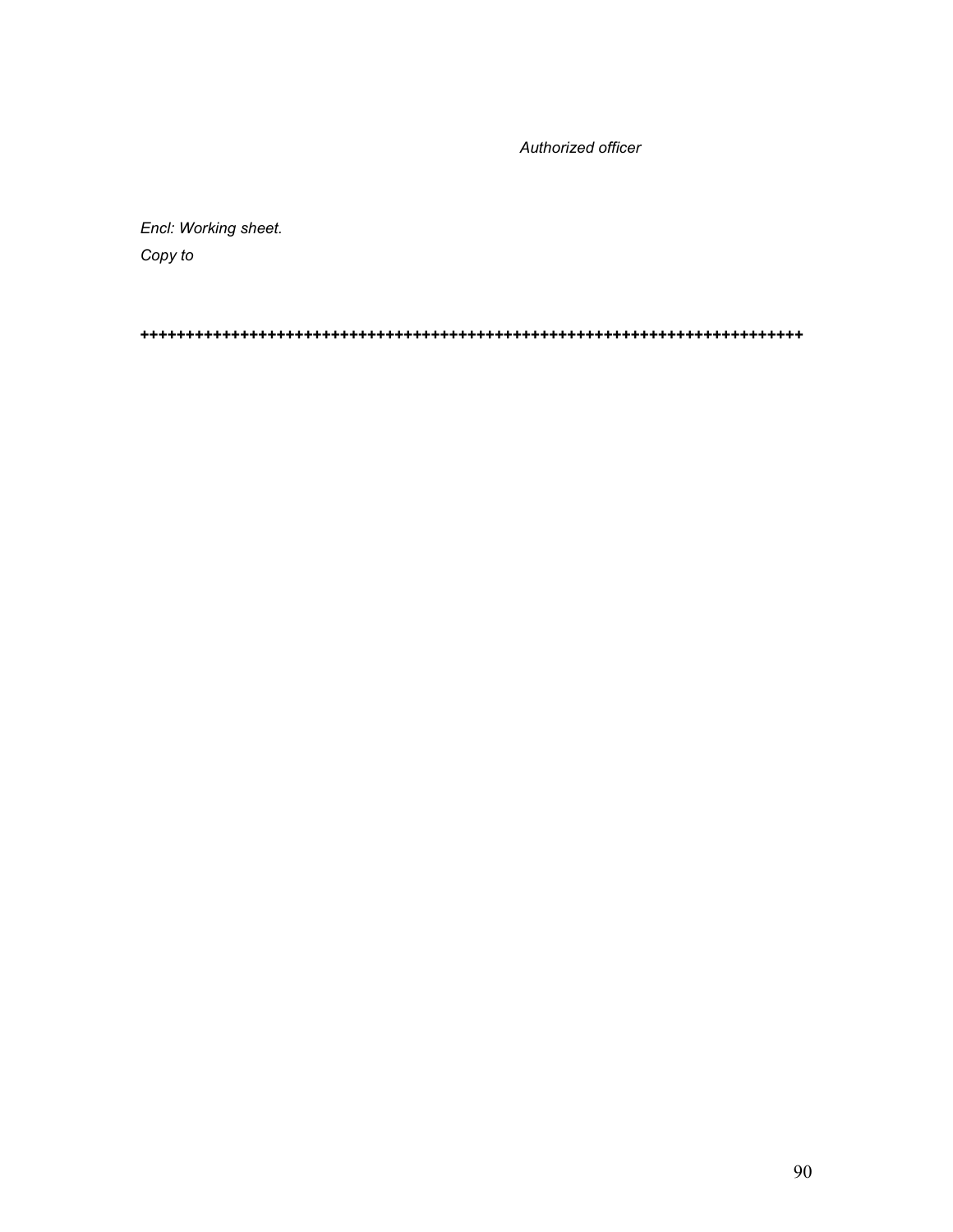*Authorized officer*

*Encl: Working sheet.*

*Copy to*

**++++++++++++++++++++++++++++++++++++++++++++++++++++++++++++++++++++++++++++++**